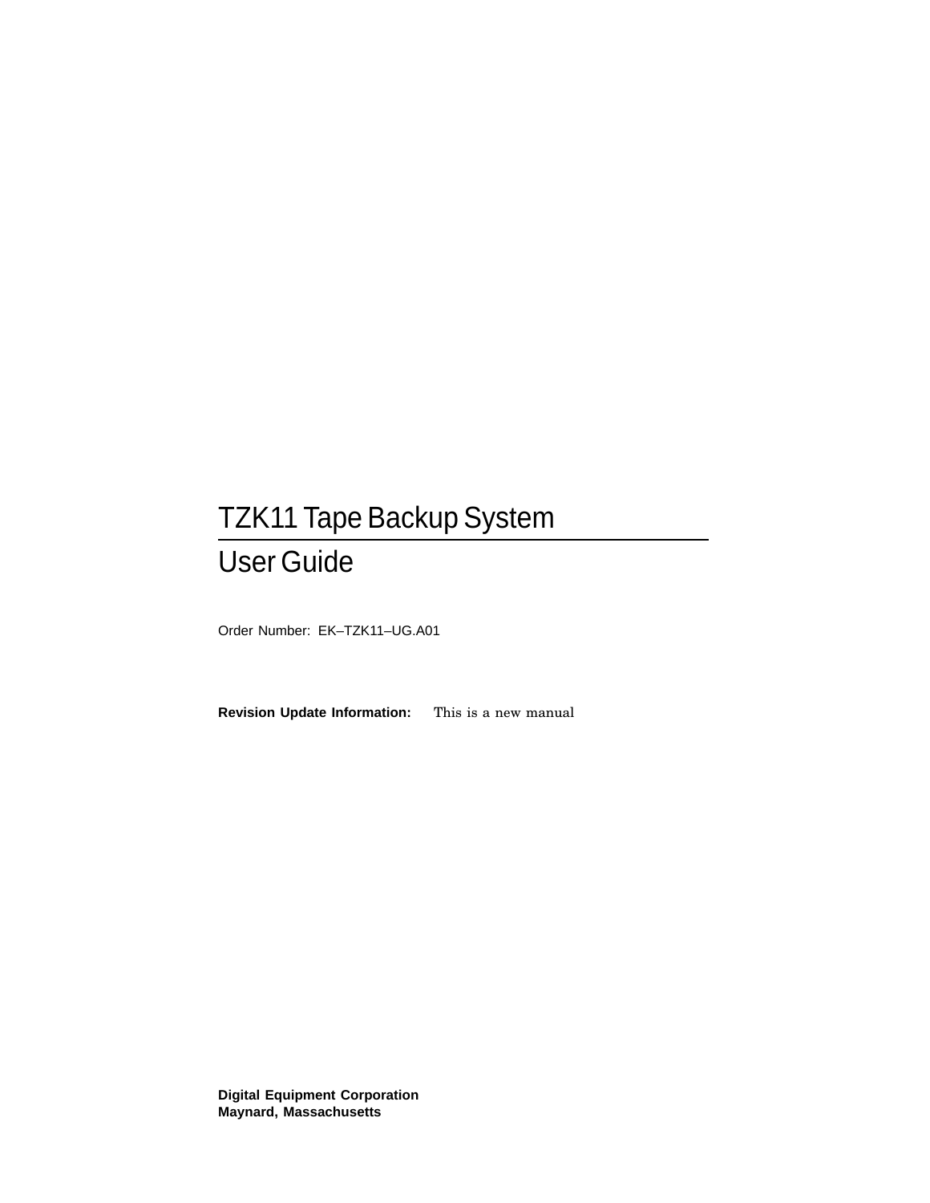# TZK11 Tape Backup System

## User Guide

Order Number: EK–TZK11–UG.A01

**Revision Update Information:** This is a new manual

**Digital Equipment Corporation**
**Maynard, Massachusetts**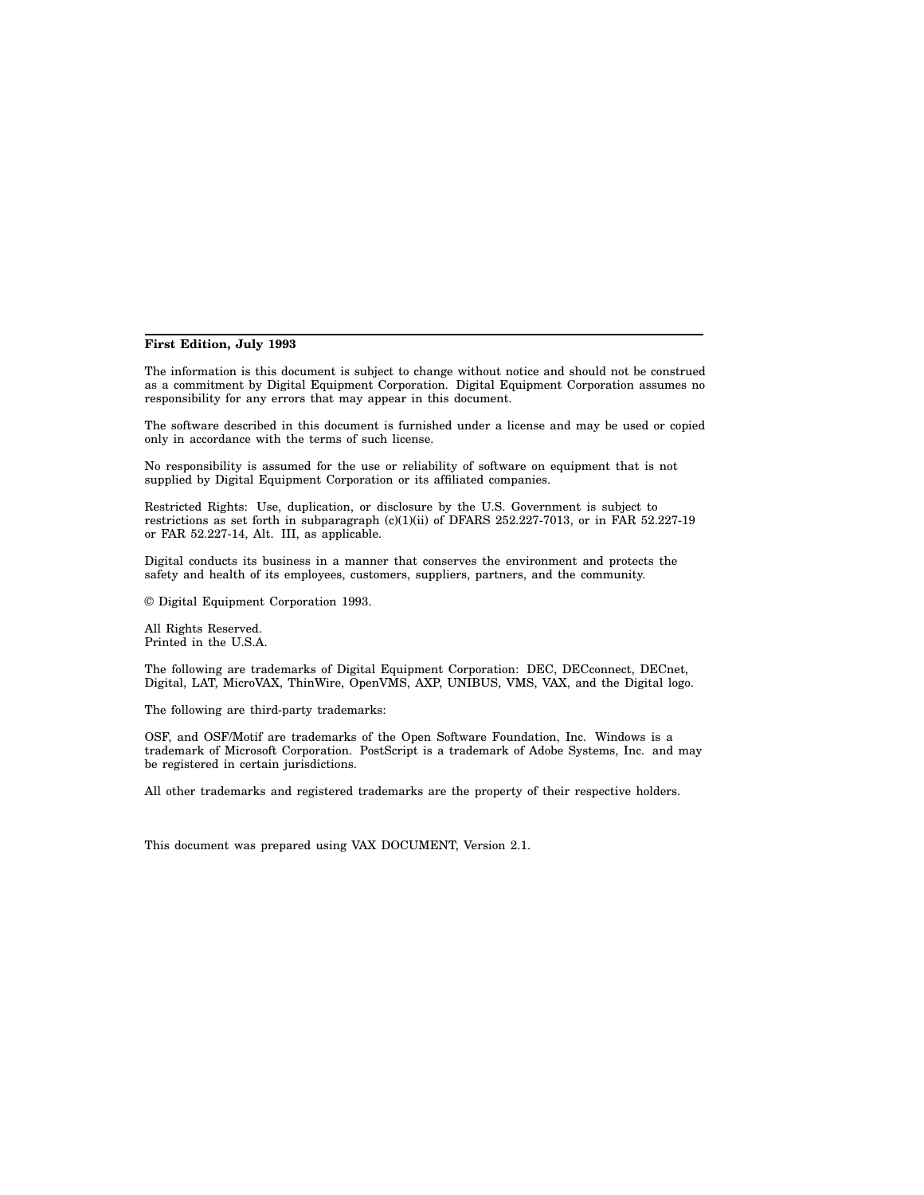**First Edition, July 1993**

The information is this document is subject to change without notice and should not be construed as a commitment by Digital Equipment Corporation. Digital Equipment Corporation assumes no responsibility for any errors that may appear in this document.

The software described in this document is furnished under a license and may be used or copied only in accordance with the terms of such license.

No responsibility is assumed for the use or reliability of software on equipment that is not supplied by Digital Equipment Corporation or its affiliated companies.

Restricted Rights: Use, duplication, or disclosure by the U.S. Government is subject to restrictions as set forth in subparagraph (c)(1)(ii) of DFARS 252.227-7013, or in FAR 52.227-19 or FAR 52.227-14, Alt. III, as applicable.

Digital conducts its business in a manner that conserves the environment and protects the safety and health of its employees, customers, suppliers, partners, and the community.

© Digital Equipment Corporation 1993.

All Rights Reserved.
Printed in the U.S.A.

The following are trademarks of Digital Equipment Corporation: DEC, DECconnect, DECnet, Digital, LAT, MicroVAX, ThinWire, OpenVMS, AXP, UNIBUS, VMS, VAX, and the Digital logo.

The following are third-party trademarks:

OSF, and OSF/Motif are trademarks of the Open Software Foundation, Inc. Windows is a trademark of Microsoft Corporation. PostScript is a trademark of Adobe Systems, Inc. and may be registered in certain jurisdictions.

All other trademarks and registered trademarks are the property of their respective holders.

This document was prepared using VAX DOCUMENT, Version 2.1.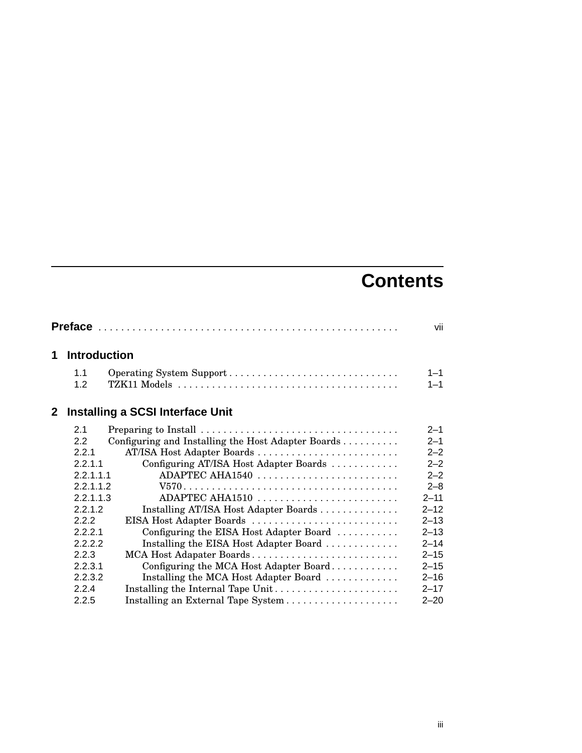# Contents

**Preface** .................................................... vii

## 1 Introduction

1.1 Operating System Support .............................. 1–1
1.2 TZK11 Models ....................................... 1–1

## 2 Installing a SCSI Interface Unit

2.1 Preparing to Install ................................... 2–1
2.2 Configuring and Installing the Host Adapter Boards .......... 2–1
2.2.1 AT/ISA Host Adapter Boards ......................... 2–2
2.2.1.1 Configuring AT/ISA Host Adapter Boards ............ 2–2
2.2.1.1.1 ADAPTEC AHA1540 ......................... 2–2
2.2.1.1.2 V570...................................... 2–8
2.2.1.1.3 ADAPTEC AHA1510 ......................... 2–11
2.2.1.2 Installing AT/ISA Host Adapter Boards .............. 2–12
2.2.2 EISA Host Adapter Boards .......................... 2–13
2.2.2.1 Configuring the EISA Host Adapter Board ........... 2–13
2.2.2.2 Installing the EISA Host Adapter Board ............. 2–14
2.2.3 MCA Host Adapater Boards .......................... 2–15
2.2.3.1 Configuring the MCA Host Adapter Board ............ 2–15
2.2.3.2 Installing the MCA Host Adapter Board ............. 2–16
2.2.4 Installing the Internal Tape Unit ...................... 2–17
2.2.5 Installing an External Tape System .................... 2–20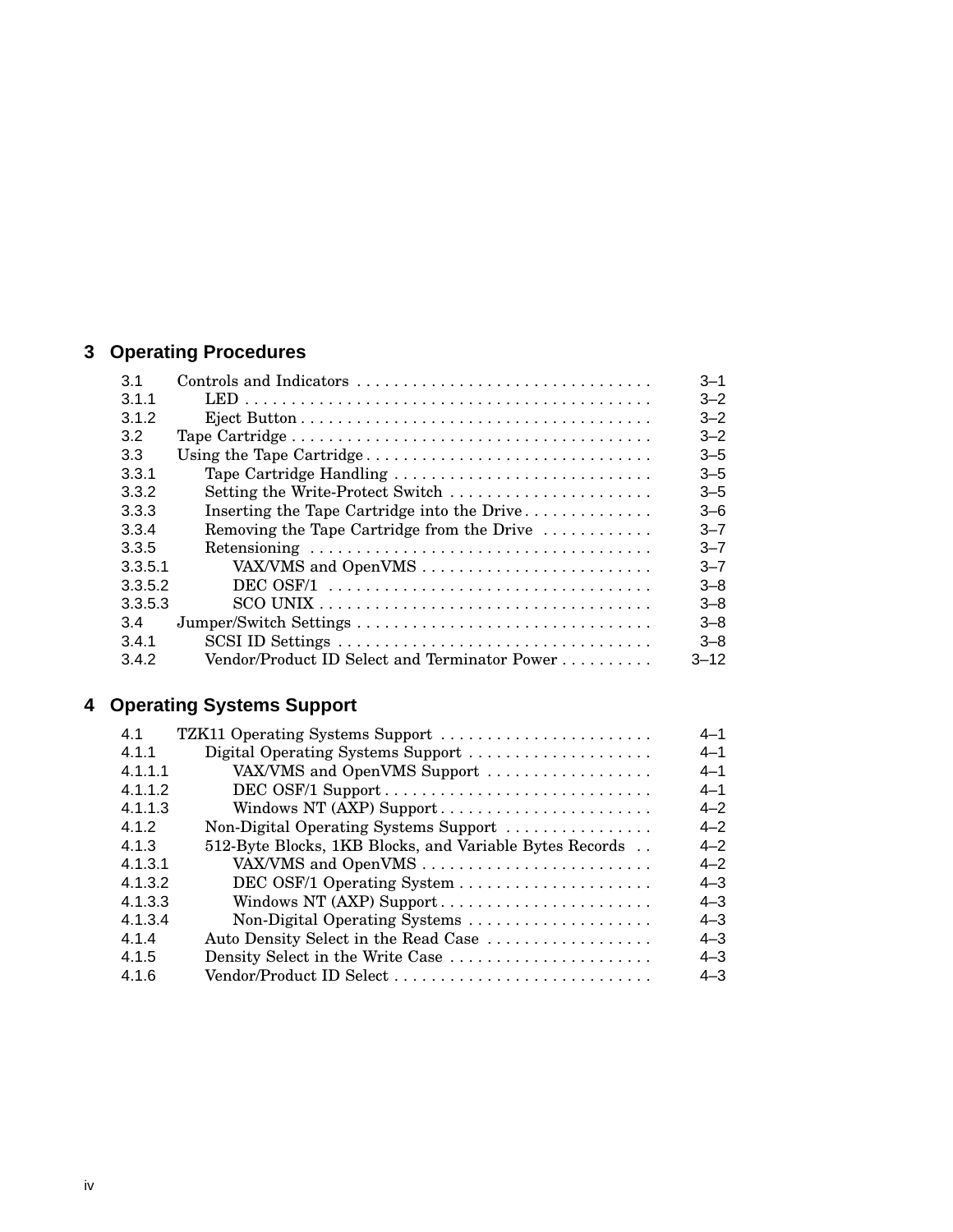## 3 Operating Procedures

| | | |
|---|---|---|
| 3.1 | Controls and Indicators | 3–1 |
| 3.1.1 | LED | 3–2 |
| 3.1.2 | Eject Button | 3–2 |
| 3.2 | Tape Cartridge | 3–2 |
| 3.3 | Using the Tape Cartridge | 3–5 |
| 3.3.1 | Tape Cartridge Handling | 3–5 |
| 3.3.2 | Setting the Write-Protect Switch | 3–5 |
| 3.3.3 | Inserting the Tape Cartridge into the Drive | 3–6 |
| 3.3.4 | Removing the Tape Cartridge from the Drive | 3–7 |
| 3.3.5 | Retensioning | 3–7 |
| 3.3.5.1 | VAX/VMS and OpenVMS | 3–7 |
| 3.3.5.2 | DEC OSF/1 | 3–8 |
| 3.3.5.3 | SCO UNIX | 3–8 |
| 3.4 | Jumper/Switch Settings | 3–8 |
| 3.4.1 | SCSI ID Settings | 3–8 |
| 3.4.2 | Vendor/Product ID Select and Terminator Power | 3–12 |

## 4 Operating Systems Support

| | | |
|---|---|---|
| 4.1 | TZK11 Operating Systems Support | 4–1 |
| 4.1.1 | Digital Operating Systems Support | 4–1 |
| 4.1.1.1 | VAX/VMS and OpenVMS Support | 4–1 |
| 4.1.1.2 | DEC OSF/1 Support | 4–1 |
| 4.1.1.3 | Windows NT (AXP) Support | 4–2 |
| 4.1.2 | Non-Digital Operating Systems Support | 4–2 |
| 4.1.3 | 512-Byte Blocks, 1KB Blocks, and Variable Bytes Records | 4–2 |
| 4.1.3.1 | VAX/VMS and OpenVMS | 4–2 |
| 4.1.3.2 | DEC OSF/1 Operating System | 4–3 |
| 4.1.3.3 | Windows NT (AXP) Support | 4–3 |
| 4.1.3.4 | Non-Digital Operating Systems | 4–3 |
| 4.1.4 | Auto Density Select in the Read Case | 4–3 |
| 4.1.5 | Density Select in the Write Case | 4–3 |
| 4.1.6 | Vendor/Product ID Select | 4–3 |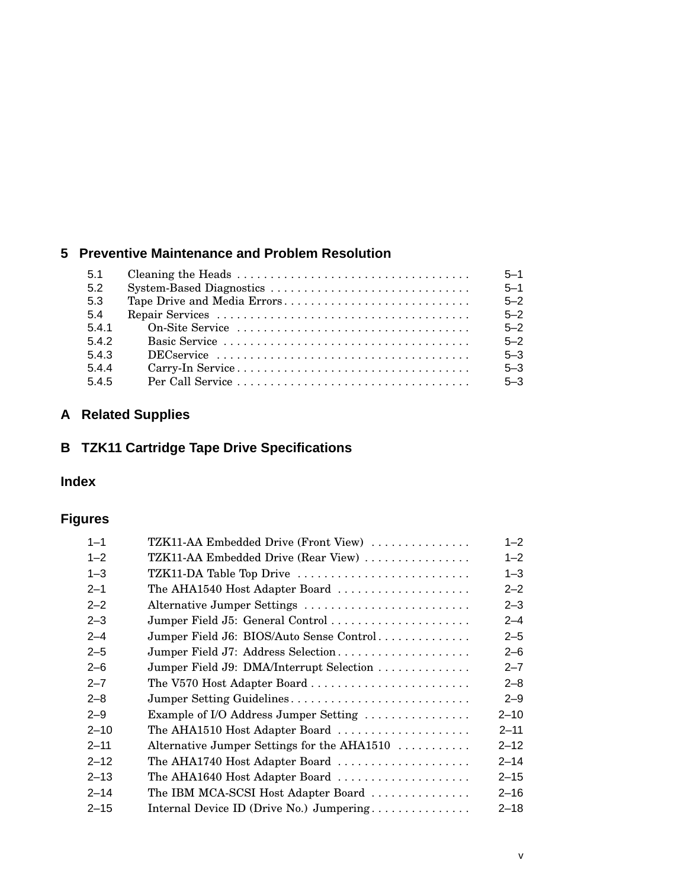## 5 Preventive Maintenance and Problem Resolution

| | | |
|---|---|---|
| 5.1 | Cleaning the Heads | 5–1 |
| 5.2 | System-Based Diagnostics | 5–1 |
| 5.3 | Tape Drive and Media Errors | 5–2 |
| 5.4 | Repair Services | 5–2 |
| 5.4.1 | On-Site Service | 5–2 |
| 5.4.2 | Basic Service | 5–2 |
| 5.4.3 | DECservice | 5–3 |
| 5.4.4 | Carry-In Service | 5–3 |
| 5.4.5 | Per Call Service | 5–3 |

## A Related Supplies

## B TZK11 Cartridge Tape Drive Specifications

## Index

## Figures

| | | |
|---|---|---|
| 1–1 | TZK11-AA Embedded Drive (Front View) | 1–2 |
| 1–2 | TZK11-AA Embedded Drive (Rear View) | 1–2 |
| 1–3 | TZK11-DA Table Top Drive | 1–3 |
| 2–1 | The AHA1540 Host Adapter Board | 2–2 |
| 2–2 | Alternative Jumper Settings | 2–3 |
| 2–3 | Jumper Field J5: General Control | 2–4 |
| 2–4 | Jumper Field J6: BIOS/Auto Sense Control | 2–5 |
| 2–5 | Jumper Field J7: Address Selection | 2–6 |
| 2–6 | Jumper Field J9: DMA/Interrupt Selection | 2–7 |
| 2–7 | The V570 Host Adapter Board | 2–8 |
| 2–8 | Jumper Setting Guidelines | 2–9 |
| 2–9 | Example of I/O Address Jumper Setting | 2–10 |
| 2–10 | The AHA1510 Host Adapter Board | 2–11 |
| 2–11 | Alternative Jumper Settings for the AHA1510 | 2–12 |
| 2–12 | The AHA1740 Host Adapter Board | 2–14 |
| 2–13 | The AHA1640 Host Adapter Board | 2–15 |
| 2–14 | The IBM MCA-SCSI Host Adapter Board | 2–16 |
| 2–15 | Internal Device ID (Drive No.) Jumpering | 2–18 |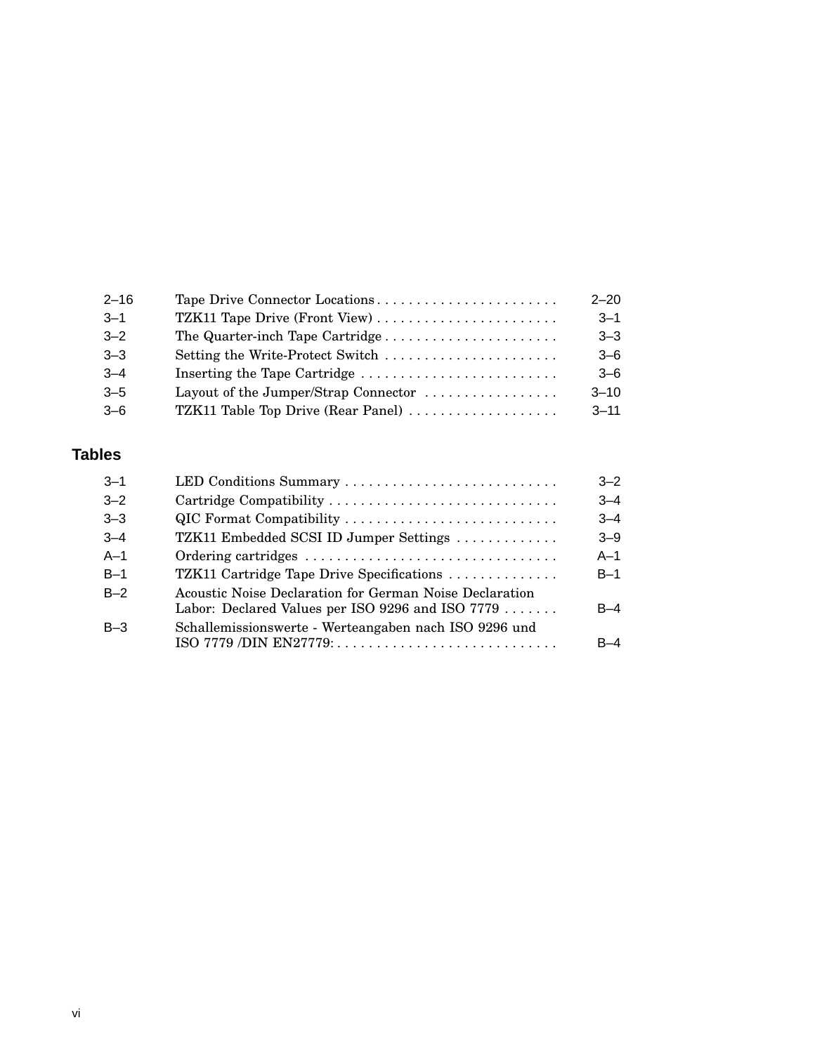| | | |
|---|---|---|
| 2–16 | Tape Drive Connector Locations | 2–20 |
| 3–1 | TZK11 Tape Drive (Front View) | 3–1 |
| 3–2 | The Quarter-inch Tape Cartridge | 3–3 |
| 3–3 | Setting the Write-Protect Switch | 3–6 |
| 3–4 | Inserting the Tape Cartridge | 3–6 |
| 3–5 | Layout of the Jumper/Strap Connector | 3–10 |
| 3–6 | TZK11 Table Top Drive (Rear Panel) | 3–11 |

## Tables

| | | |
|---|---|---|
| 3–1 | LED Conditions Summary | 3–2 |
| 3–2 | Cartridge Compatibility | 3–4 |
| 3–3 | QIC Format Compatibility | 3–4 |
| 3–4 | TZK11 Embedded SCSI ID Jumper Settings | 3–9 |
| A–1 | Ordering cartridges | A–1 |
| B–1 | TZK11 Cartridge Tape Drive Specifications | B–1 |
| B–2 | Acoustic Noise Declaration for German Noise Declaration Labor: Declared Values per ISO 9296 and ISO 7779 | B–4 |
| B–3 | Schallemissionswerte - Werteangaben nach ISO 9296 und ISO 7779 /DIN EN27779: | B–4 |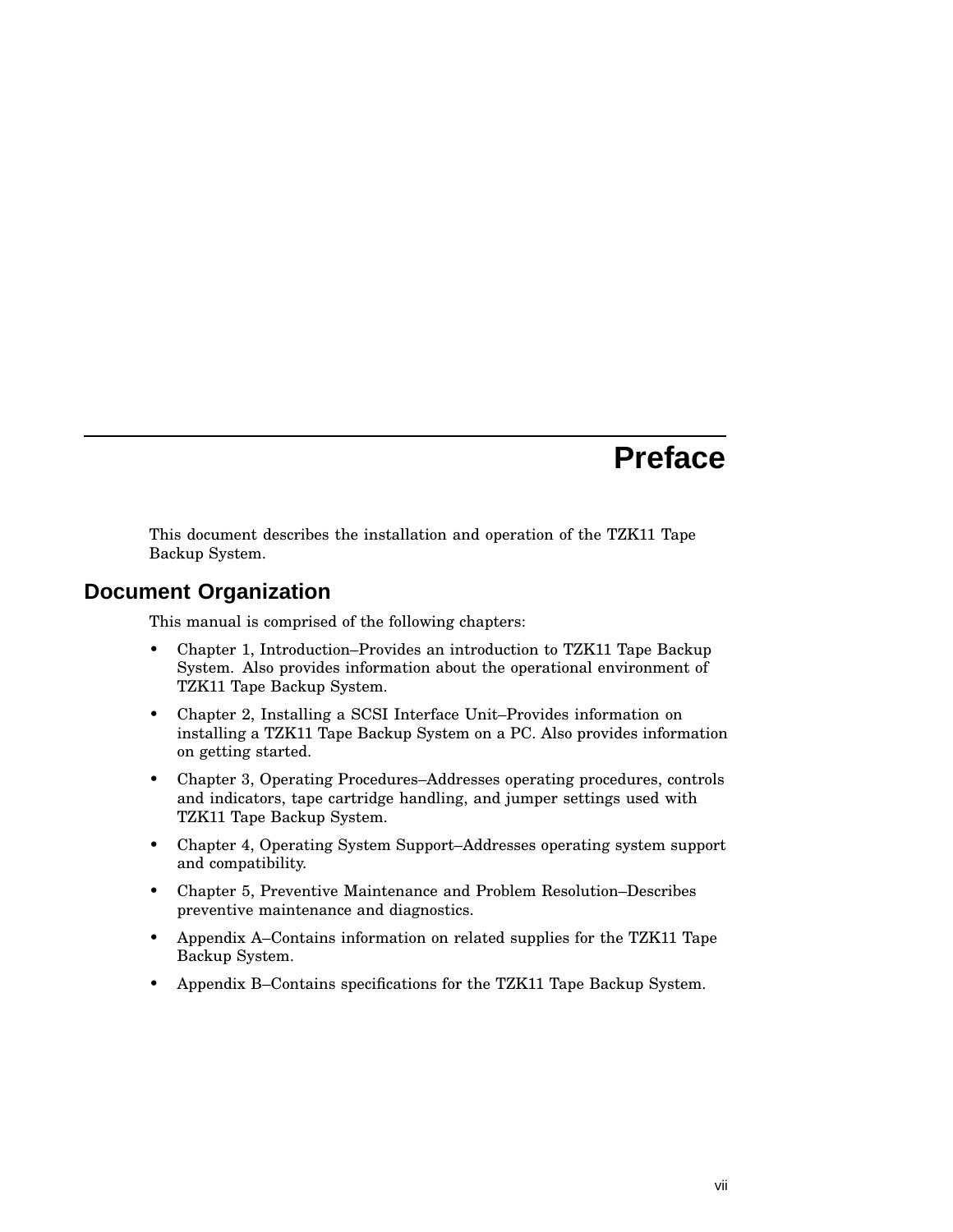# Preface

This document describes the installation and operation of the TZK11 Tape Backup System.

## Document Organization

This manual is comprised of the following chapters:

- Chapter 1, Introduction–Provides an introduction to TZK11 Tape Backup System. Also provides information about the operational environment of TZK11 Tape Backup System.
- Chapter 2, Installing a SCSI Interface Unit–Provides information on installing a TZK11 Tape Backup System on a PC. Also provides information on getting started.
- Chapter 3, Operating Procedures–Addresses operating procedures, controls and indicators, tape cartridge handling, and jumper settings used with TZK11 Tape Backup System.
- Chapter 4, Operating System Support–Addresses operating system support and compatibility.
- Chapter 5, Preventive Maintenance and Problem Resolution–Describes preventive maintenance and diagnostics.
- Appendix A–Contains information on related supplies for the TZK11 Tape Backup System.
- Appendix B–Contains specifications for the TZK11 Tape Backup System.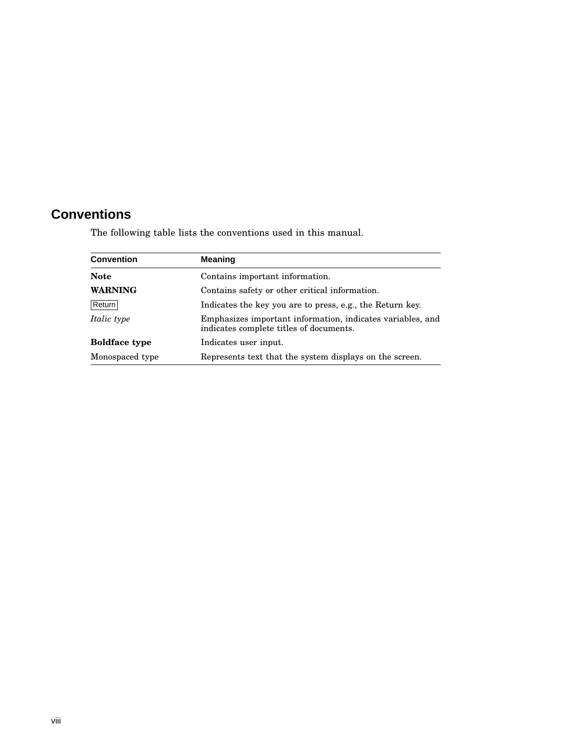## Conventions

The following table lists the conventions used in this manual.

| Convention | Meaning |
|---|---|
| **Note** | Contains important information. |
| **WARNING** | Contains safety or other critical information. |
| Return | Indicates the key you are to press, e.g., the Return key. |
| *Italic type* | Emphasizes important information, indicates variables, and indicates complete titles of documents. |
| **Boldface type** | Indicates user input. |
| `Monospaced type` | Represents text that the system displays on the screen. |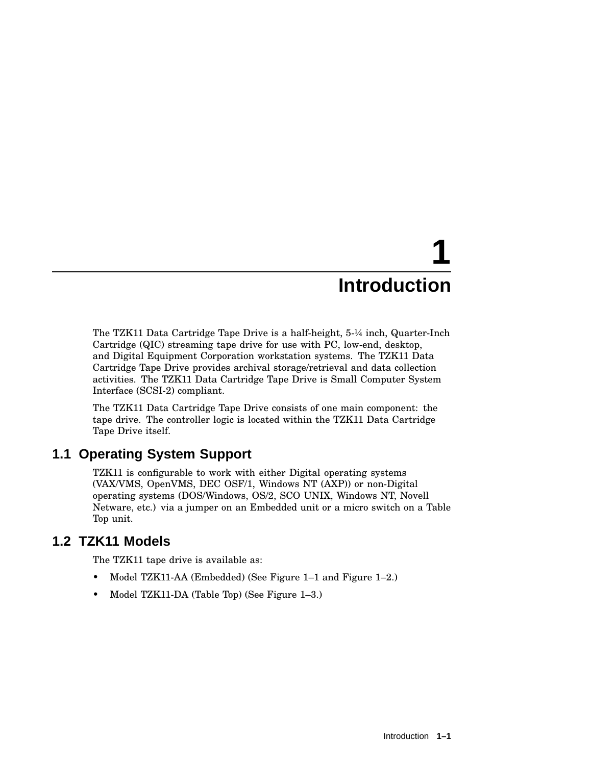# 1 Introduction

The TZK11 Data Cartridge Tape Drive is a half-height, 5-¼ inch, Quarter-Inch Cartridge (QIC) streaming tape drive for use with PC, low-end, desktop, and Digital Equipment Corporation workstation systems. The TZK11 Data Cartridge Tape Drive provides archival storage/retrieval and data collection activities. The TZK11 Data Cartridge Tape Drive is Small Computer System Interface (SCSI-2) compliant.

The TZK11 Data Cartridge Tape Drive consists of one main component: the tape drive. The controller logic is located within the TZK11 Data Cartridge Tape Drive itself.

## 1.1 Operating System Support

TZK11 is configurable to work with either Digital operating systems (VAX/VMS, OpenVMS, DEC OSF/1, Windows NT (AXP)) or non-Digital operating systems (DOS/Windows, OS/2, SCO UNIX, Windows NT, Novell Netware, etc.) via a jumper on an Embedded unit or a micro switch on a Table Top unit.

## 1.2 TZK11 Models

The TZK11 tape drive is available as:

- Model TZK11-AA (Embedded) (See Figure 1–1 and Figure 1–2.)
- Model TZK11-DA (Table Top) (See Figure 1–3.)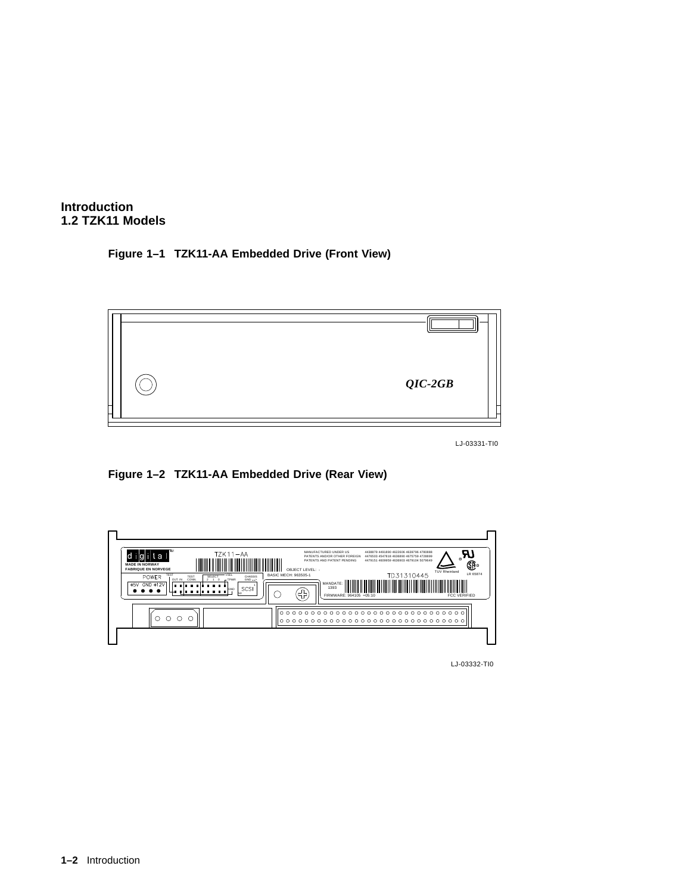# Introduction
## 1.2 TZK11 Models

**Figure 1–1 TZK11-AA Embedded Drive (Front View)**

LJ-03331-TI0

**Figure 1–2 TZK11-AA Embedded Drive (Rear View)**

LJ-03332-TI0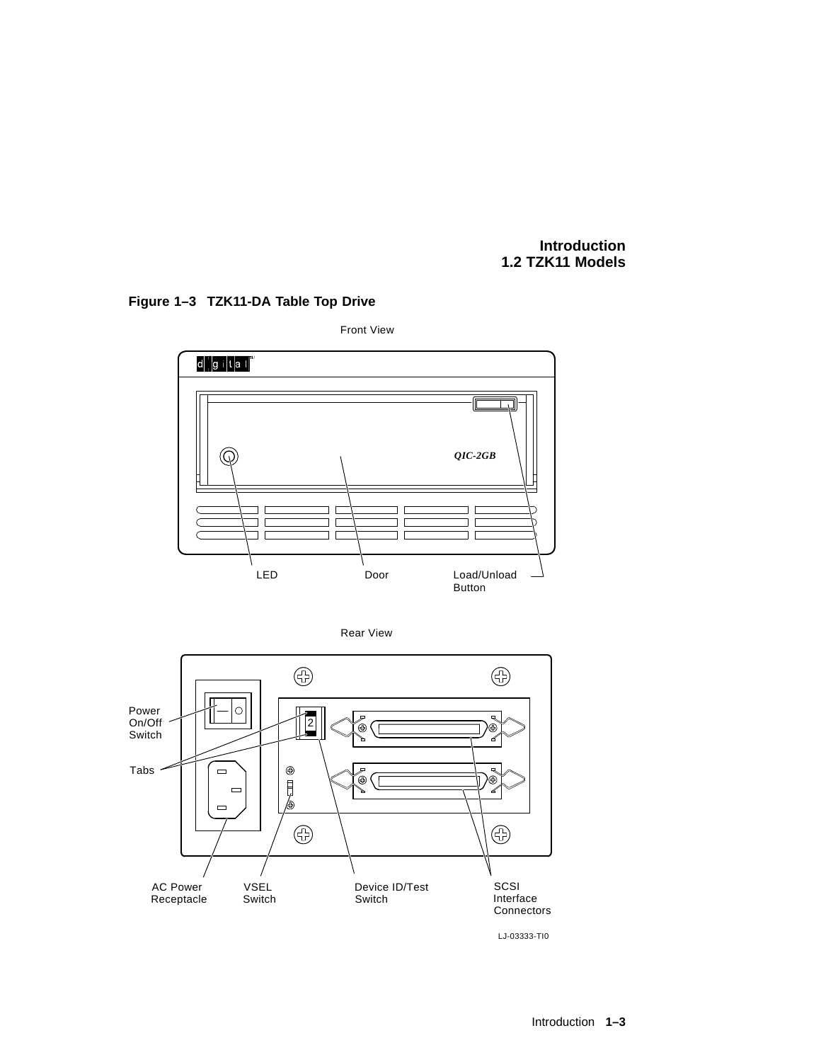**Figure 1–3 TZK11-DA Table Top Drive**

Front View

LED

Door

Load/Unload Button

QIC-2GB

Rear View

Power On/Off Switch

Tabs

AC Power Receptacle

VSEL Switch

Device ID/Test Switch

SCSI Interface Connectors

LJ-03333-TI0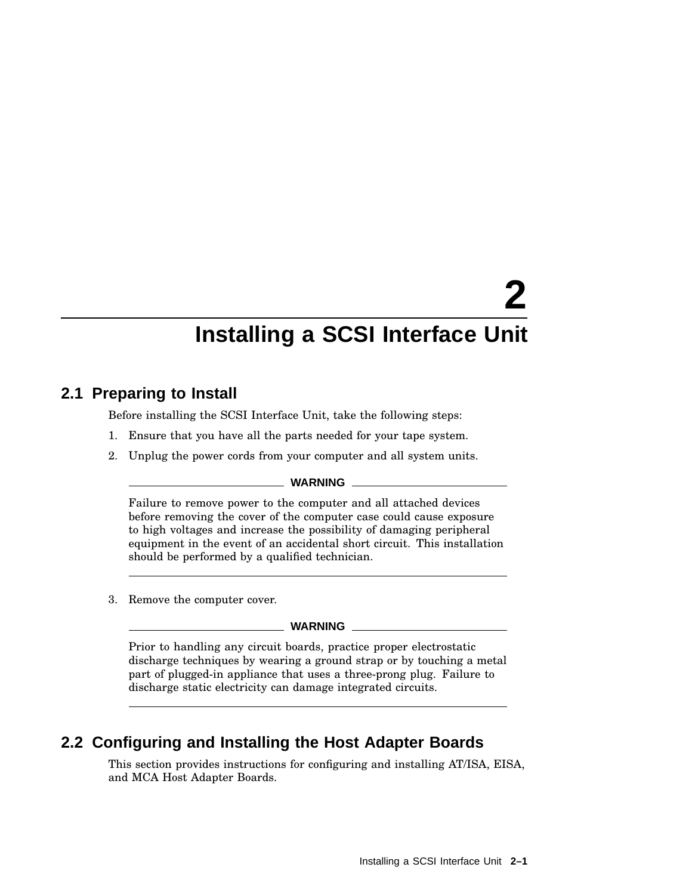# 2 Installing a SCSI Interface Unit

## 2.1 Preparing to Install

Before installing the SCSI Interface Unit, take the following steps:

1. Ensure that you have all the parts needed for your tape system.
2. Unplug the power cords from your computer and all system units.

**WARNING**

Failure to remove power to the computer and all attached devices before removing the cover of the computer case could cause exposure to high voltages and increase the possibility of damaging peripheral equipment in the event of an accidental short circuit. This installation should be performed by a qualified technician.

3. Remove the computer cover.

**WARNING**

Prior to handling any circuit boards, practice proper electrostatic discharge techniques by wearing a ground strap or by touching a metal part of plugged-in appliance that uses a three-prong plug. Failure to discharge static electricity can damage integrated circuits.

## 2.2 Configuring and Installing the Host Adapter Boards

This section provides instructions for configuring and installing AT/ISA, EISA, and MCA Host Adapter Boards.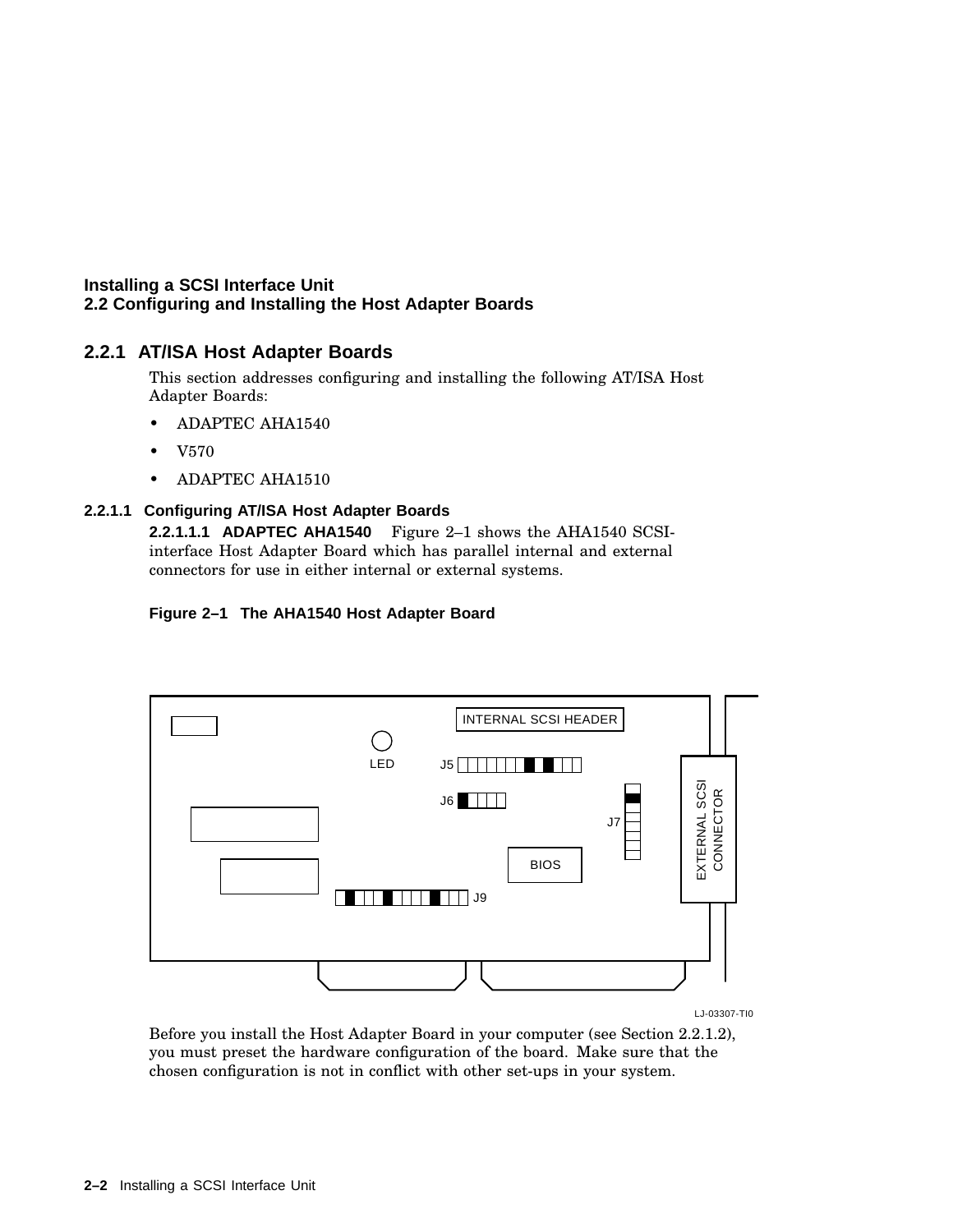## 2.2.1 AT/ISA Host Adapter Boards

This section addresses configuring and installing the following AT/ISA Host Adapter Boards:

- ADAPTEC AHA1540
- V570
- ADAPTEC AHA1510

#### 2.2.1.1 Configuring AT/ISA Host Adapter Boards

**2.2.1.1.1 ADAPTEC AHA1540** Figure 2–1 shows the AHA1540 SCSI-interface Host Adapter Board which has parallel internal and external connectors for use in either internal or external systems.

**Figure 2–1 The AHA1540 Host Adapter Board**

Before you install the Host Adapter Board in your computer (see Section 2.2.1.2), you must preset the hardware configuration of the board. Make sure that the chosen configuration is not in conflict with other set-ups in your system.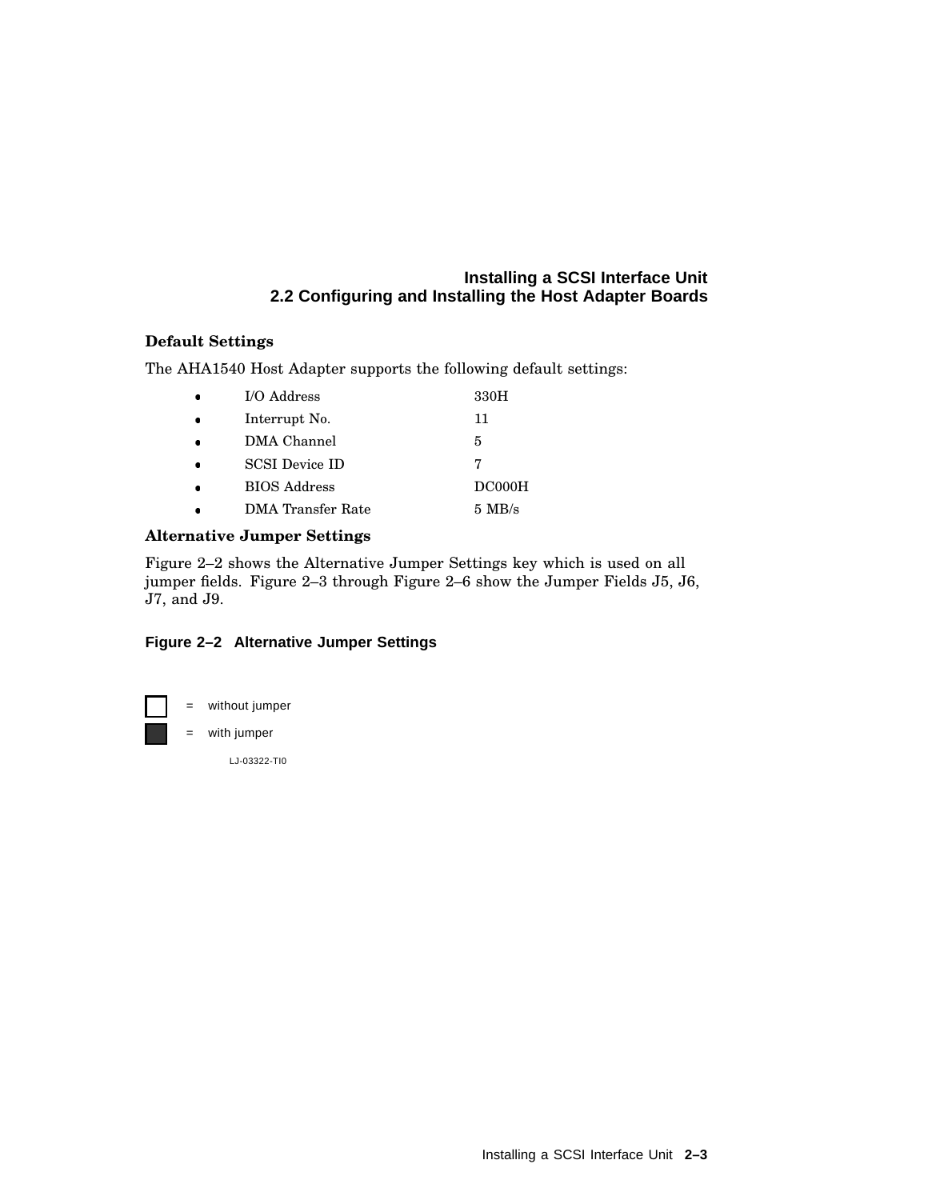### Default Settings

The AHA1540 Host Adapter supports the following default settings:

- I/O Address 330H
- Interrupt No. 11
- DMA Channel 5
- SCSI Device ID 7
- BIOS Address DC000H
- DMA Transfer Rate 5 MB/s

### Alternative Jumper Settings

Figure 2–2 shows the Alternative Jumper Settings key which is used on all jumper fields. Figure 2–3 through Figure 2–6 show the Jumper Fields J5, J6, J7, and J9.

**Figure 2–2 Alternative Jumper Settings**

☐ = without jumper

■ = with jumper

LJ-03322-TI0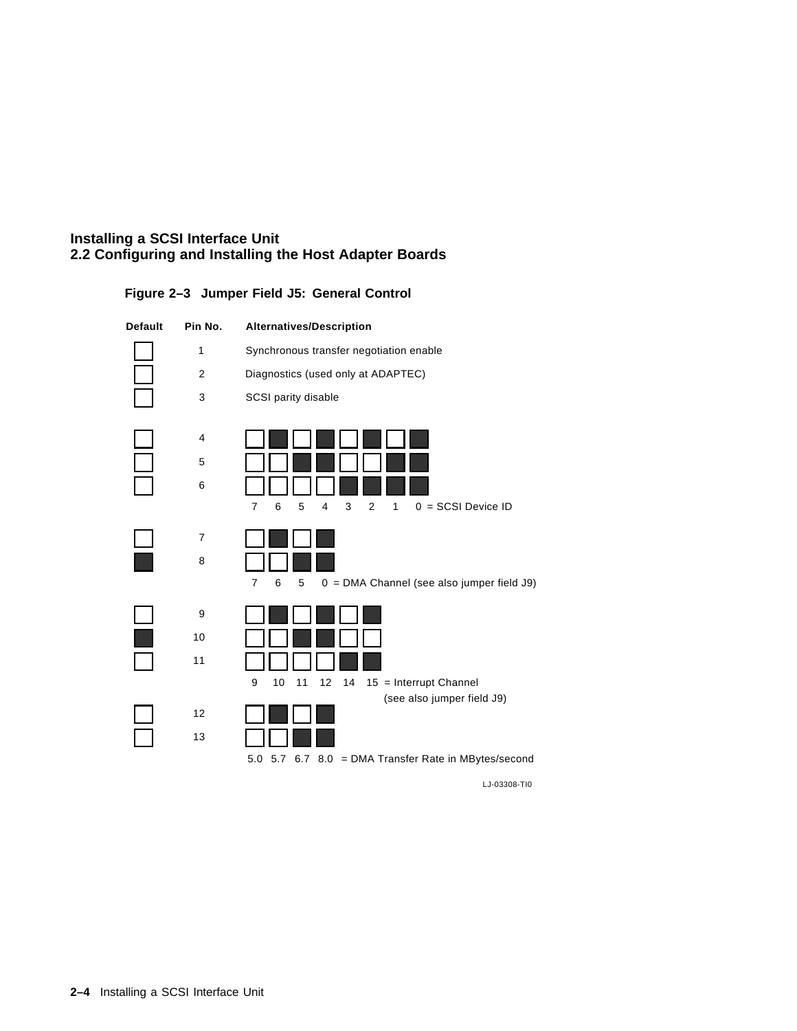**Figure 2–3 Jumper Field J5: General Control**

| Default | Pin No. | Alternatives/Description |
|---|---|---|
| □ | 1 | Synchronous transfer negotiation enable |
| □ | 2 | Diagnostics (used only at ADAPTEC) |
| □ | 3 | SCSI parity disable |
| □ | 4 | □ ■ □ ■ □ ■ □ ■ |
| □ | 5 | □ □ ■ ■ □ □ ■ ■ |
| □ | 6 | □ □ □ □ ■ ■ ■ ■ |
| | | 7 6 5 4 3 2 1 0 = SCSI Device ID |
| □ | 7 | □ ■ □ ■ |
| ■ | 8 | □ □ ■ ■ |
| | | 7 6 5 0 = DMA Channel (see also jumper field J9) |
| □ | 9 | □ ■ □ ■ □ ■ |
| ■ | 10 | □ □ ■ ■ □ □ |
| □ | 11 | □ □ □ □ ■ ■ |
| | | 9 10 11 12 14 15 = Interrupt Channel (see also jumper field J9) |
| □ | 12 | □ ■ □ ■ |
| □ | 13 | □ □ ■ ■ |
| | | 5.0 5.7 6.7 8.0 = DMA Transfer Rate in MBytes/second |

LJ-03308-TI0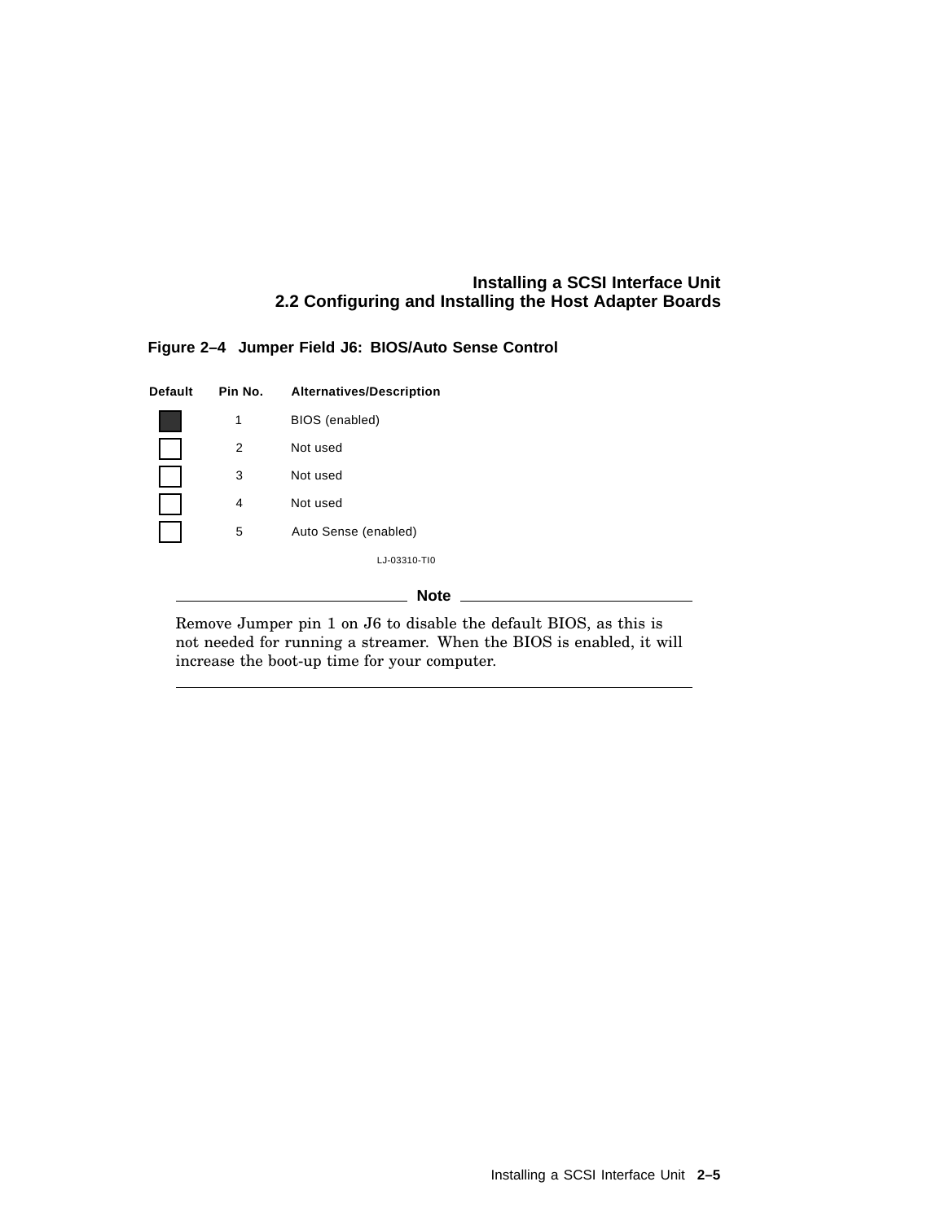**Figure 2–4 Jumper Field J6: BIOS/Auto Sense Control**

| Default | Pin No. | Alternatives/Description |
|---|---|---|
| ■ | 1 | BIOS (enabled) |
| □ | 2 | Not used |
| □ | 3 | Not used |
| □ | 4 | Not used |
| □ | 5 | Auto Sense (enabled) |

LJ-03310-TI0

---

**Note**

Remove Jumper pin 1 on J6 to disable the default BIOS, as this is not needed for running a streamer. When the BIOS is enabled, it will increase the boot-up time for your computer.

---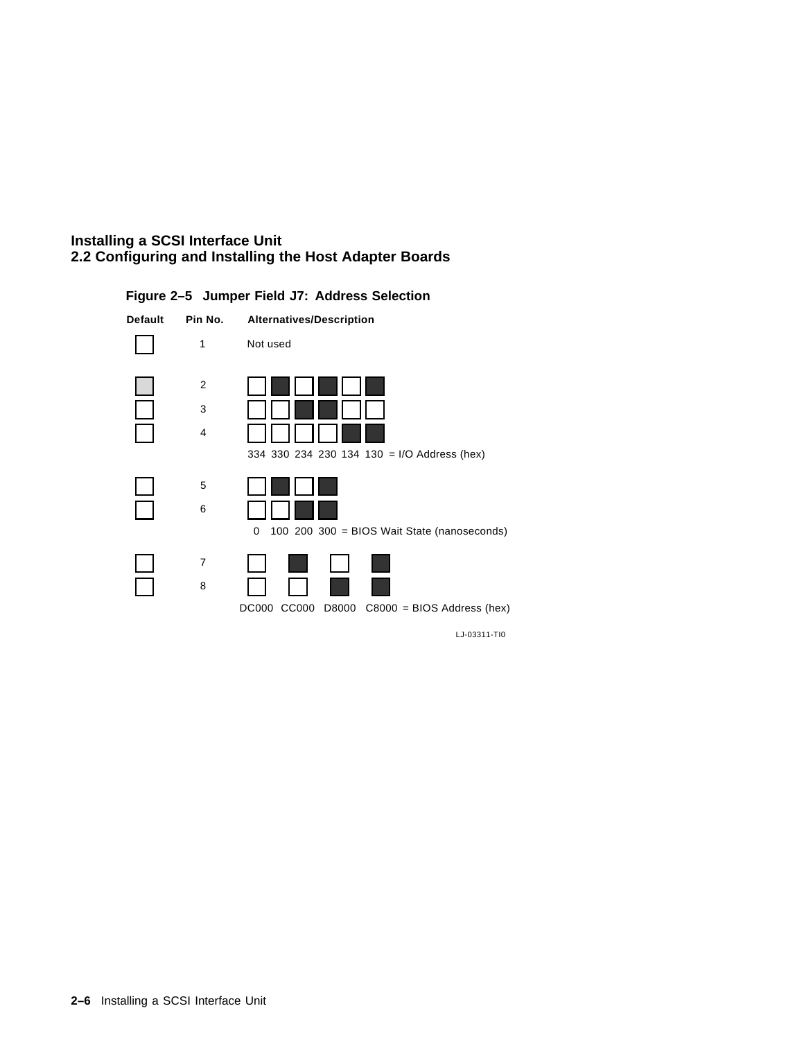**Figure 2–5 Jumper Field J7: Address Selection**

| Default | Pin No. | Alternatives/Description |
|---|---|---|
| ☐ | 1 | Not used |
| ■ | 2 | ☐ ■ ☐ ■ ☐ ■ |
| ☐ | 3 | ☐ ☐ ■ ■ ☐ ☐ |
| ☐ | 4 | ☐ ☐ ☐ ☐ ■ ■ |
| | | 334 330 234 230 134 130 = I/O Address (hex) |
| ☐ | 5 | ☐ ■ ☐ ■ |
| ☐ | 6 | ☐ ☐ ■ ■ |
| | | 0 100 200 300 = BIOS Wait State (nanoseconds) |
| ☐ | 7 | ☐ ■ ☐ ■ |
| ☐ | 8 | ☐ ☐ ■ ■ |
| | | DC000 CC000 D8000 C8000 = BIOS Address (hex) |

LJ-03311-TI0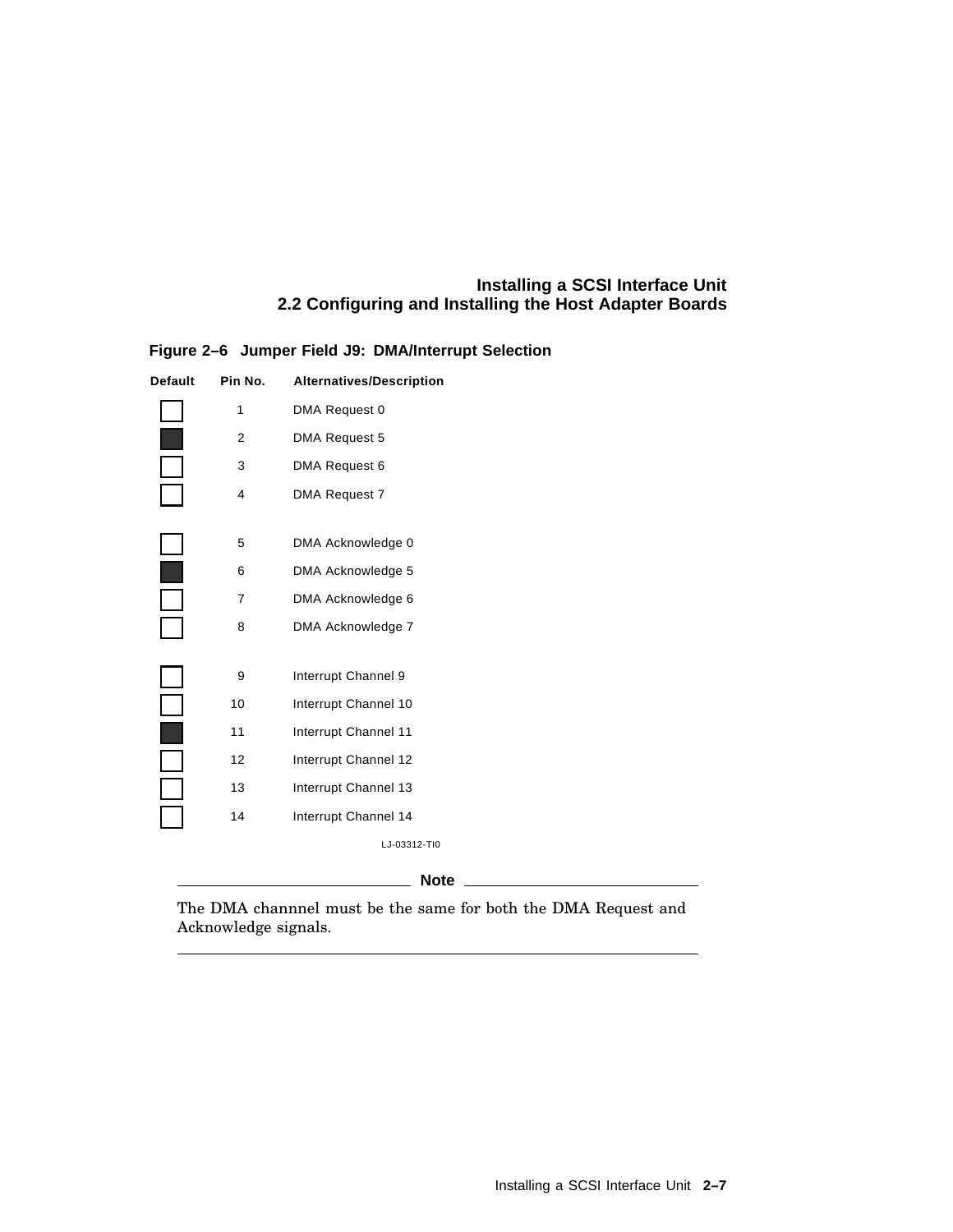**Figure 2–6 Jumper Field J9: DMA/Interrupt Selection**

| Default | Pin No. | Alternatives/Description |
|---|---|---|
| ☐ | 1 | DMA Request 0 |
| ■ | 2 | DMA Request 5 |
| ☐ | 3 | DMA Request 6 |
| ☐ | 4 | DMA Request 7 |
| ☐ | 5 | DMA Acknowledge 0 |
| ■ | 6 | DMA Acknowledge 5 |
| ☐ | 7 | DMA Acknowledge 6 |
| ☐ | 8 | DMA Acknowledge 7 |
| ☐ | 9 | Interrupt Channel 9 |
| ☐ | 10 | Interrupt Channel 10 |
| ■ | 11 | Interrupt Channel 11 |
| ☐ | 12 | Interrupt Channel 12 |
| ☐ | 13 | Interrupt Channel 13 |
| ☐ | 14 | Interrupt Channel 14 |

LJ-03312-TI0

---

**Note**

The DMA channnel must be the same for both the DMA Request and Acknowledge signals.

---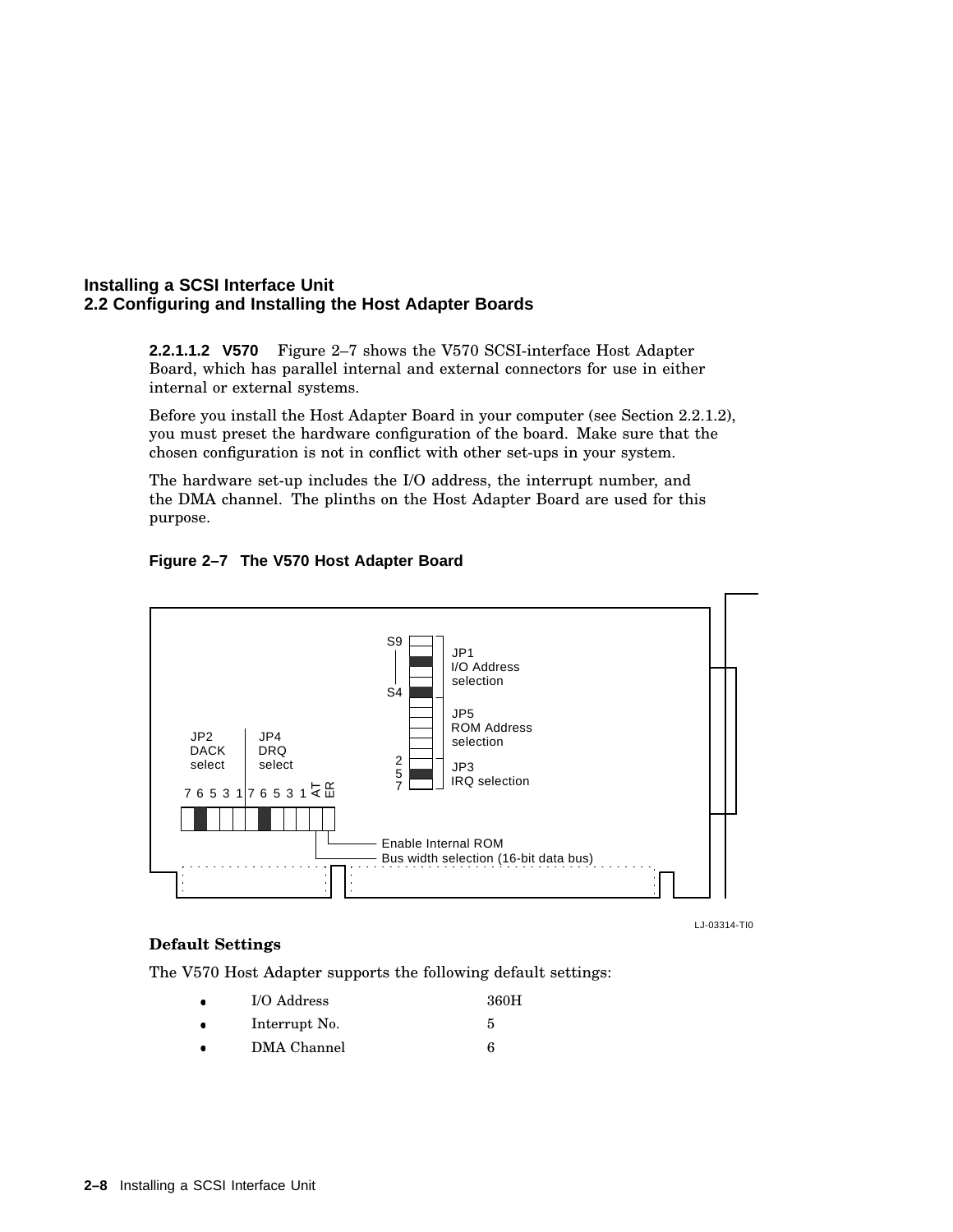**2.2.1.1.2 V570** Figure 2–7 shows the V570 SCSI-interface Host Adapter Board, which has parallel internal and external connectors for use in either internal or external systems.

Before you install the Host Adapter Board in your computer (see Section 2.2.1.2), you must preset the hardware configuration of the board. Make sure that the chosen configuration is not in conflict with other set-ups in your system.

The hardware set-up includes the I/O address, the interrupt number, and the DMA channel. The plinths on the Host Adapter Board are used for this purpose.

**Figure 2–7 The V570 Host Adapter Board**

S9 — S4 JP1 I/O Address selection

JP5 ROM Address selection

2 5 7 JP3 IRQ selection

JP2 DACK select | JP4 DRQ select

7 6 5 3 1 7 6 5 3 1 AT ER

Enable Internal ROM

Bus width selection (16-bit data bus)

LJ-03314-TI0

**Default Settings**

The V570 Host Adapter supports the following default settings:

- I/O Address 360H
- Interrupt No. 5
- DMA Channel 6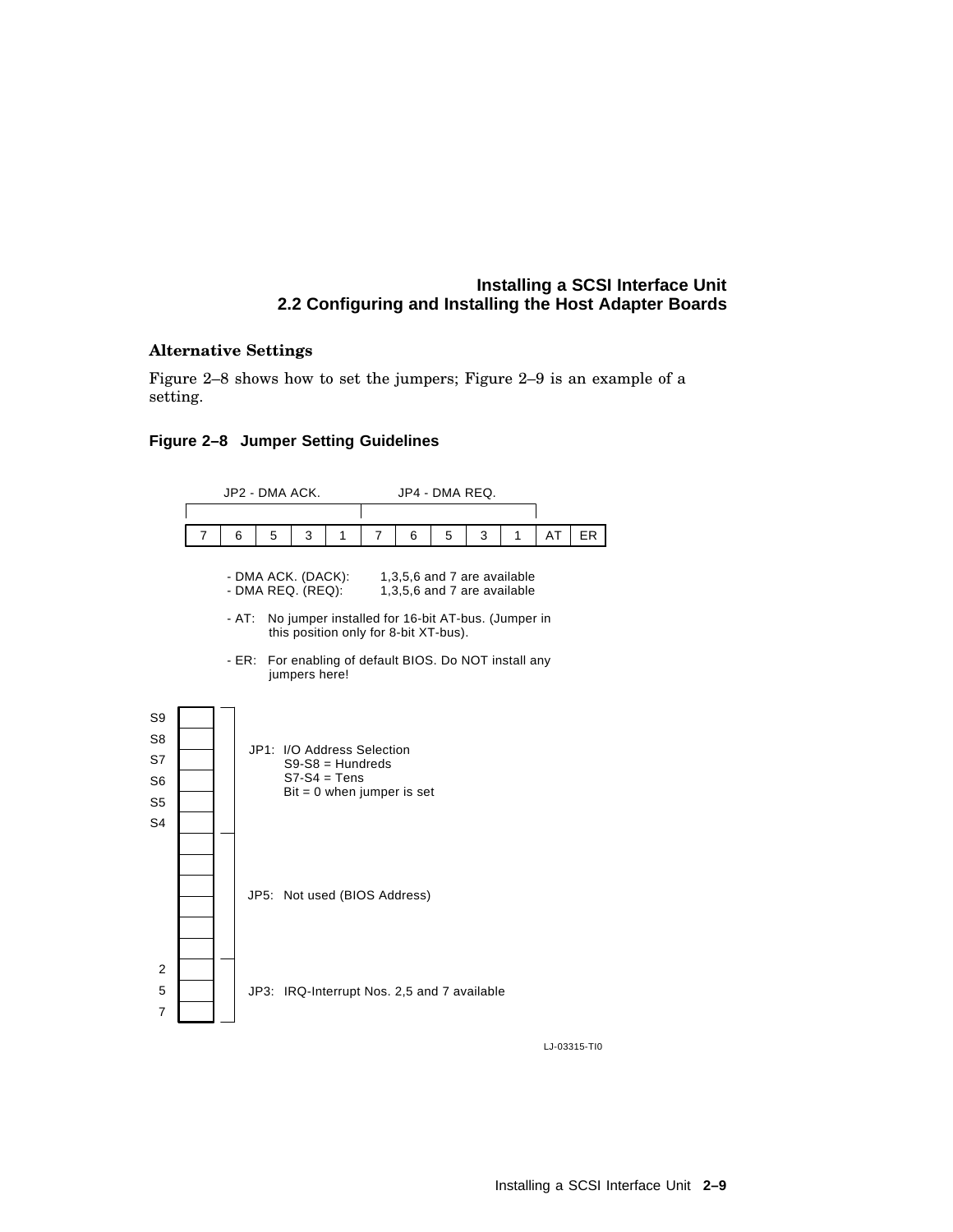### Alternative Settings

Figure 2–8 shows how to set the jumpers; Figure 2–9 is an example of a setting.

**Figure 2–8 Jumper Setting Guidelines**

| JP2 - DMA ACK. | | | | | JP4 - DMA REQ. | | | | | | |
|---|---|---|---|---|---|---|---|---|---|---|---|
| 7 | 6 | 5 | 3 | 1 | 7 | 6 | 5 | 3 | 1 | AT | ER |

- DMA ACK. (DACK): 1,3,5,6 and 7 are available
- DMA REQ. (REQ): 1,3,5,6 and 7 are available
- AT: No jumper installed for 16-bit AT-bus. (Jumper in this position only for 8-bit XT-bus).
- ER: For enabling of default BIOS. Do NOT install any jumpers here!

S9, S8, S7, S6, S5, S4 — JP1: I/O Address Selection
S9-S8 = Hundreds
S7-S4 = Tens
Bit = 0 when jumper is set

JP5: Not used (BIOS Address)

2, 5, 7 — JP3: IRQ-Interrupt Nos. 2,5 and 7 available

LJ-03315-TI0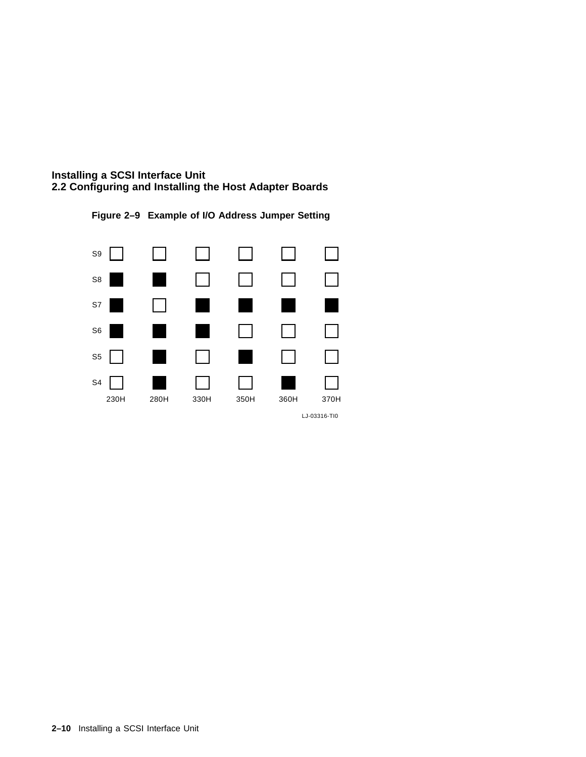**Figure 2–9 Example of I/O Address Jumper Setting**

| | 230H | 280H | 330H | 350H | 360H | 370H |
|---|---|---|---|---|---|---|
| S9 | □ | □ | □ | □ | □ | □ |
| S8 | ■ | ■ | □ | □ | □ | □ |
| S7 | ■ | □ | ■ | ■ | ■ | ■ |
| S6 | ■ | ■ | ■ | □ | □ | □ |
| S5 | □ | ■ | □ | ■ | □ | □ |
| S4 | □ | ■ | □ | □ | ■ | □ |

LJ-03316-TI0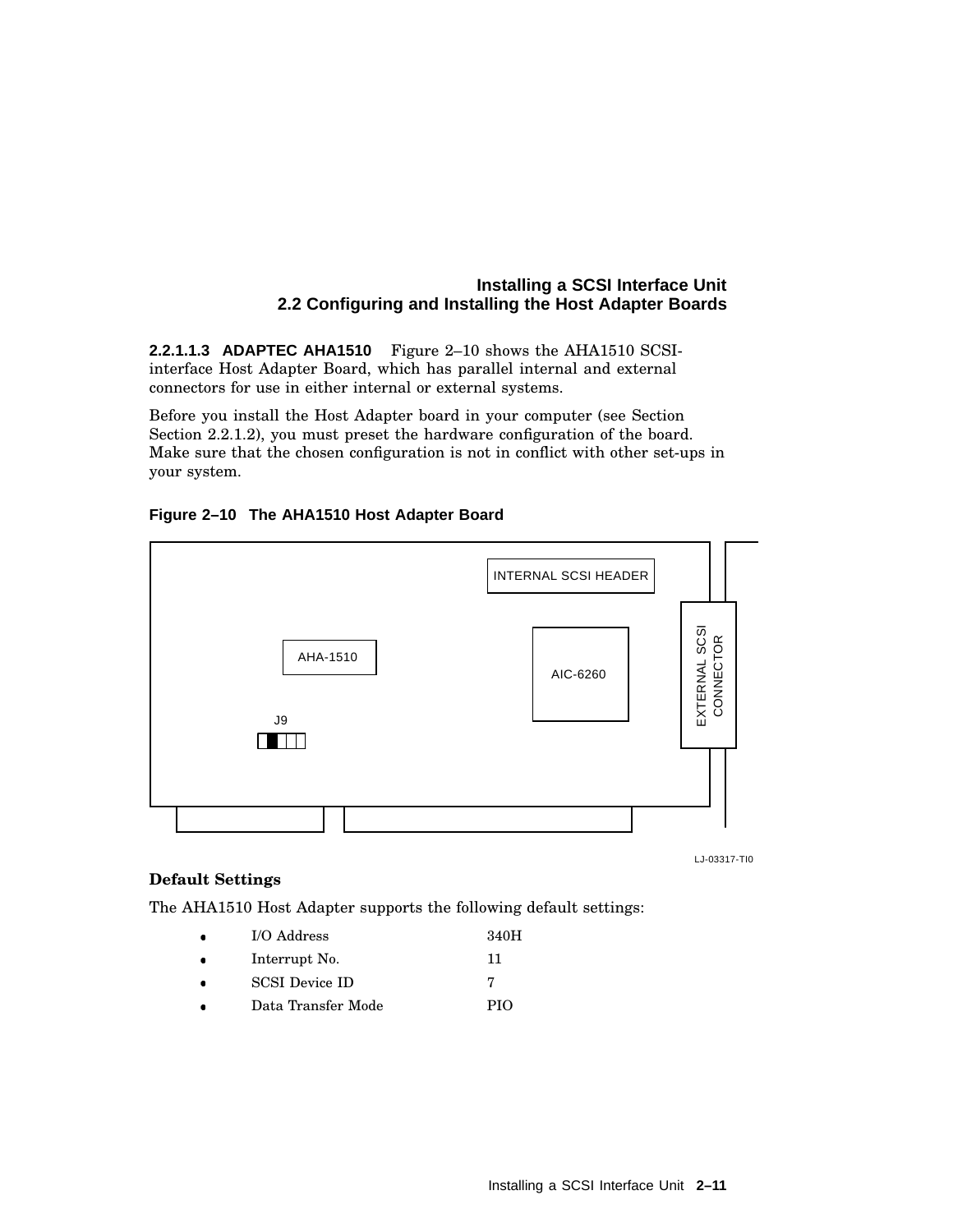#### 2.2.1.1.3 ADAPTEC AHA1510

Figure 2–10 shows the AHA1510 SCSI-interface Host Adapter Board, which has parallel internal and external connectors for use in either internal or external systems.

Before you install the Host Adapter board in your computer (see Section Section 2.2.1.2), you must preset the hardware configuration of the board. Make sure that the chosen configuration is not in conflict with other set-ups in your system.

**Figure 2–10 The AHA1510 Host Adapter Board**

INTERNAL SCSI HEADER

AHA-1510

AIC-6260

EXTERNAL SCSI CONNECTOR

J9

LJ-03317-TI0

**Default Settings**

The AHA1510 Host Adapter supports the following default settings:

- I/O Address 340H
- Interrupt No. 11
- SCSI Device ID 7
- Data Transfer Mode PIO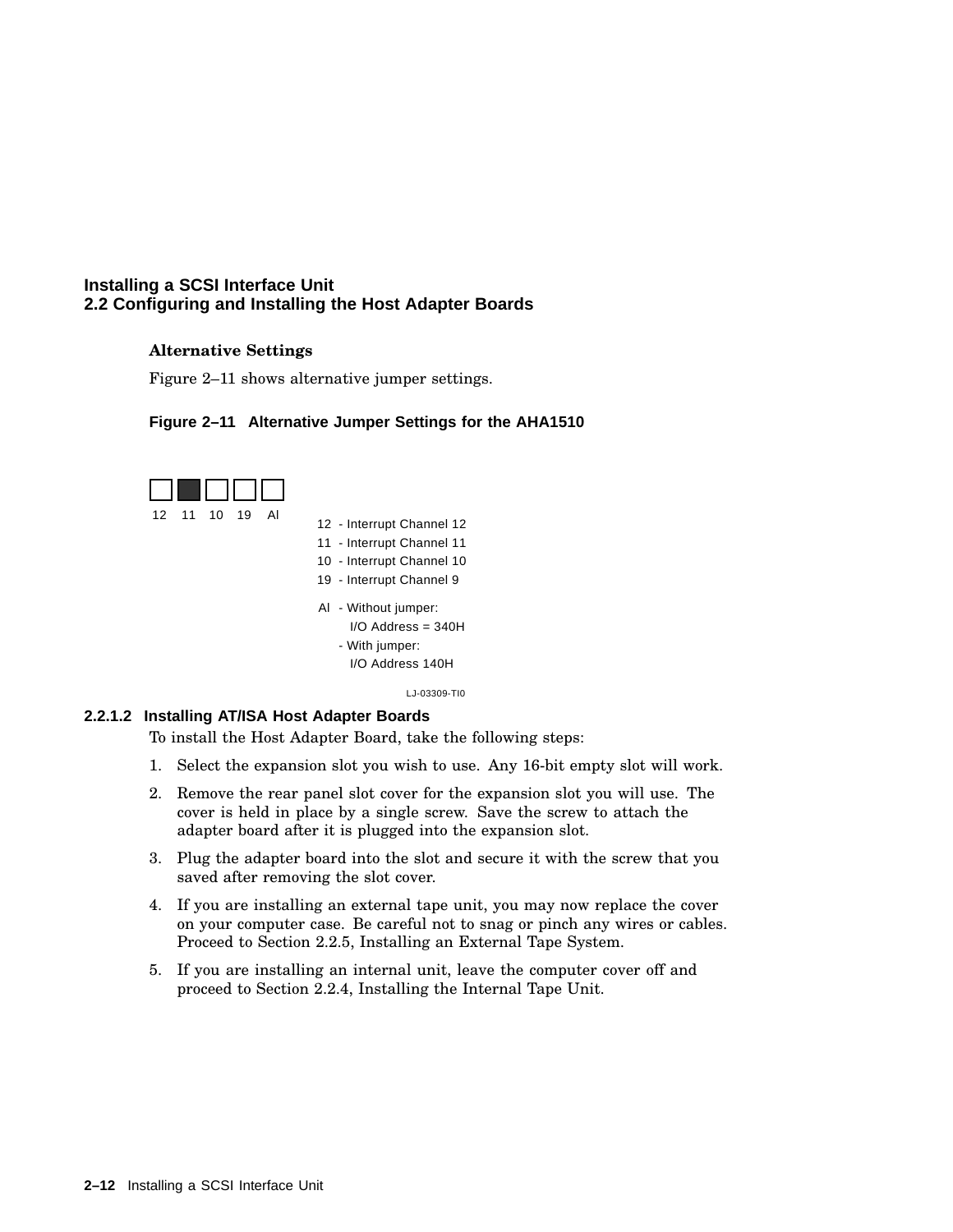### Alternative Settings

Figure 2–11 shows alternative jumper settings.

**Figure 2–11 Alternative Jumper Settings for the AHA1510**

12 11 10 19 AI

12 - Interrupt Channel 12
11 - Interrupt Channel 11
10 - Interrupt Channel 10
19 - Interrupt Channel 9

AI - Without jumper:
I/O Address = 340H
- With jumper:
I/O Address 140H

LJ-03309-TI0

#### 2.2.1.2 Installing AT/ISA Host Adapter Boards

To install the Host Adapter Board, take the following steps:

1. Select the expansion slot you wish to use. Any 16-bit empty slot will work.
2. Remove the rear panel slot cover for the expansion slot you will use. The cover is held in place by a single screw. Save the screw to attach the adapter board after it is plugged into the expansion slot.
3. Plug the adapter board into the slot and secure it with the screw that you saved after removing the slot cover.
4. If you are installing an external tape unit, you may now replace the cover on your computer case. Be careful not to snag or pinch any wires or cables. Proceed to Section 2.2.5, Installing an External Tape System.
5. If you are installing an internal unit, leave the computer cover off and proceed to Section 2.2.4, Installing the Internal Tape Unit.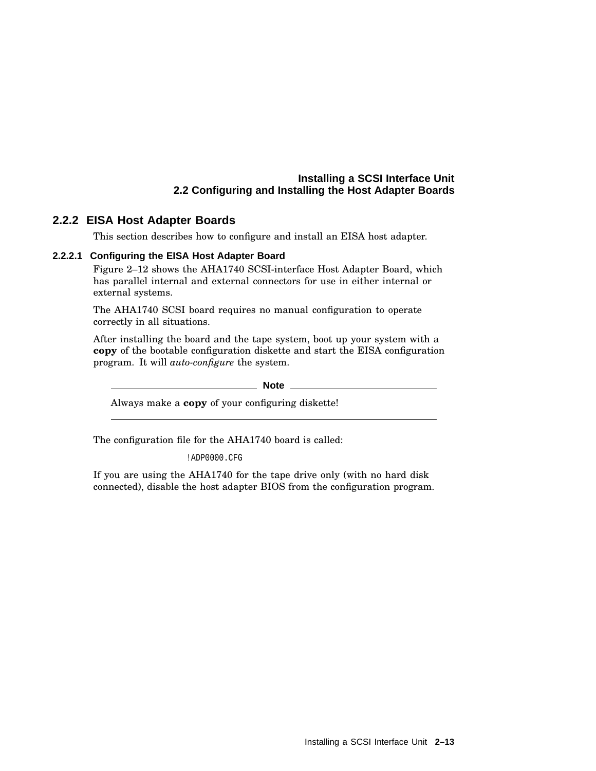## 2.2.2 EISA Host Adapter Boards

This section describes how to configure and install an EISA host adapter.

### 2.2.2.1 Configuring the EISA Host Adapter Board

Figure 2–12 shows the AHA1740 SCSI-interface Host Adapter Board, which has parallel internal and external connectors for use in either internal or external systems.

The AHA1740 SCSI board requires no manual configuration to operate correctly in all situations.

After installing the board and the tape system, boot up your system with a **copy** of the bootable configuration diskette and start the EISA configuration program. It will *auto-configure* the system.

---

**Note**

Always make a **copy** of your configuring diskette!

---

The configuration file for the AHA1740 board is called:

```
!ADP0000.CFG
```

If you are using the AHA1740 for the tape drive only (with no hard disk connected), disable the host adapter BIOS from the configuration program.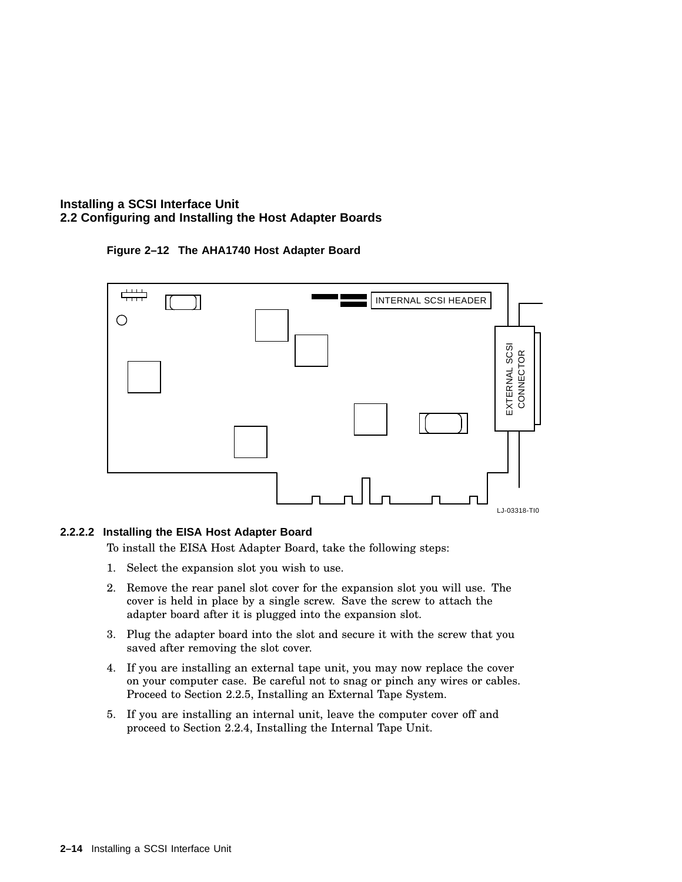**Figure 2–12 The AHA1740 Host Adapter Board**

INTERNAL SCSI HEADER

EXTERNAL SCSI CONNECTOR

LJ-03318-TI0

#### 2.2.2.2 Installing the EISA Host Adapter Board

To install the EISA Host Adapter Board, take the following steps:

1. Select the expansion slot you wish to use.
2. Remove the rear panel slot cover for the expansion slot you will use. The cover is held in place by a single screw. Save the screw to attach the adapter board after it is plugged into the expansion slot.
3. Plug the adapter board into the slot and secure it with the screw that you saved after removing the slot cover.
4. If you are installing an external tape unit, you may now replace the cover on your computer case. Be careful not to snag or pinch any wires or cables. Proceed to Section 2.2.5, Installing an External Tape System.
5. If you are installing an internal unit, leave the computer cover off and proceed to Section 2.2.4, Installing the Internal Tape Unit.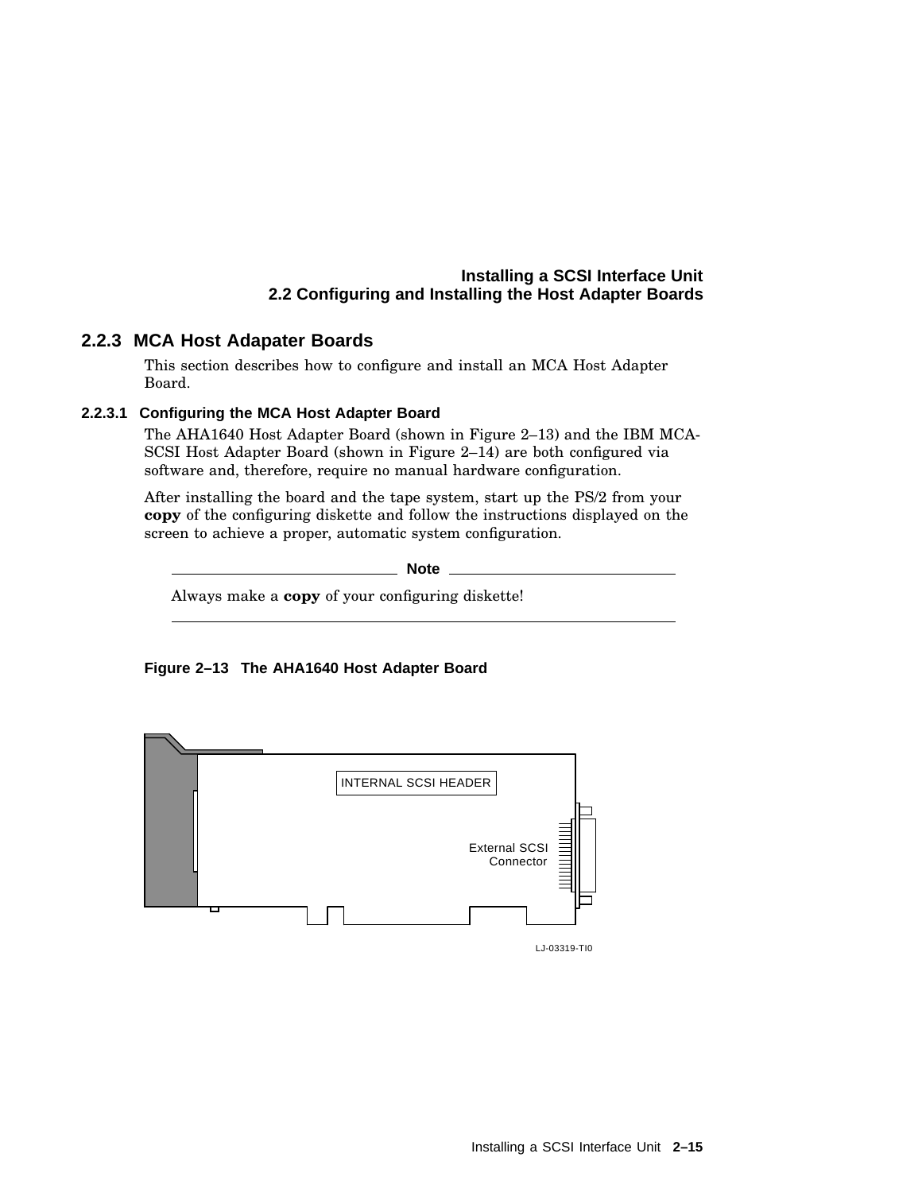### 2.2.3 MCA Host Adapater Boards

This section describes how to configure and install an MCA Host Adapter Board.

#### 2.2.3.1 Configuring the MCA Host Adapter Board

The AHA1640 Host Adapter Board (shown in Figure 2–13) and the IBM MCA-SCSI Host Adapter Board (shown in Figure 2–14) are both configured via software and, therefore, require no manual hardware configuration.

After installing the board and the tape system, start up the PS/2 from your **copy** of the configuring diskette and follow the instructions displayed on the screen to achieve a proper, automatic system configuration.

---

**Note**

Always make a **copy** of your configuring diskette!

---

**Figure 2–13 The AHA1640 Host Adapter Board**

INTERNAL SCSI HEADER

External SCSI Connector

LJ-03319-TI0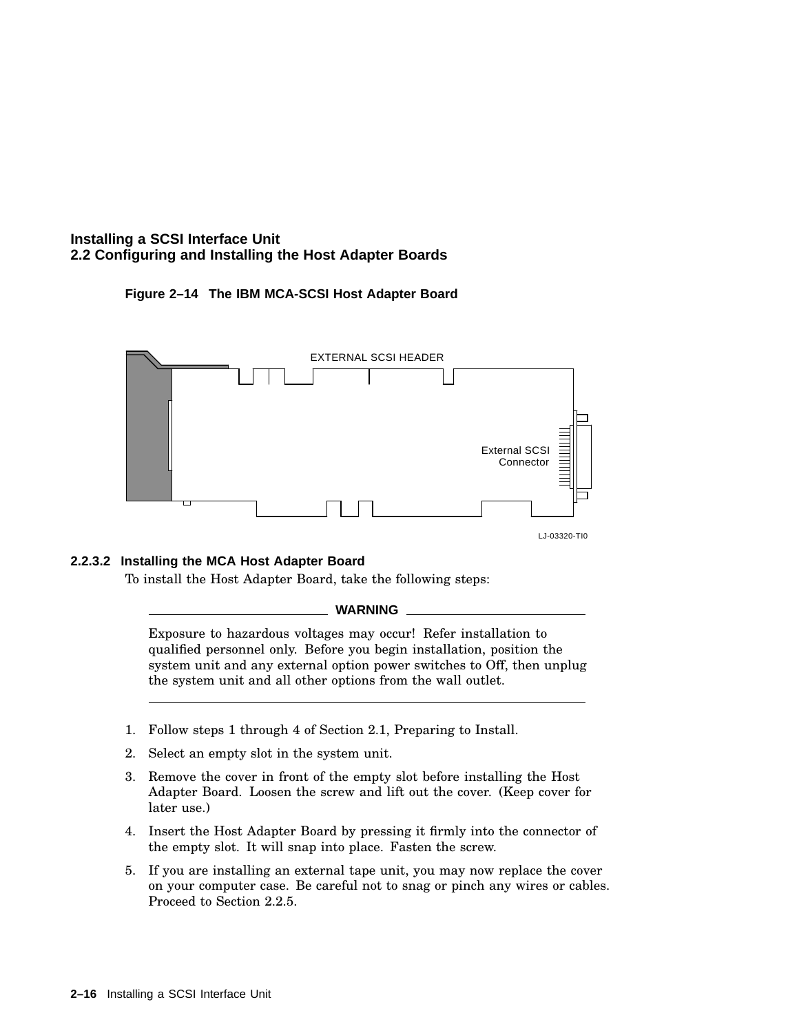**Figure 2–14 The IBM MCA-SCSI Host Adapter Board**

EXTERNAL SCSI HEADER

External SCSI Connector

LJ-03320-TI0

### 2.2.3.2 Installing the MCA Host Adapter Board

To install the Host Adapter Board, take the following steps:

---

**WARNING**

Exposure to hazardous voltages may occur! Refer installation to qualified personnel only. Before you begin installation, position the system unit and any external option power switches to Off, then unplug the system unit and all other options from the wall outlet.

---

1. Follow steps 1 through 4 of Section 2.1, Preparing to Install.
2. Select an empty slot in the system unit.
3. Remove the cover in front of the empty slot before installing the Host Adapter Board. Loosen the screw and lift out the cover. (Keep cover for later use.)
4. Insert the Host Adapter Board by pressing it firmly into the connector of the empty slot. It will snap into place. Fasten the screw.
5. If you are installing an external tape unit, you may now replace the cover on your computer case. Be careful not to snag or pinch any wires or cables. Proceed to Section 2.2.5.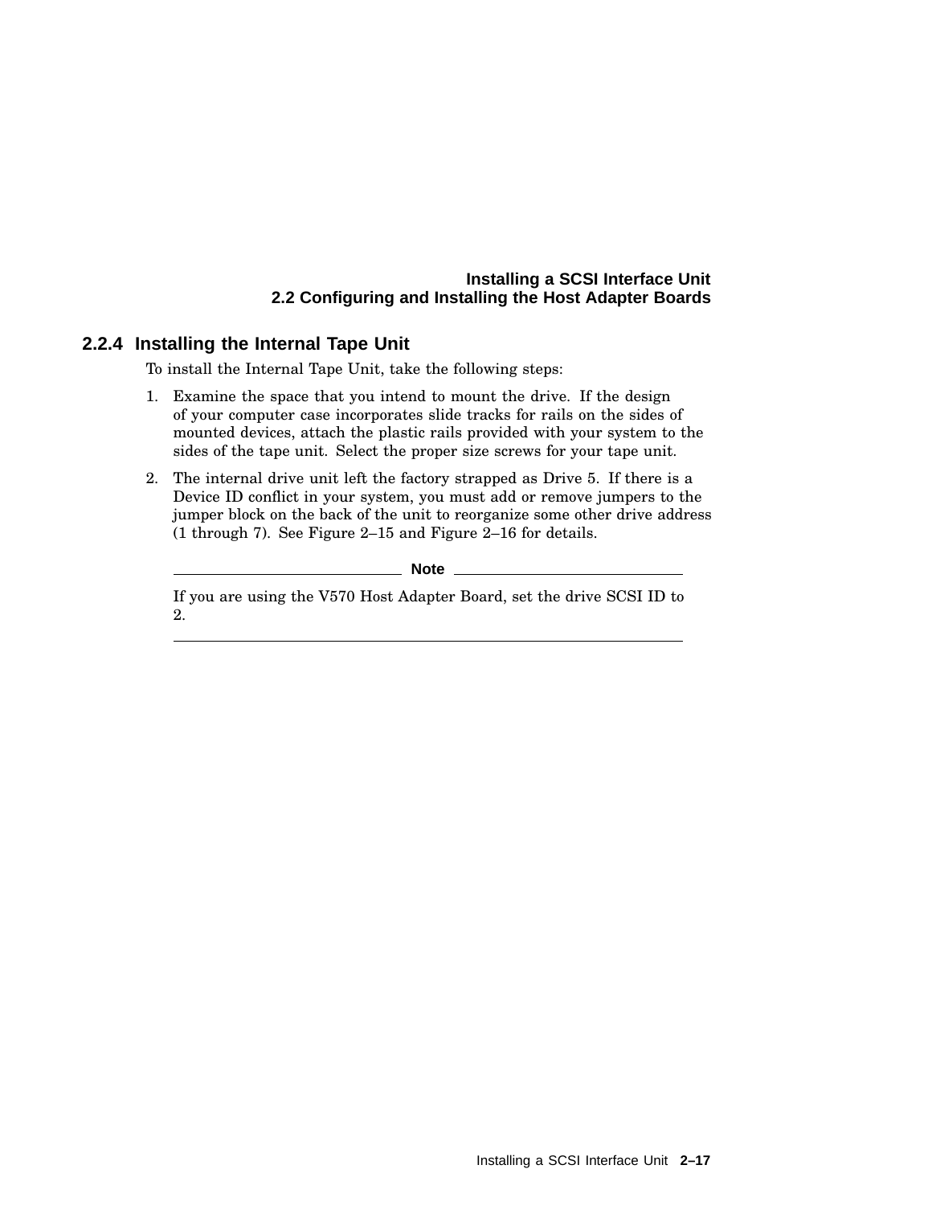### 2.2.4 Installing the Internal Tape Unit

To install the Internal Tape Unit, take the following steps:

1. Examine the space that you intend to mount the drive. If the design of your computer case incorporates slide tracks for rails on the sides of mounted devices, attach the plastic rails provided with your system to the sides of the tape unit. Select the proper size screws for your tape unit.
2. The internal drive unit left the factory strapped as Drive 5. If there is a Device ID conflict in your system, you must add or remove jumpers to the jumper block on the back of the unit to reorganize some other drive address (1 through 7). See Figure 2–15 and Figure 2–16 for details.

---

**Note**

If you are using the V570 Host Adapter Board, set the drive SCSI ID to 2.

---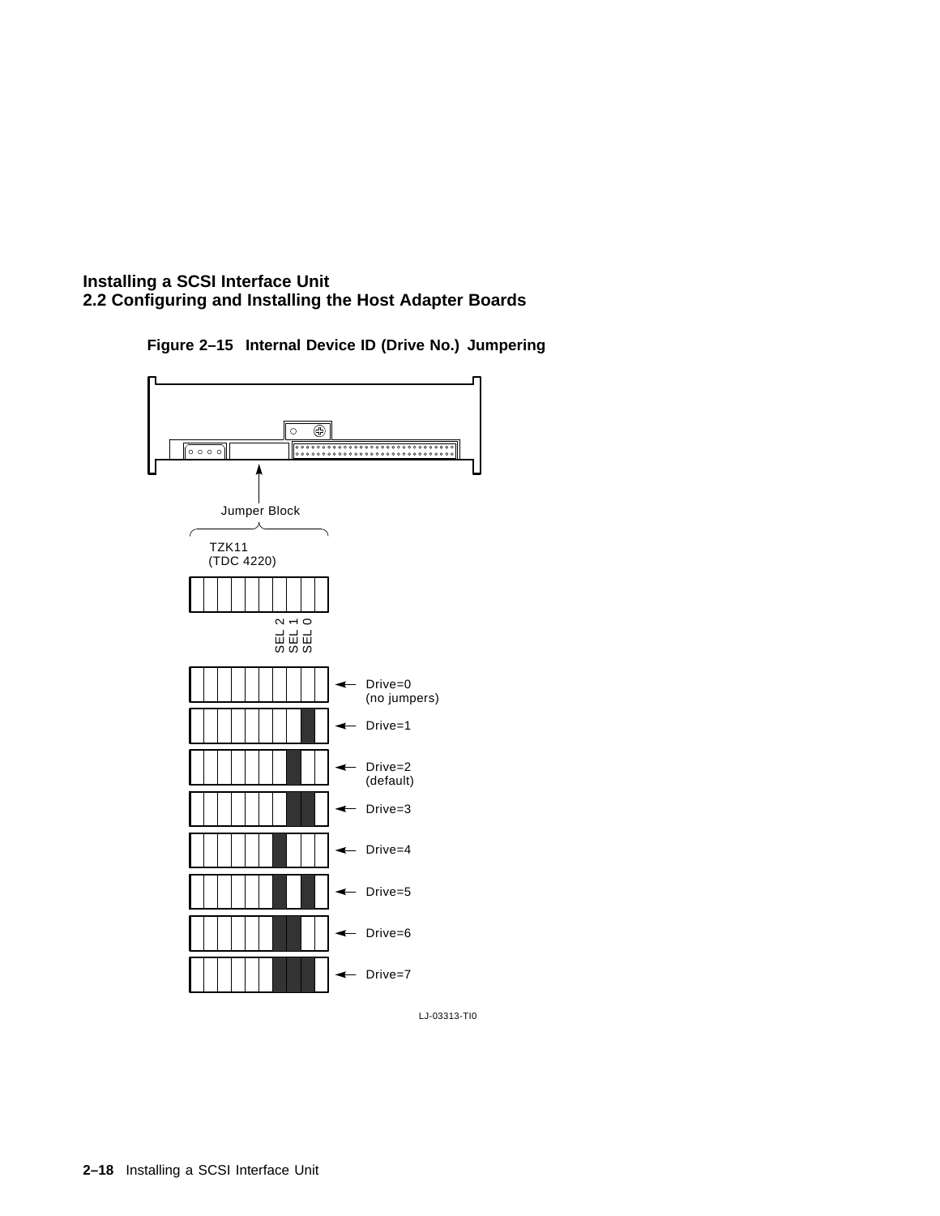Figure 2–15 Internal Device ID (Drive No.) Jumpering

Jumper Block

TZK11
(TDC 4220)

SEL 2 SEL 1 SEL 0

Drive=0 (no jumpers)

Drive=1

Drive=2 (default)

Drive=3

Drive=4

Drive=5

Drive=6

Drive=7

LJ-03313-TI0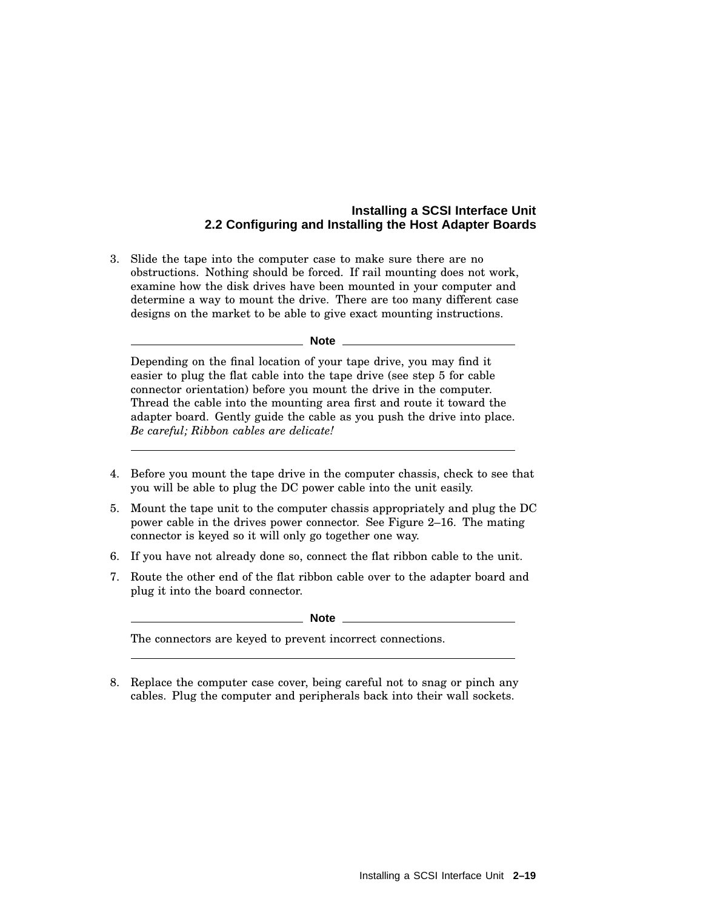3. Slide the tape into the computer case to make sure there are no obstructions. Nothing should be forced. If rail mounting does not work, examine how the disk drives have been mounted in your computer and determine a way to mount the drive. There are too many different case designs on the market to be able to give exact mounting instructions.

**Note**

Depending on the final location of your tape drive, you may find it easier to plug the flat cable into the tape drive (see step 5 for cable connector orientation) before you mount the drive in the computer. Thread the cable into the mounting area first and route it toward the adapter board. Gently guide the cable as you push the drive into place. *Be careful; Ribbon cables are delicate!*

---

4. Before you mount the tape drive in the computer chassis, check to see that you will be able to plug the DC power cable into the unit easily.
5. Mount the tape unit to the computer chassis appropriately and plug the DC power cable in the drives power connector. See Figure 2–16. The mating connector is keyed so it will only go together one way.
6. If you have not already done so, connect the flat ribbon cable to the unit.
7. Route the other end of the flat ribbon cable over to the adapter board and plug it into the board connector.

**Note**

The connectors are keyed to prevent incorrect connections.

---

8. Replace the computer case cover, being careful not to snag or pinch any cables. Plug the computer and peripherals back into their wall sockets.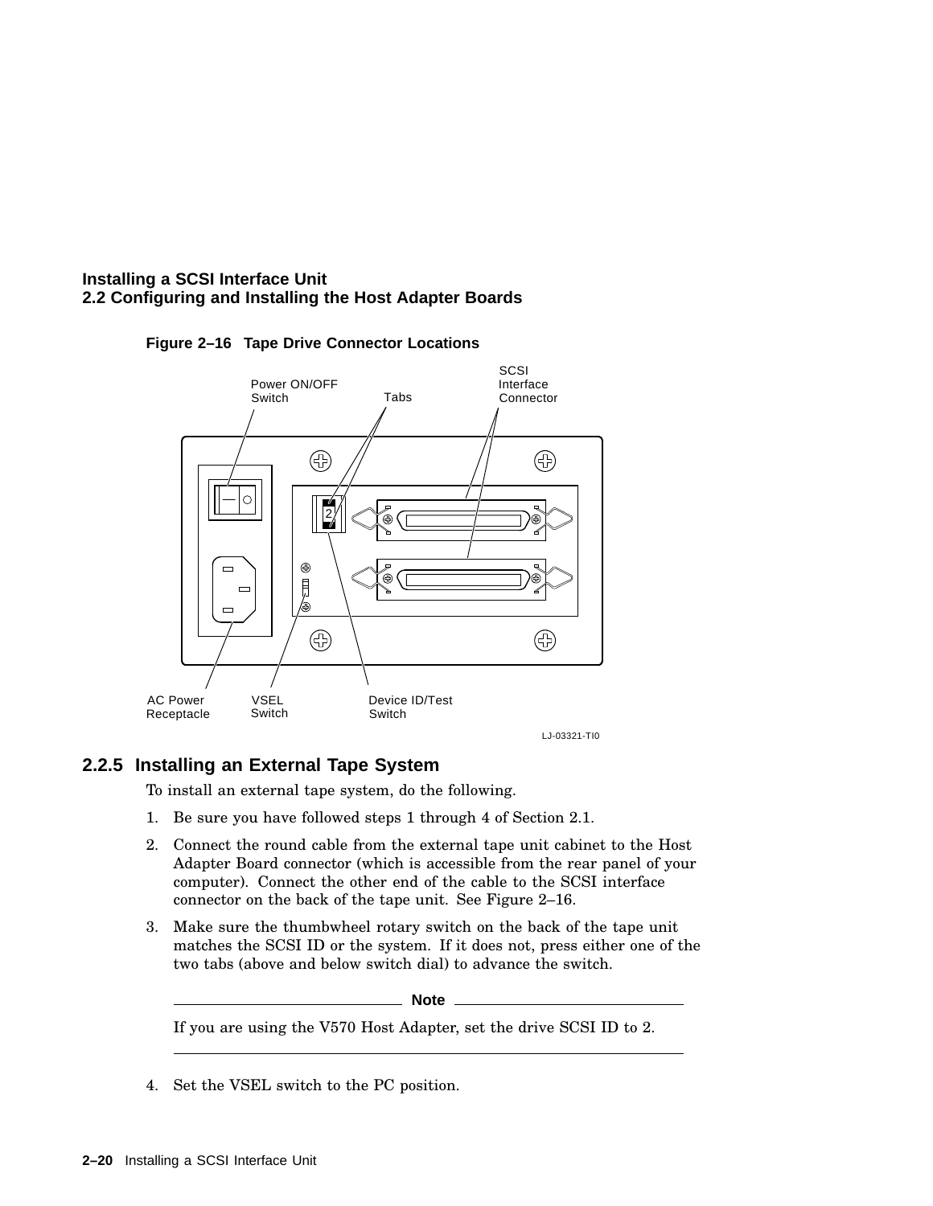**Figure 2–16 Tape Drive Connector Locations**

## 2.2.5 Installing an External Tape System

To install an external tape system, do the following.

1. Be sure you have followed steps 1 through 4 of Section 2.1.
2. Connect the round cable from the external tape unit cabinet to the Host Adapter Board connector (which is accessible from the rear panel of your computer). Connect the other end of the cable to the SCSI interface connector on the back of the tape unit. See Figure 2–16.
3. Make sure the thumbwheel rotary switch on the back of the tape unit matches the SCSI ID or the system. If it does not, press either one of the two tabs (above and below switch dial) to advance the switch.

   **Note**

   If you are using the V570 Host Adapter, set the drive SCSI ID to 2.

4. Set the VSEL switch to the PC position.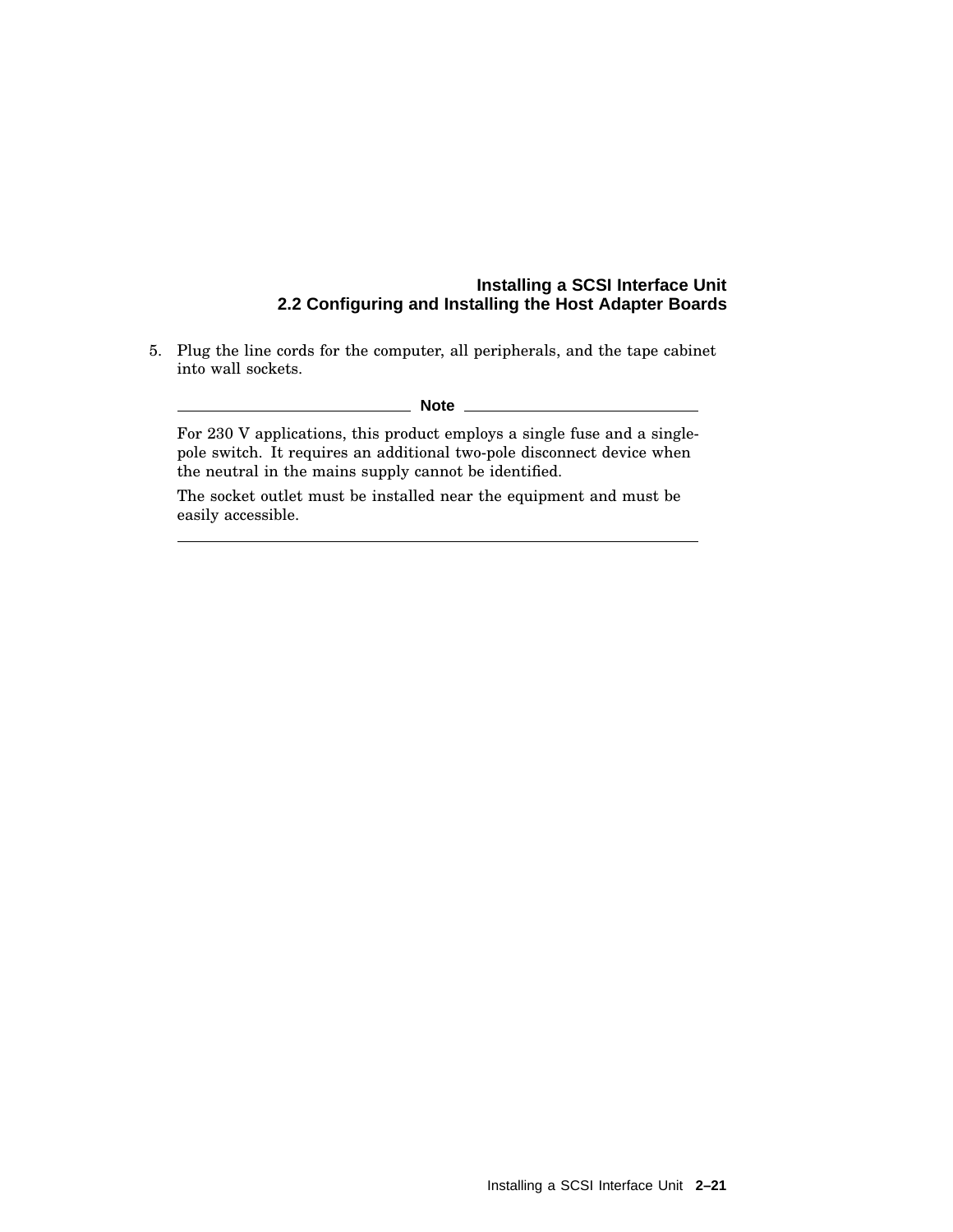5. Plug the line cords for the computer, all peripherals, and the tape cabinet into wall sockets.

**Note**

For 230 V applications, this product employs a single fuse and a single-pole switch. It requires an additional two-pole disconnect device when the neutral in the mains supply cannot be identified.

The socket outlet must be installed near the equipment and must be easily accessible.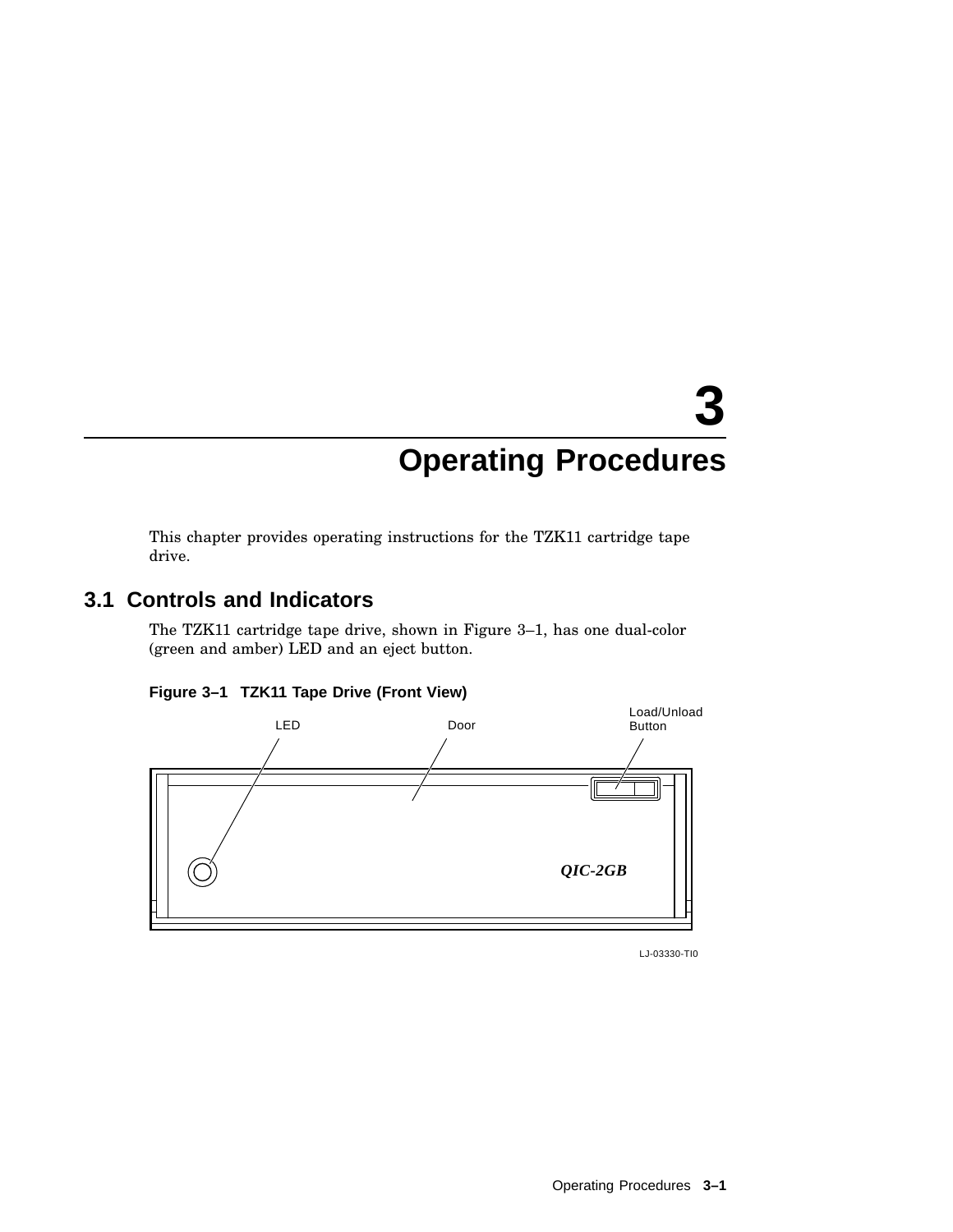# 3 Operating Procedures

This chapter provides operating instructions for the TZK11 cartridge tape drive.

## 3.1 Controls and Indicators

The TZK11 cartridge tape drive, shown in Figure 3–1, has one dual-color (green and amber) LED and an eject button.

**Figure 3–1 TZK11 Tape Drive (Front View)**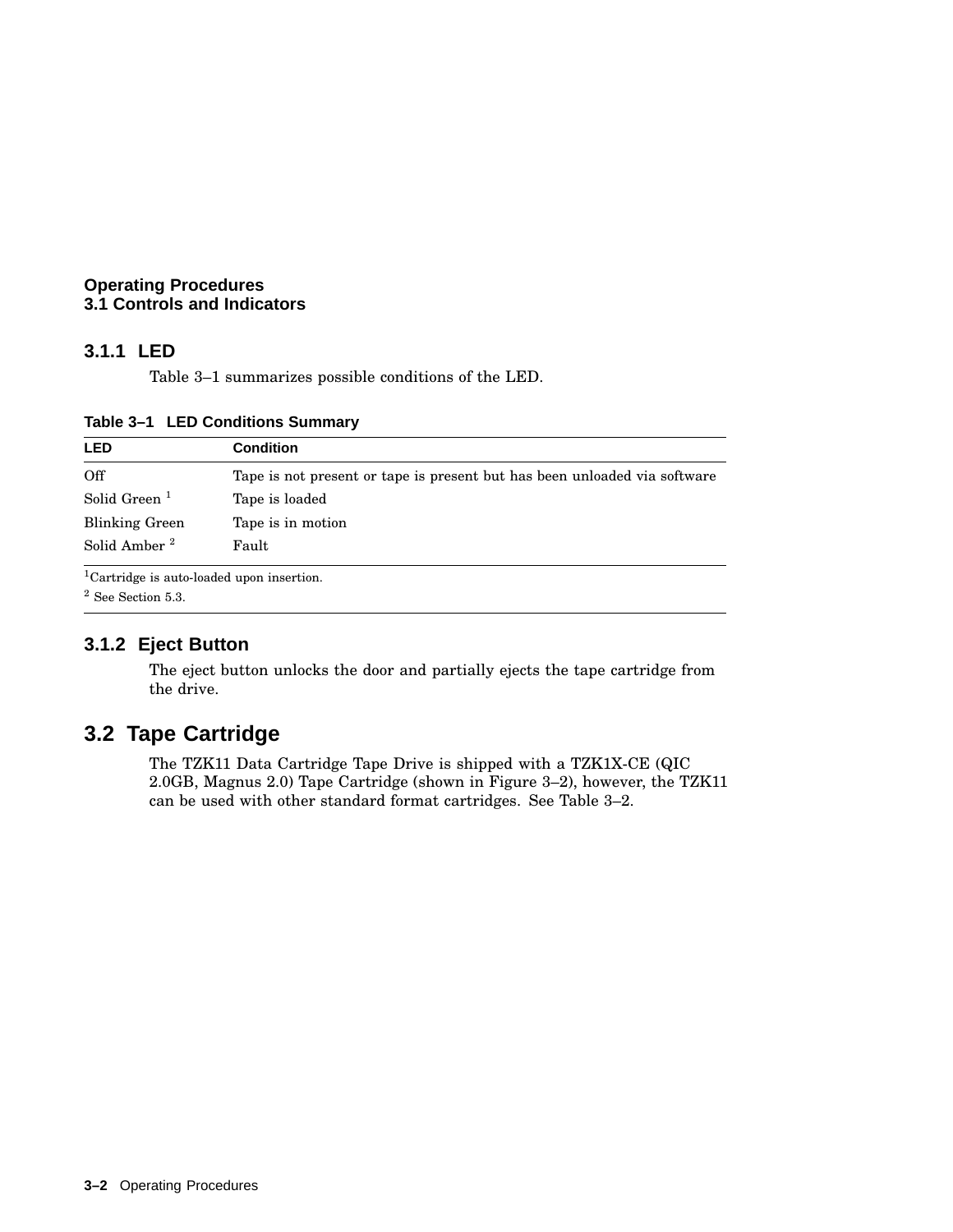### 3.1.1 LED

Table 3–1 summarizes possible conditions of the LED.

**Table 3–1 LED Conditions Summary**

| LED | Condition |
|---|---|
| Off | Tape is not present or tape is present but has been unloaded via software |
| Solid Green [1] | Tape is loaded |
| Blinking Green | Tape is in motion |
| Solid Amber [2] | Fault |

[1]Cartridge is auto-loaded upon insertion.

[2] See Section 5.3.

### 3.1.2 Eject Button

The eject button unlocks the door and partially ejects the tape cartridge from the drive.

## 3.2 Tape Cartridge

The TZK11 Data Cartridge Tape Drive is shipped with a TZK1X-CE (QIC 2.0GB, Magnus 2.0) Tape Cartridge (shown in Figure 3–2), however, the TZK11 can be used with other standard format cartridges. See Table 3–2.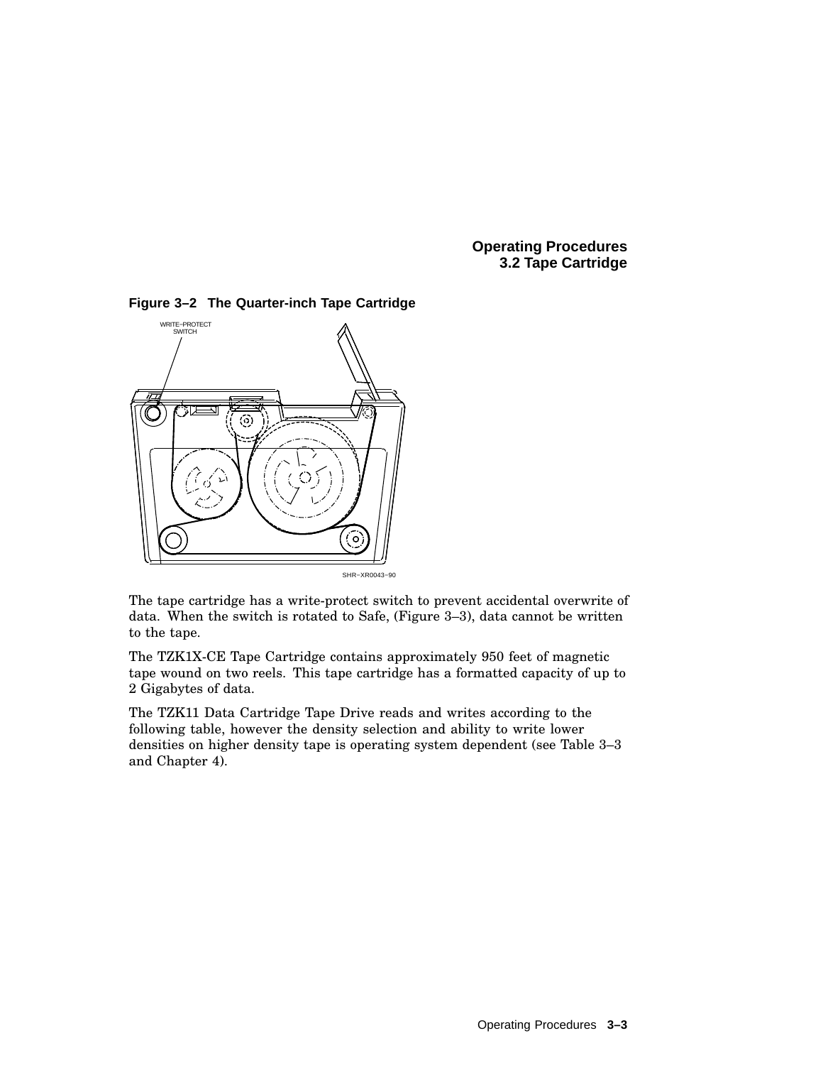**Figure 3–2 The Quarter-inch Tape Cartridge**

The tape cartridge has a write-protect switch to prevent accidental overwrite of data. When the switch is rotated to Safe, (Figure 3–3), data cannot be written to the tape.

The TZK1X-CE Tape Cartridge contains approximately 950 feet of magnetic tape wound on two reels. This tape cartridge has a formatted capacity of up to 2 Gigabytes of data.

The TZK11 Data Cartridge Tape Drive reads and writes according to the following table, however the density selection and ability to write lower densities on higher density tape is operating system dependent (see Table 3–3 and Chapter 4).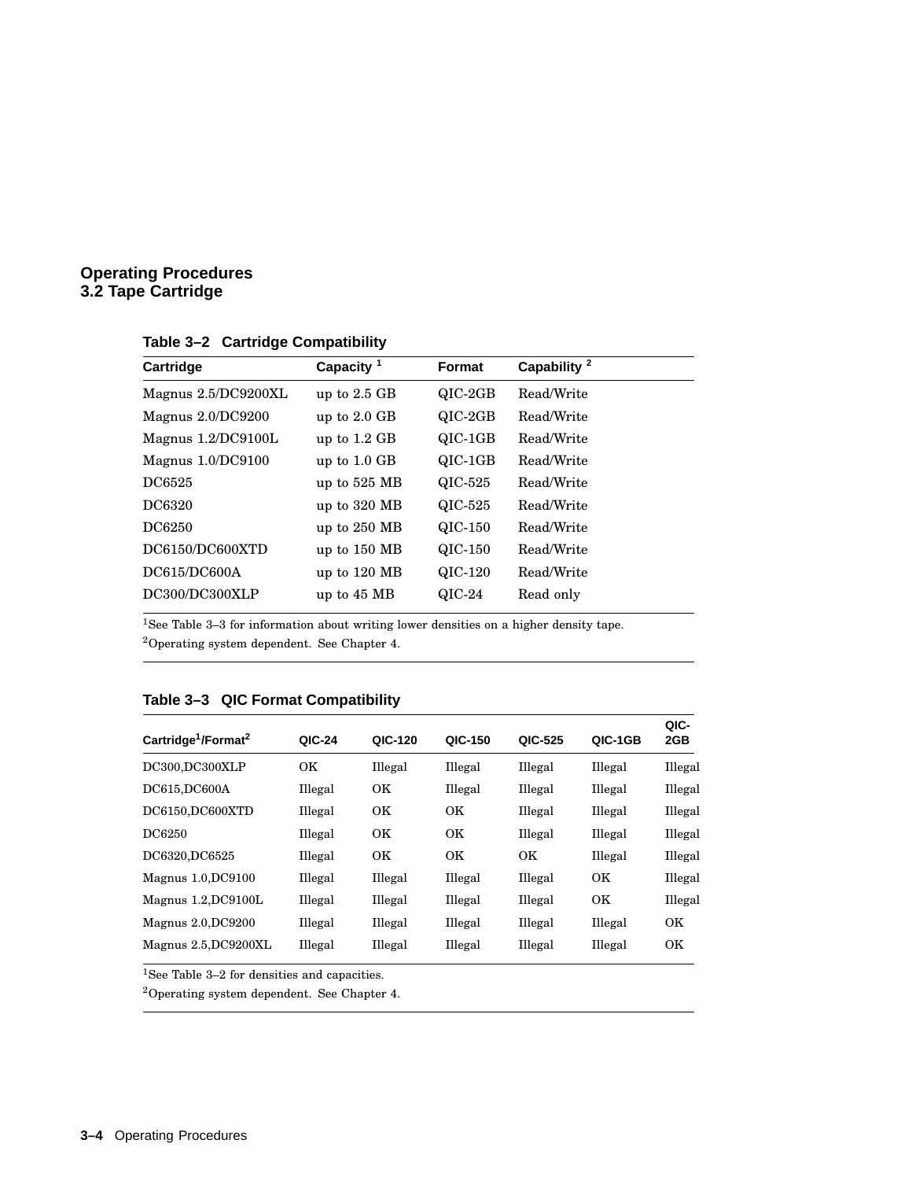# Operating Procedures

## 3.2 Tape Cartridge

**Table 3–2 Cartridge Compatibility**

| Cartridge | Capacity [1] | Format | Capability [2] |
|---|---|---|---|
| Magnus 2.5/DC9200XL | up to 2.5 GB | QIC-2GB | Read/Write |
| Magnus 2.0/DC9200 | up to 2.0 GB | QIC-2GB | Read/Write |
| Magnus 1.2/DC9100L | up to 1.2 GB | QIC-1GB | Read/Write |
| Magnus 1.0/DC9100 | up to 1.0 GB | QIC-1GB | Read/Write |
| DC6525 | up to 525 MB | QIC-525 | Read/Write |
| DC6320 | up to 320 MB | QIC-525 | Read/Write |
| DC6250 | up to 250 MB | QIC-150 | Read/Write |
| DC6150/DC600XTD | up to 150 MB | QIC-150 | Read/Write |
| DC615/DC600A | up to 120 MB | QIC-120 | Read/Write |
| DC300/DC300XLP | up to 45 MB | QIC-24 | Read only |

[1]See Table 3–3 for information about writing lower densities on a higher density tape.

[2]Operating system dependent. See Chapter 4.

**Table 3–3 QIC Format Compatibility**

| Cartridge[1]/Format[2] | QIC-24 | QIC-120 | QIC-150 | QIC-525 | QIC-1GB | QIC-2GB |
|---|---|---|---|---|---|---|
| DC300,DC300XLP | OK | Illegal | Illegal | Illegal | Illegal | Illegal |
| DC615,DC600A | Illegal | OK | Illegal | Illegal | Illegal | Illegal |
| DC6150,DC600XTD | Illegal | OK | OK | Illegal | Illegal | Illegal |
| DC6250 | Illegal | OK | OK | Illegal | Illegal | Illegal |
| DC6320,DC6525 | Illegal | OK | OK | OK | Illegal | Illegal |
| Magnus 1.0,DC9100 | Illegal | Illegal | Illegal | Illegal | OK | Illegal |
| Magnus 1.2,DC9100L | Illegal | Illegal | Illegal | Illegal | OK | Illegal |
| Magnus 2.0,DC9200 | Illegal | Illegal | Illegal | Illegal | Illegal | OK |
| Magnus 2.5,DC9200XL | Illegal | Illegal | Illegal | Illegal | Illegal | OK |

[1]See Table 3–2 for densities and capacities.

[2]Operating system dependent. See Chapter 4.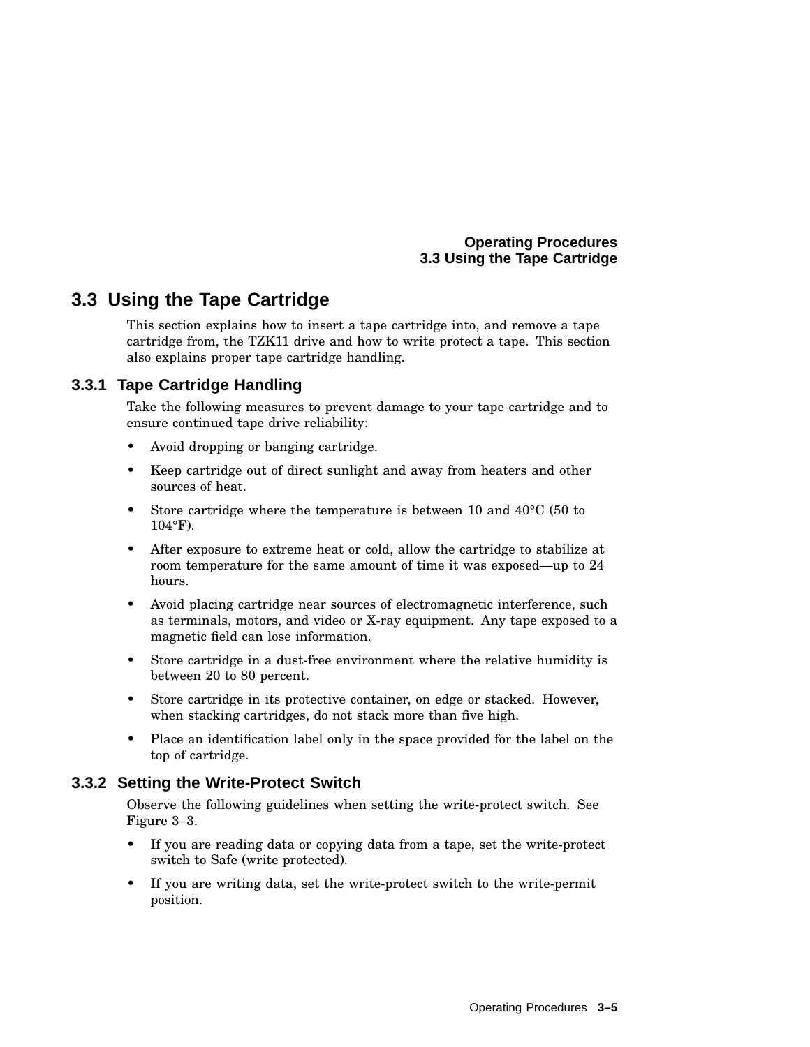## 3.3 Using the Tape Cartridge

This section explains how to insert a tape cartridge into, and remove a tape cartridge from, the TZK11 drive and how to write protect a tape. This section also explains proper tape cartridge handling.

### 3.3.1 Tape Cartridge Handling

Take the following measures to prevent damage to your tape cartridge and to ensure continued tape drive reliability:

- Avoid dropping or banging cartridge.
- Keep cartridge out of direct sunlight and away from heaters and other sources of heat.
- Store cartridge where the temperature is between 10 and 40°C (50 to 104°F).
- After exposure to extreme heat or cold, allow the cartridge to stabilize at room temperature for the same amount of time it was exposed—up to 24 hours.
- Avoid placing cartridge near sources of electromagnetic interference, such as terminals, motors, and video or X-ray equipment. Any tape exposed to a magnetic field can lose information.
- Store cartridge in a dust-free environment where the relative humidity is between 20 to 80 percent.
- Store cartridge in its protective container, on edge or stacked. However, when stacking cartridges, do not stack more than five high.
- Place an identification label only in the space provided for the label on the top of cartridge.

### 3.3.2 Setting the Write-Protect Switch

Observe the following guidelines when setting the write-protect switch. See Figure 3–3.

- If you are reading data or copying data from a tape, set the write-protect switch to Safe (write protected).
- If you are writing data, set the write-protect switch to the write-permit position.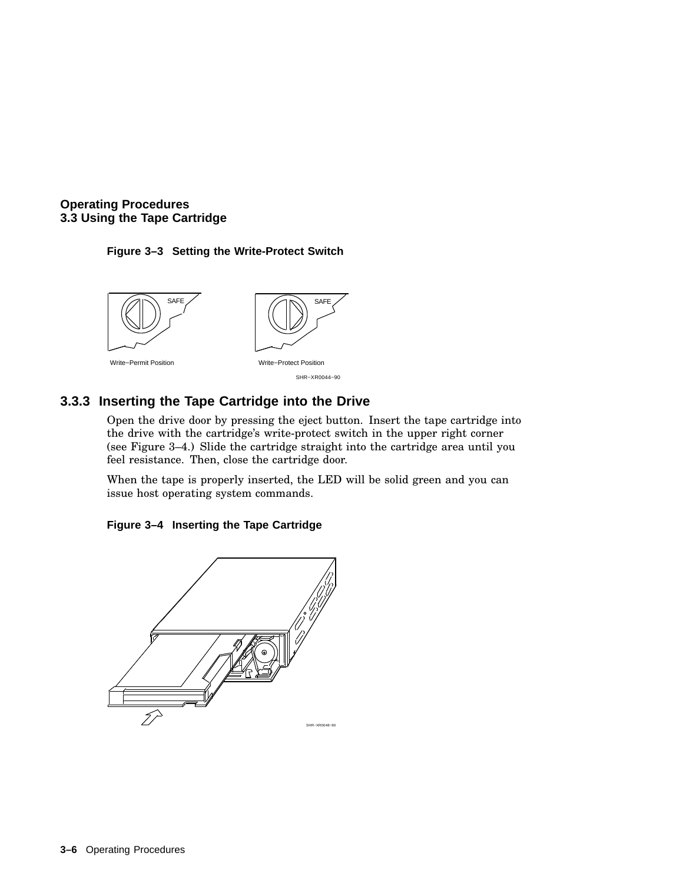**Figure 3–3 Setting the Write-Protect Switch**

SAFE

SAFE

Write−Permit Position

Write−Protect Position

SHR−XR0044−90

### 3.3.3 Inserting the Tape Cartridge into the Drive

Open the drive door by pressing the eject button. Insert the tape cartridge into the drive with the cartridge's write-protect switch in the upper right corner (see Figure 3–4.) Slide the cartridge straight into the cartridge area until you feel resistance. Then, close the cartridge door.

When the tape is properly inserted, the LED will be solid green and you can issue host operating system commands.

**Figure 3–4 Inserting the Tape Cartridge**

SHR−XR0048−90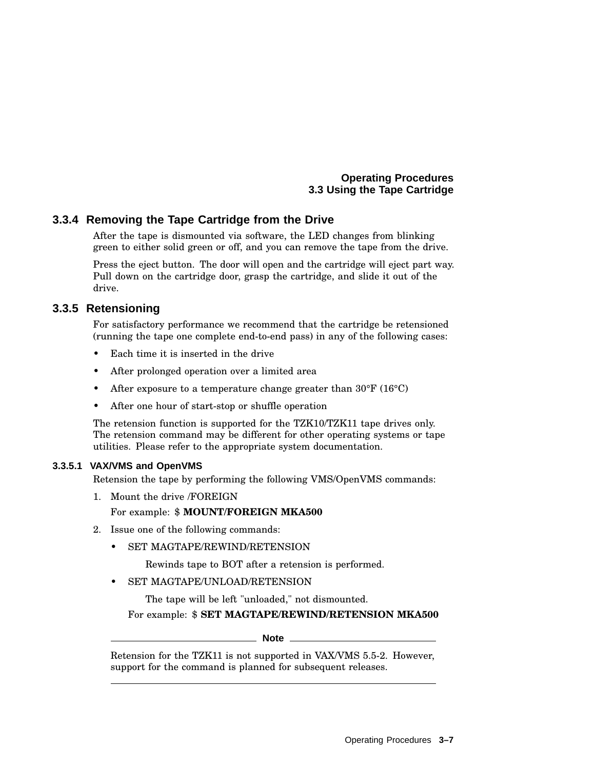### 3.3.4 Removing the Tape Cartridge from the Drive

After the tape is dismounted via software, the LED changes from blinking green to either solid green or off, and you can remove the tape from the drive.

Press the eject button. The door will open and the cartridge will eject part way. Pull down on the cartridge door, grasp the cartridge, and slide it out of the drive.

### 3.3.5 Retensioning

For satisfactory performance we recommend that the cartridge be retensioned (running the tape one complete end-to-end pass) in any of the following cases:

- Each time it is inserted in the drive
- After prolonged operation over a limited area
- After exposure to a temperature change greater than 30°F (16°C)
- After one hour of start-stop or shuffle operation

The retension function is supported for the TZK10/TZK11 tape drives only. The retension command may be different for other operating systems or tape utilities. Please refer to the appropriate system documentation.

#### 3.3.5.1 VAX/VMS and OpenVMS

Retension the tape by performing the following VMS/OpenVMS commands:

1. Mount the drive /FOREIGN

   For example: $ **MOUNT/FOREIGN MKA500**

2. Issue one of the following commands:

   - SET MAGTAPE/REWIND/RETENSION

     Rewinds tape to BOT after a retension is performed.

   - SET MAGTAPE/UNLOAD/RETENSION

     The tape will be left "unloaded," not dismounted.

   For example: $ **SET MAGTAPE/REWIND/RETENSION MKA500**

---

**Note**

Retension for the TZK11 is not supported in VAX/VMS 5.5-2. However, support for the command is planned for subsequent releases.

---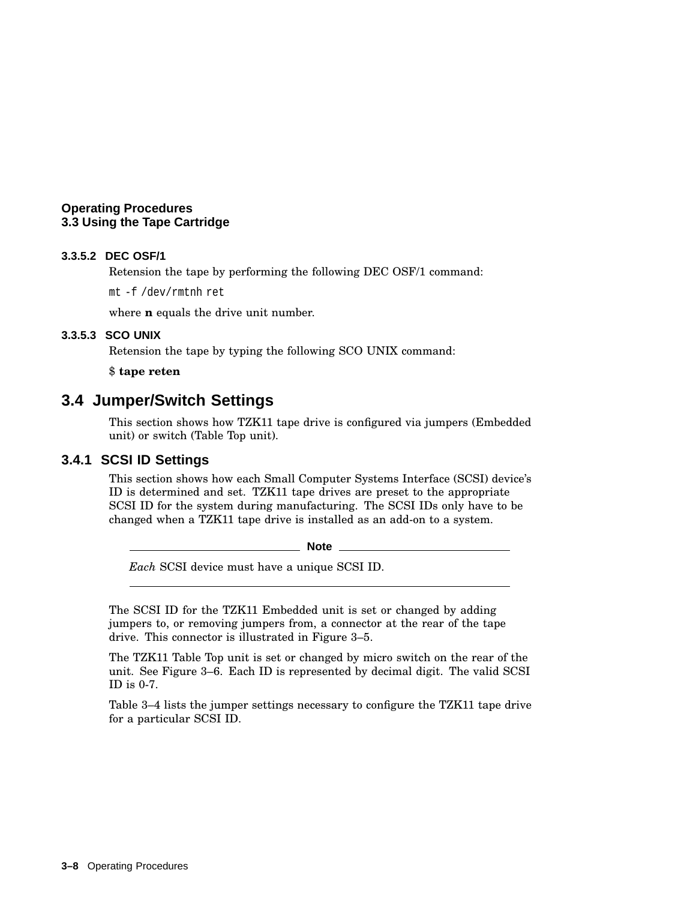#### 3.3.5.2 DEC OSF/1

Retension the tape by performing the following DEC OSF/1 command:

```
mt -f /dev/rmtnh ret
```

where **n** equals the drive unit number.

#### 3.3.5.3 SCO UNIX

Retension the tape by typing the following SCO UNIX command:

$ **tape reten**

## 3.4 Jumper/Switch Settings

This section shows how TZK11 tape drive is configured via jumpers (Embedded unit) or switch (Table Top unit).

### 3.4.1 SCSI ID Settings

This section shows how each Small Computer Systems Interface (SCSI) device's ID is determined and set. TZK11 tape drives are preset to the appropriate SCSI ID for the system during manufacturing. The SCSI IDs only have to be changed when a TZK11 tape drive is installed as an add-on to a system.

---

**Note**

*Each* SCSI device must have a unique SCSI ID.

---

The SCSI ID for the TZK11 Embedded unit is set or changed by adding jumpers to, or removing jumpers from, a connector at the rear of the tape drive. This connector is illustrated in Figure 3–5.

The TZK11 Table Top unit is set or changed by micro switch on the rear of the unit. See Figure 3–6. Each ID is represented by decimal digit. The valid SCSI ID is 0-7.

Table 3–4 lists the jumper settings necessary to configure the TZK11 tape drive for a particular SCSI ID.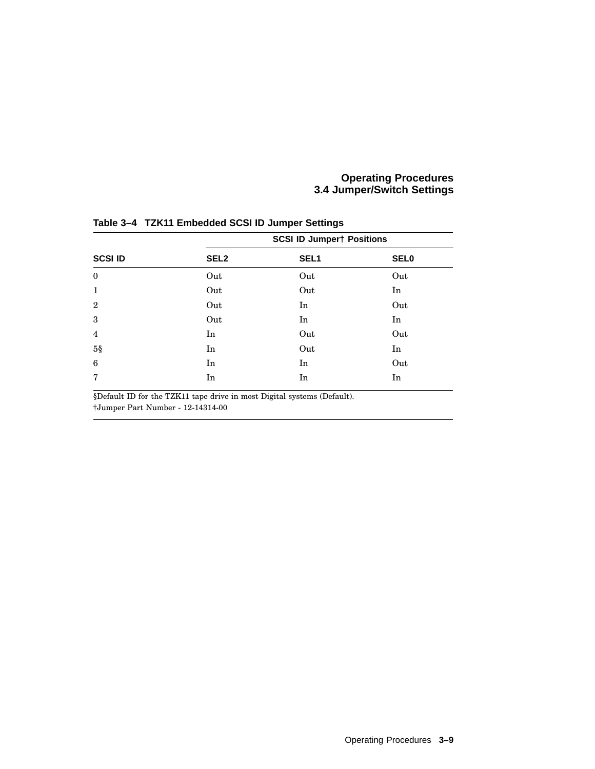**Table 3–4 TZK11 Embedded SCSI ID Jumper Settings**

| SCSI ID | SCSI ID Jumper† Positions | | |
|---|---|---|---|
| | SEL2 | SEL1 | SEL0 |
| 0 | Out | Out | Out |
| 1 | Out | Out | In |
| 2 | Out | In | Out |
| 3 | Out | In | In |
| 4 | In | Out | Out |
| 5§ | In | Out | In |
| 6 | In | In | Out |
| 7 | In | In | In |

§Default ID for the TZK11 tape drive in most Digital systems (Default).

†Jumper Part Number - 12-14314-00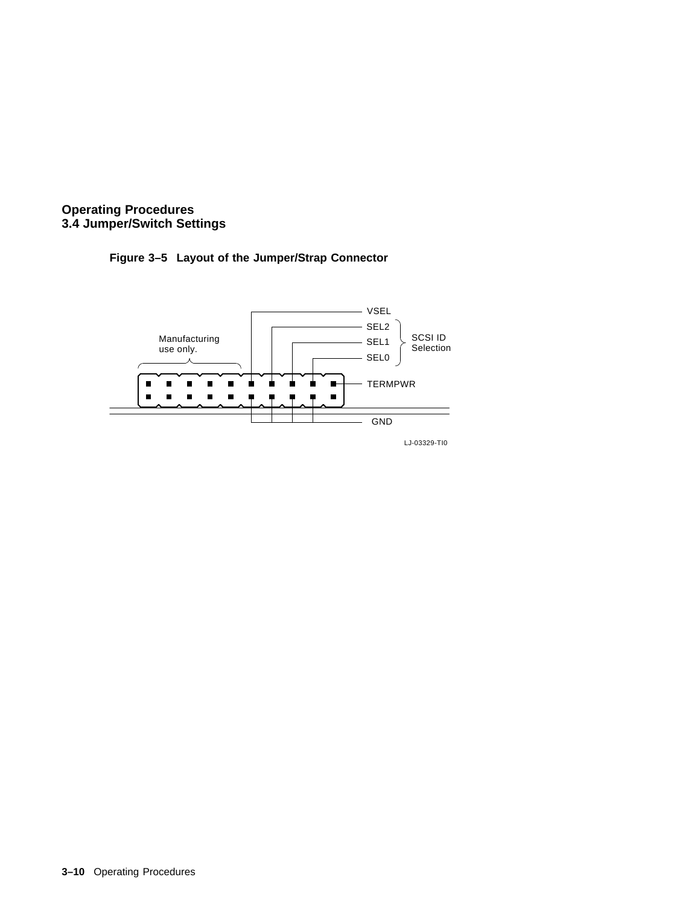# Operating Procedures
## 3.4 Jumper/Switch Settings

**Figure 3–5 Layout of the Jumper/Strap Connector**

Manufacturing use only.

VSEL

SEL2

SEL1

SEL0

SCSI ID Selection

TERMPWR

GND

LJ-03329-TI0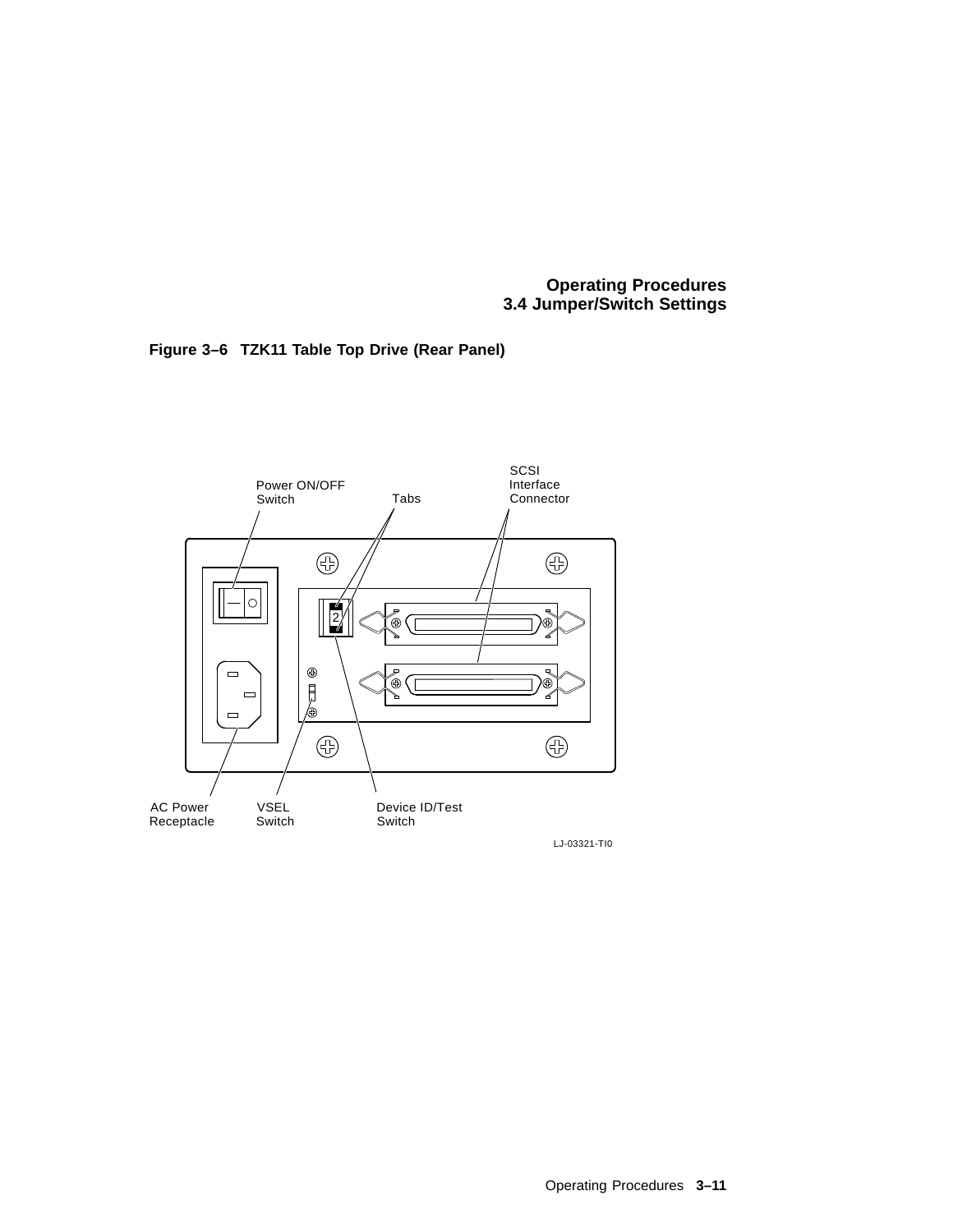**Figure 3–6 TZK11 Table Top Drive (Rear Panel)**

Power ON/OFF Switch

Tabs

SCSI Interface Connector

AC Power Receptacle

VSEL Switch

Device ID/Test Switch

LJ-03321-TI0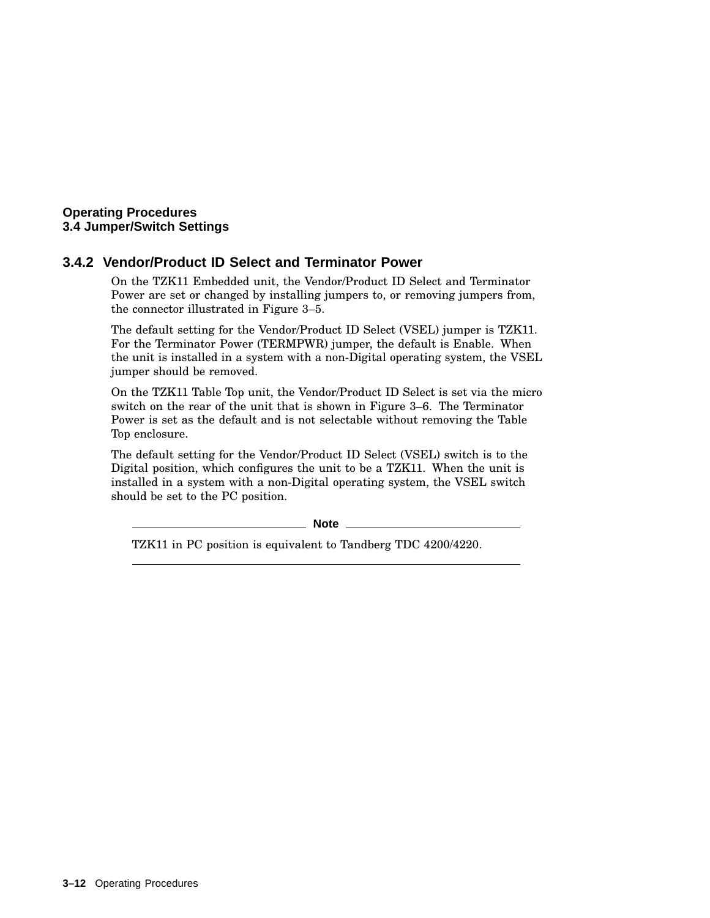### 3.4.2 Vendor/Product ID Select and Terminator Power

On the TZK11 Embedded unit, the Vendor/Product ID Select and Terminator Power are set or changed by installing jumpers to, or removing jumpers from, the connector illustrated in Figure 3–5.

The default setting for the Vendor/Product ID Select (VSEL) jumper is TZK11. For the Terminator Power (TERMPWR) jumper, the default is Enable. When the unit is installed in a system with a non-Digital operating system, the VSEL jumper should be removed.

On the TZK11 Table Top unit, the Vendor/Product ID Select is set via the micro switch on the rear of the unit that is shown in Figure 3–6. The Terminator Power is set as the default and is not selectable without removing the Table Top enclosure.

The default setting for the Vendor/Product ID Select (VSEL) switch is to the Digital position, which configures the unit to be a TZK11. When the unit is installed in a system with a non-Digital operating system, the VSEL switch should be set to the PC position.

**Note**

TZK11 in PC position is equivalent to Tandberg TDC 4200/4220.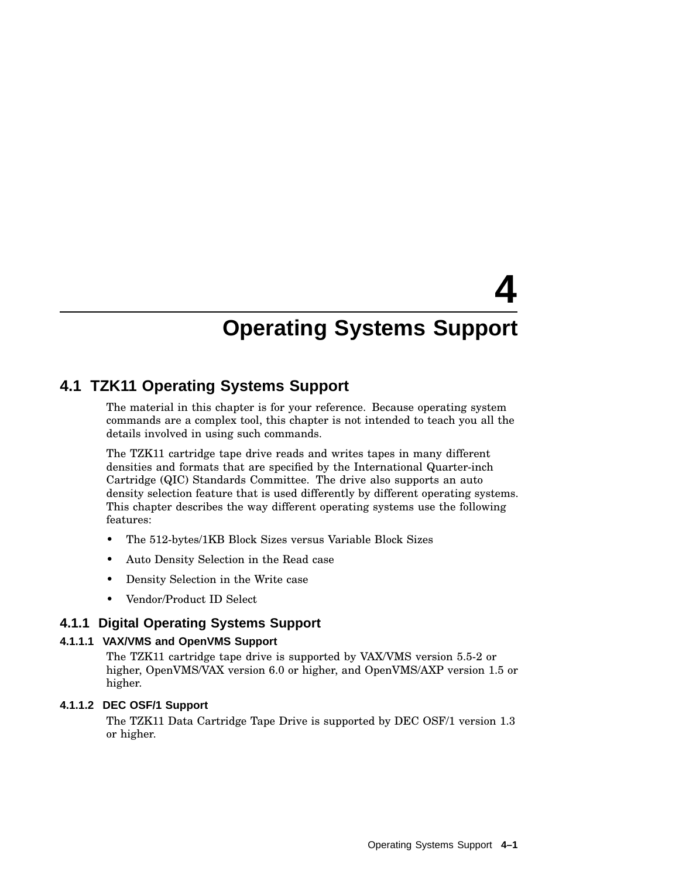# 4 Operating Systems Support

## 4.1 TZK11 Operating Systems Support

The material in this chapter is for your reference. Because operating system commands are a complex tool, this chapter is not intended to teach you all the details involved in using such commands.

The TZK11 cartridge tape drive reads and writes tapes in many different densities and formats that are specified by the International Quarter-inch Cartridge (QIC) Standards Committee. The drive also supports an auto density selection feature that is used differently by different operating systems. This chapter describes the way different operating systems use the following features:

- The 512-bytes/1KB Block Sizes versus Variable Block Sizes
- Auto Density Selection in the Read case
- Density Selection in the Write case
- Vendor/Product ID Select

### 4.1.1 Digital Operating Systems Support

#### 4.1.1.1 VAX/VMS and OpenVMS Support

The TZK11 cartridge tape drive is supported by VAX/VMS version 5.5-2 or higher, OpenVMS/VAX version 6.0 or higher, and OpenVMS/AXP version 1.5 or higher.

#### 4.1.1.2 DEC OSF/1 Support

The TZK11 Data Cartridge Tape Drive is supported by DEC OSF/1 version 1.3 or higher.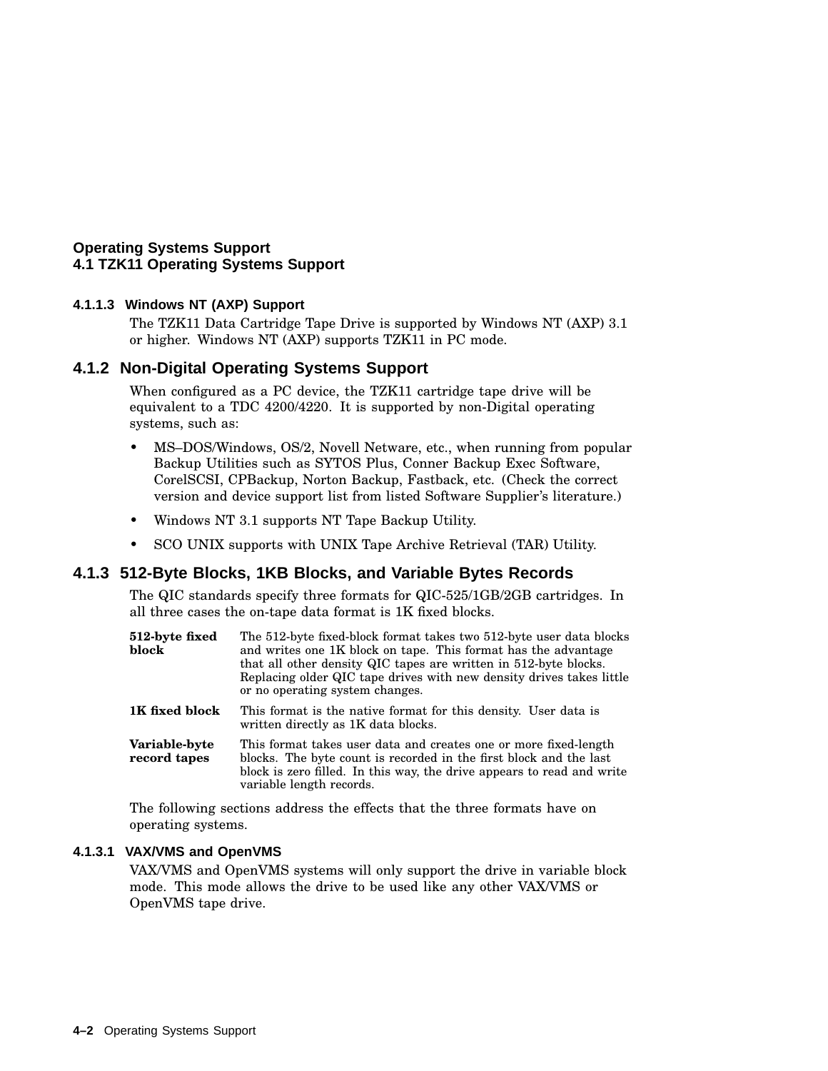#### 4.1.1.3 Windows NT (AXP) Support

The TZK11 Data Cartridge Tape Drive is supported by Windows NT (AXP) 3.1 or higher. Windows NT (AXP) supports TZK11 in PC mode.

### 4.1.2 Non-Digital Operating Systems Support

When configured as a PC device, the TZK11 cartridge tape drive will be equivalent to a TDC 4200/4220. It is supported by non-Digital operating systems, such as:

- MS–DOS/Windows, OS/2, Novell Netware, etc., when running from popular Backup Utilities such as SYTOS Plus, Conner Backup Exec Software, CorelSCSI, CPBackup, Norton Backup, Fastback, etc. (Check the correct version and device support list from listed Software Supplier's literature.)
- Windows NT 3.1 supports NT Tape Backup Utility.
- SCO UNIX supports with UNIX Tape Archive Retrieval (TAR) Utility.

### 4.1.3 512-Byte Blocks, 1KB Blocks, and Variable Bytes Records

The QIC standards specify three formats for QIC-525/1GB/2GB cartridges. In all three cases the on-tape data format is 1K fixed blocks.

**512-byte fixed block** — The 512-byte fixed-block format takes two 512-byte user data blocks and writes one 1K block on tape. This format has the advantage that all other density QIC tapes are written in 512-byte blocks. Replacing older QIC tape drives with new density drives takes little or no operating system changes.

**1K fixed block** — This format is the native format for this density. User data is written directly as 1K data blocks.

**Variable-byte record tapes** — This format takes user data and creates one or more fixed-length blocks. The byte count is recorded in the first block and the last block is zero filled. In this way, the drive appears to read and write variable length records.

The following sections address the effects that the three formats have on operating systems.

#### 4.1.3.1 VAX/VMS and OpenVMS

VAX/VMS and OpenVMS systems will only support the drive in variable block mode. This mode allows the drive to be used like any other VAX/VMS or OpenVMS tape drive.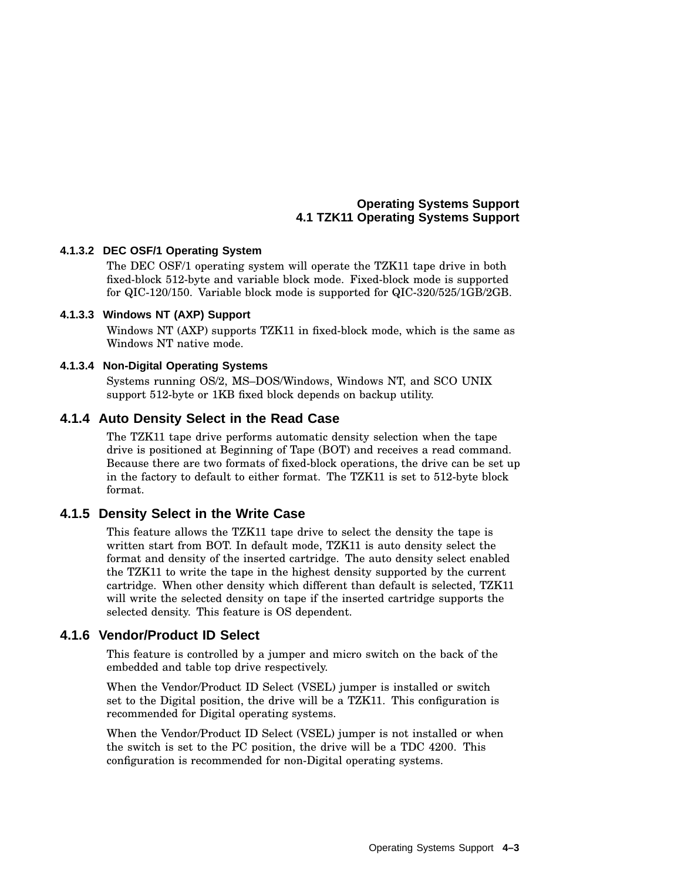#### 4.1.3.2 DEC OSF/1 Operating System

The DEC OSF/1 operating system will operate the TZK11 tape drive in both fixed-block 512-byte and variable block mode. Fixed-block mode is supported for QIC-120/150. Variable block mode is supported for QIC-320/525/1GB/2GB.

#### 4.1.3.3 Windows NT (AXP) Support

Windows NT (AXP) supports TZK11 in fixed-block mode, which is the same as Windows NT native mode.

#### 4.1.3.4 Non-Digital Operating Systems

Systems running OS/2, MS–DOS/Windows, Windows NT, and SCO UNIX support 512-byte or 1KB fixed block depends on backup utility.

### 4.1.4 Auto Density Select in the Read Case

The TZK11 tape drive performs automatic density selection when the tape drive is positioned at Beginning of Tape (BOT) and receives a read command. Because there are two formats of fixed-block operations, the drive can be set up in the factory to default to either format. The TZK11 is set to 512-byte block format.

### 4.1.5 Density Select in the Write Case

This feature allows the TZK11 tape drive to select the density the tape is written start from BOT. In default mode, TZK11 is auto density select the format and density of the inserted cartridge. The auto density select enabled the TZK11 to write the tape in the highest density supported by the current cartridge. When other density which different than default is selected, TZK11 will write the selected density on tape if the inserted cartridge supports the selected density. This feature is OS dependent.

### 4.1.6 Vendor/Product ID Select

This feature is controlled by a jumper and micro switch on the back of the embedded and table top drive respectively.

When the Vendor/Product ID Select (VSEL) jumper is installed or switch set to the Digital position, the drive will be a TZK11. This configuration is recommended for Digital operating systems.

When the Vendor/Product ID Select (VSEL) jumper is not installed or when the switch is set to the PC position, the drive will be a TDC 4200. This configuration is recommended for non-Digital operating systems.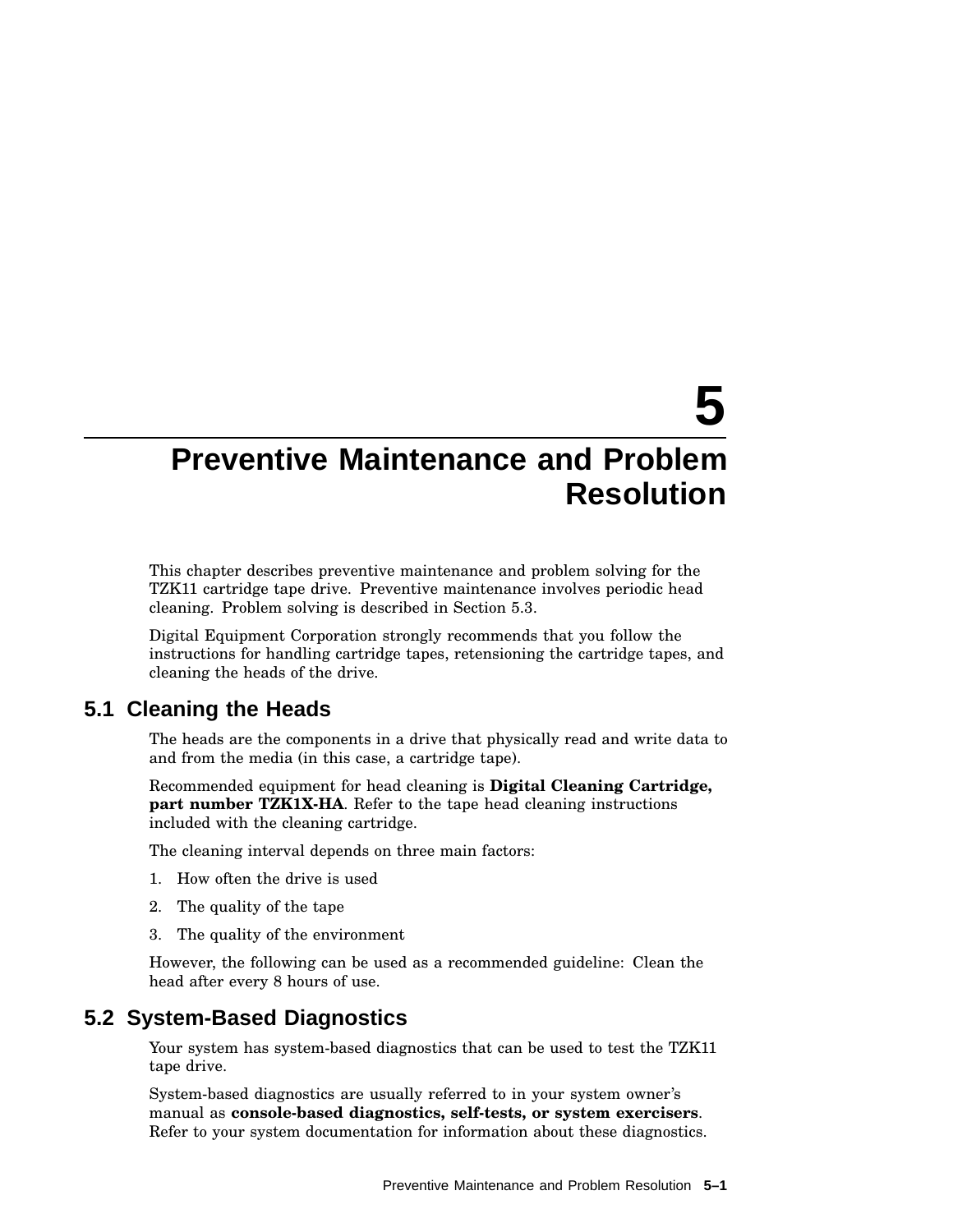# 5 Preventive Maintenance and Problem Resolution

This chapter describes preventive maintenance and problem solving for the TZK11 cartridge tape drive. Preventive maintenance involves periodic head cleaning. Problem solving is described in Section 5.3.

Digital Equipment Corporation strongly recommends that you follow the instructions for handling cartridge tapes, retensioning the cartridge tapes, and cleaning the heads of the drive.

## 5.1 Cleaning the Heads

The heads are the components in a drive that physically read and write data to and from the media (in this case, a cartridge tape).

Recommended equipment for head cleaning is **Digital Cleaning Cartridge, part number TZK1X-HA**. Refer to the tape head cleaning instructions included with the cleaning cartridge.

The cleaning interval depends on three main factors:

1. How often the drive is used
2. The quality of the tape
3. The quality of the environment

However, the following can be used as a recommended guideline: Clean the head after every 8 hours of use.

## 5.2 System-Based Diagnostics

Your system has system-based diagnostics that can be used to test the TZK11 tape drive.

System-based diagnostics are usually referred to in your system owner's manual as **console-based diagnostics, self-tests, or system exercisers**. Refer to your system documentation for information about these diagnostics.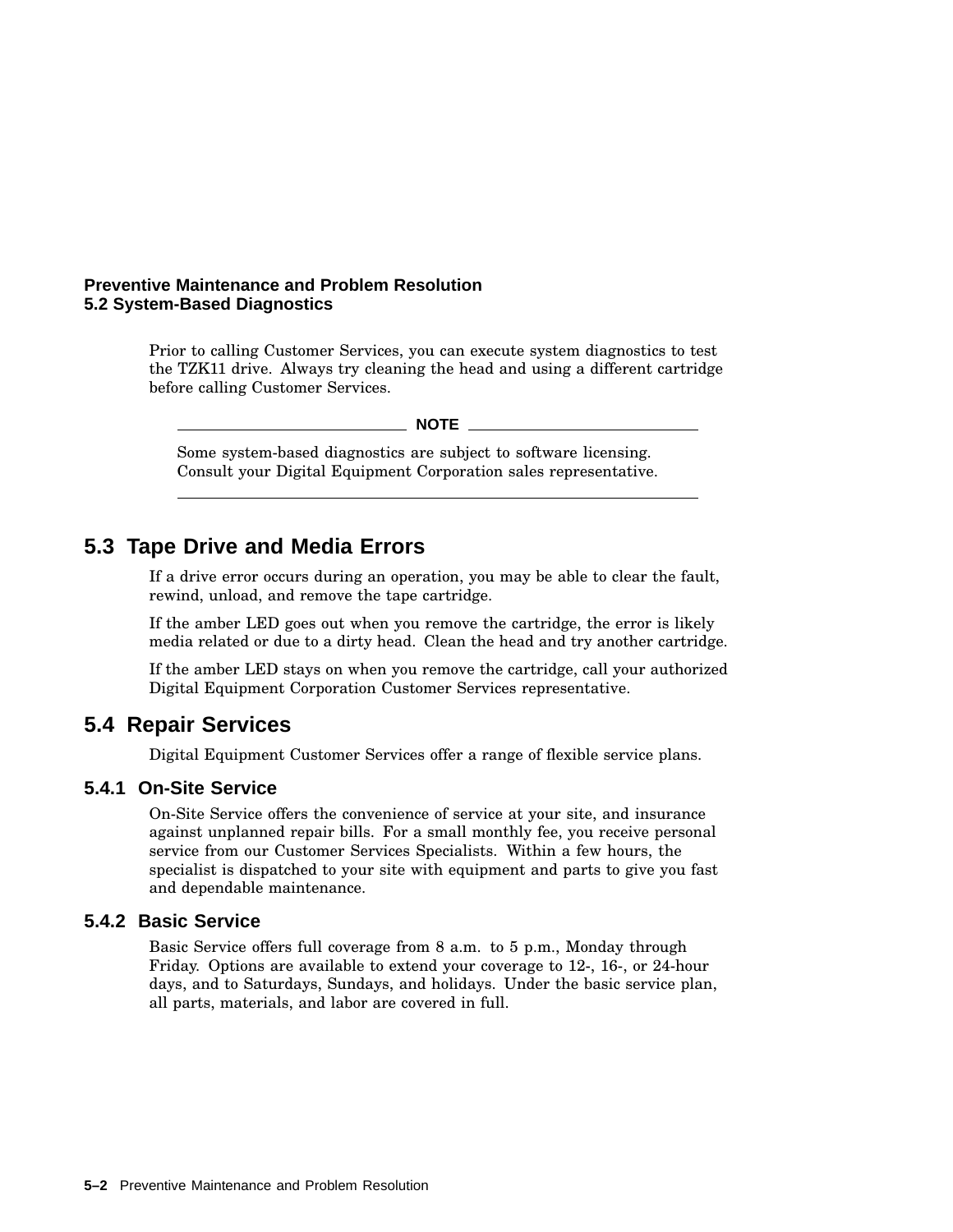Prior to calling Customer Services, you can execute system diagnostics to test the TZK11 drive. Always try cleaning the head and using a different cartridge before calling Customer Services.

**NOTE**

Some system-based diagnostics are subject to software licensing. Consult your Digital Equipment Corporation sales representative.

## 5.3 Tape Drive and Media Errors

If a drive error occurs during an operation, you may be able to clear the fault, rewind, unload, and remove the tape cartridge.

If the amber LED goes out when you remove the cartridge, the error is likely media related or due to a dirty head. Clean the head and try another cartridge.

If the amber LED stays on when you remove the cartridge, call your authorized Digital Equipment Corporation Customer Services representative.

## 5.4 Repair Services

Digital Equipment Customer Services offer a range of flexible service plans.

### 5.4.1 On-Site Service

On-Site Service offers the convenience of service at your site, and insurance against unplanned repair bills. For a small monthly fee, you receive personal service from our Customer Services Specialists. Within a few hours, the specialist is dispatched to your site with equipment and parts to give you fast and dependable maintenance.

### 5.4.2 Basic Service

Basic Service offers full coverage from 8 a.m. to 5 p.m., Monday through Friday. Options are available to extend your coverage to 12-, 16-, or 24-hour days, and to Saturdays, Sundays, and holidays. Under the basic service plan, all parts, materials, and labor are covered in full.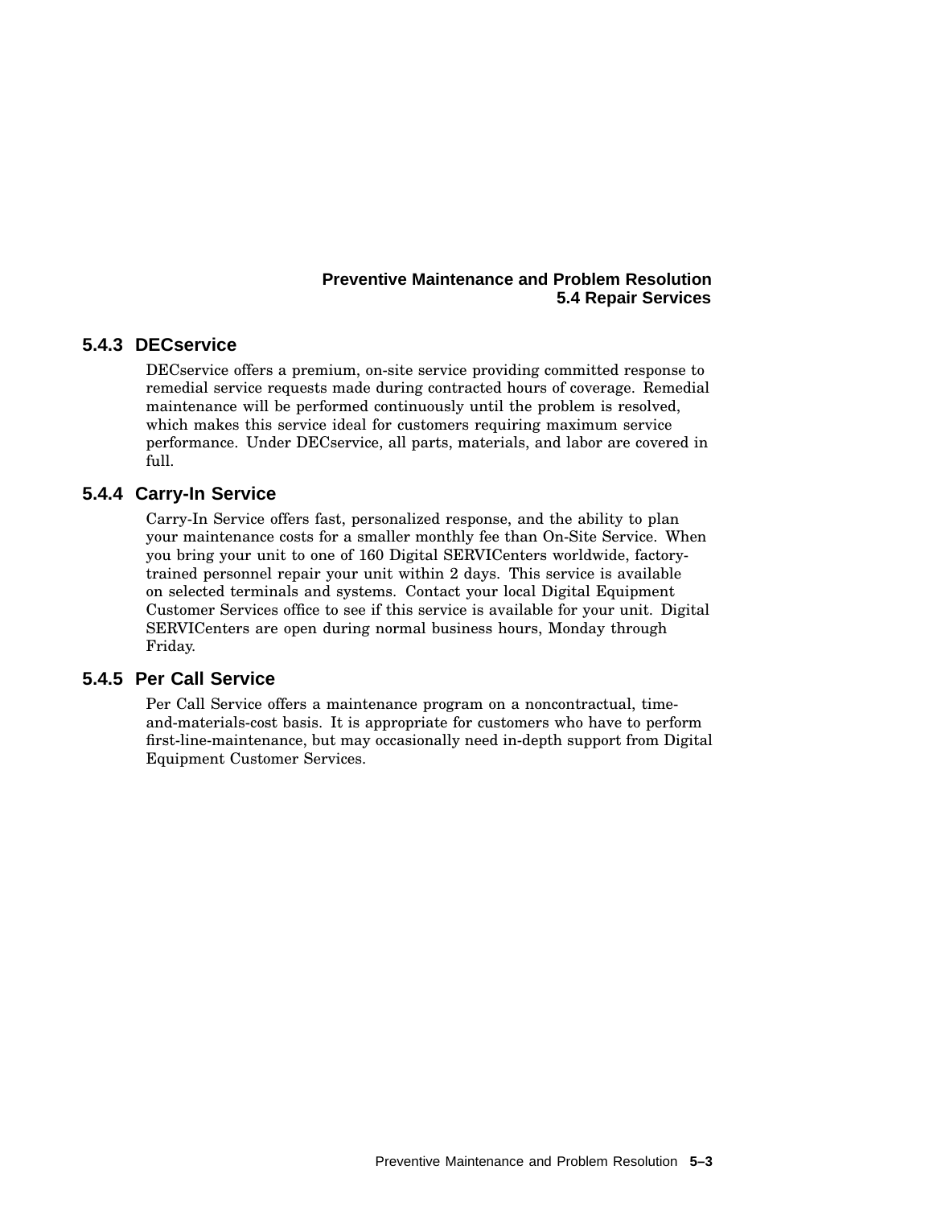### 5.4.3 DECservice

DECservice offers a premium, on-site service providing committed response to remedial service requests made during contracted hours of coverage. Remedial maintenance will be performed continuously until the problem is resolved, which makes this service ideal for customers requiring maximum service performance. Under DECservice, all parts, materials, and labor are covered in full.

### 5.4.4 Carry-In Service

Carry-In Service offers fast, personalized response, and the ability to plan your maintenance costs for a smaller monthly fee than On-Site Service. When you bring your unit to one of 160 Digital SERVICenters worldwide, factory-trained personnel repair your unit within 2 days. This service is available on selected terminals and systems. Contact your local Digital Equipment Customer Services office to see if this service is available for your unit. Digital SERVICenters are open during normal business hours, Monday through Friday.

### 5.4.5 Per Call Service

Per Call Service offers a maintenance program on a noncontractual, time-and-materials-cost basis. It is appropriate for customers who have to perform first-line-maintenance, but may occasionally need in-depth support from Digital Equipment Customer Services.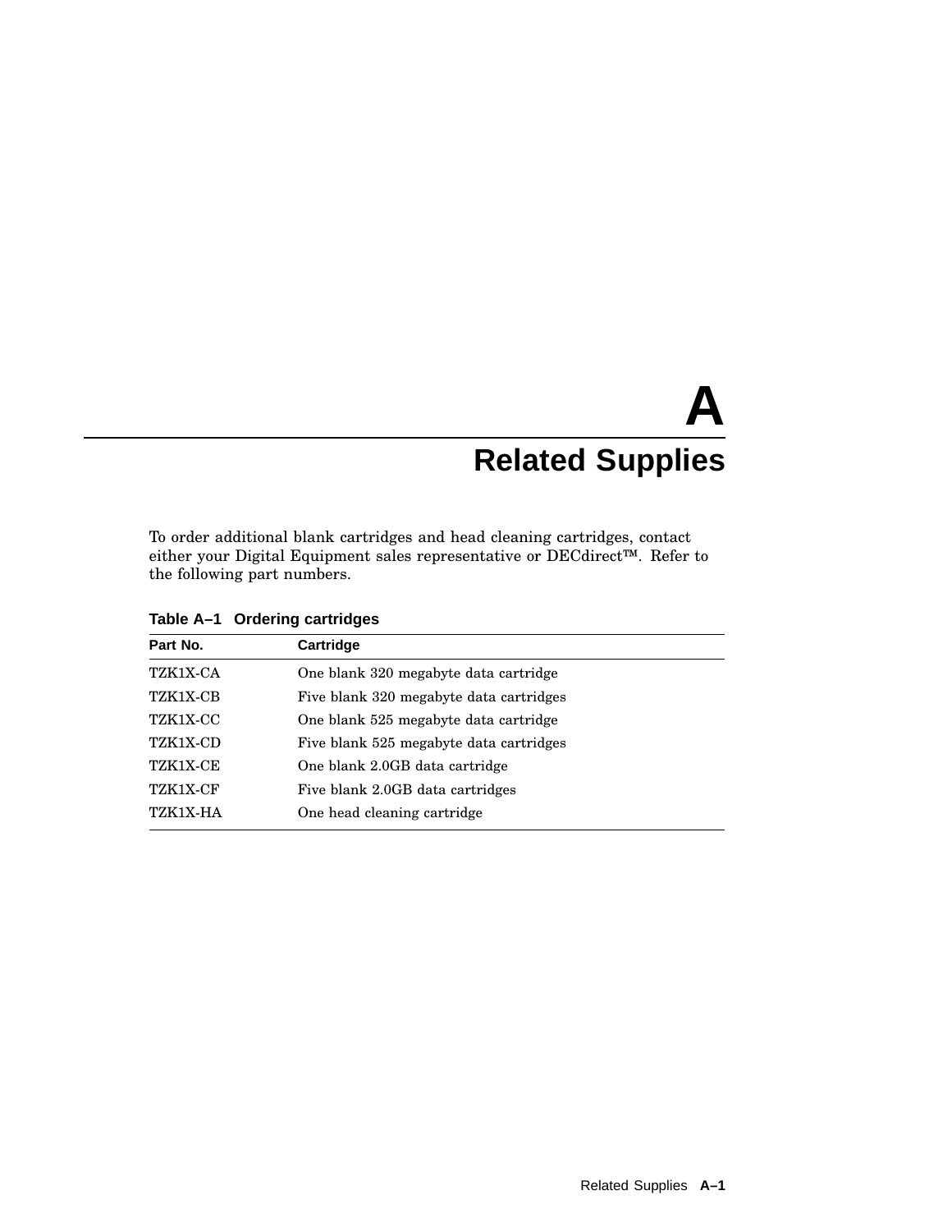# A Related Supplies

To order additional blank cartridges and head cleaning cartridges, contact either your Digital Equipment sales representative or DECdirect™. Refer to the following part numbers.

**Table A–1 Ordering cartridges**

| Part No. | Cartridge |
|---|---|
| TZK1X-CA | One blank 320 megabyte data cartridge |
| TZK1X-CB | Five blank 320 megabyte data cartridges |
| TZK1X-CC | One blank 525 megabyte data cartridge |
| TZK1X-CD | Five blank 525 megabyte data cartridges |
| TZK1X-CE | One blank 2.0GB data cartridge |
| TZK1X-CF | Five blank 2.0GB data cartridges |
| TZK1X-HA | One head cleaning cartridge |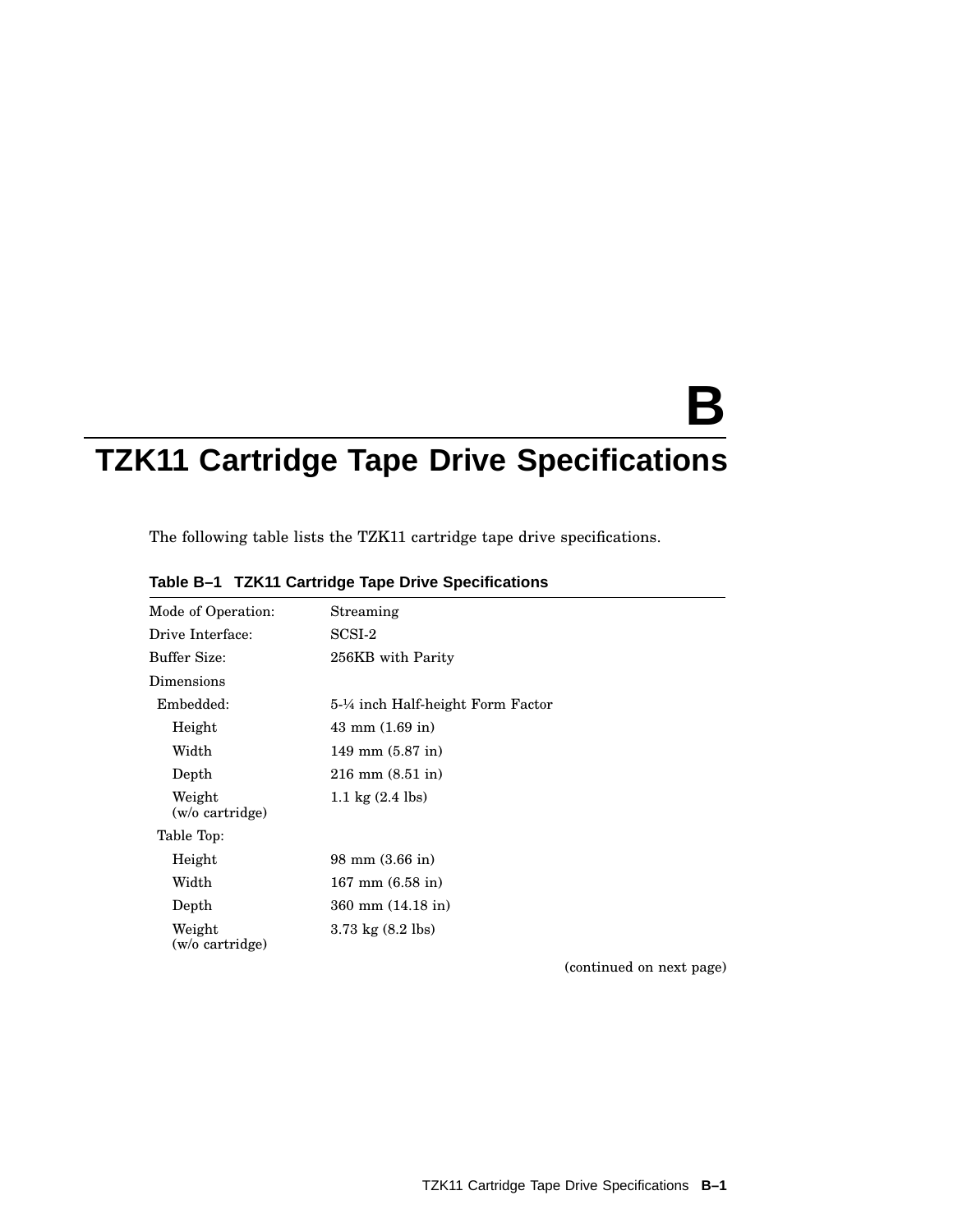# B

# TZK11 Cartridge Tape Drive Specifications

The following table lists the TZK11 cartridge tape drive specifications.

**Table B–1 TZK11 Cartridge Tape Drive Specifications**

| | |
|---|---|
| Mode of Operation: | Streaming |
| Drive Interface: | SCSI-2 |
| Buffer Size: | 256KB with Parity |
| Dimensions | |
| Embedded: | 5-¼ inch Half-height Form Factor |
| Height | 43 mm (1.69 in) |
| Width | 149 mm (5.87 in) |
| Depth | 216 mm (8.51 in) |
| Weight (w/o cartridge) | 1.1 kg (2.4 lbs) |
| Table Top: | |
| Height | 98 mm (3.66 in) |
| Width | 167 mm (6.58 in) |
| Depth | 360 mm (14.18 in) |
| Weight (w/o cartridge) | 3.73 kg (8.2 lbs) |

(continued on next page)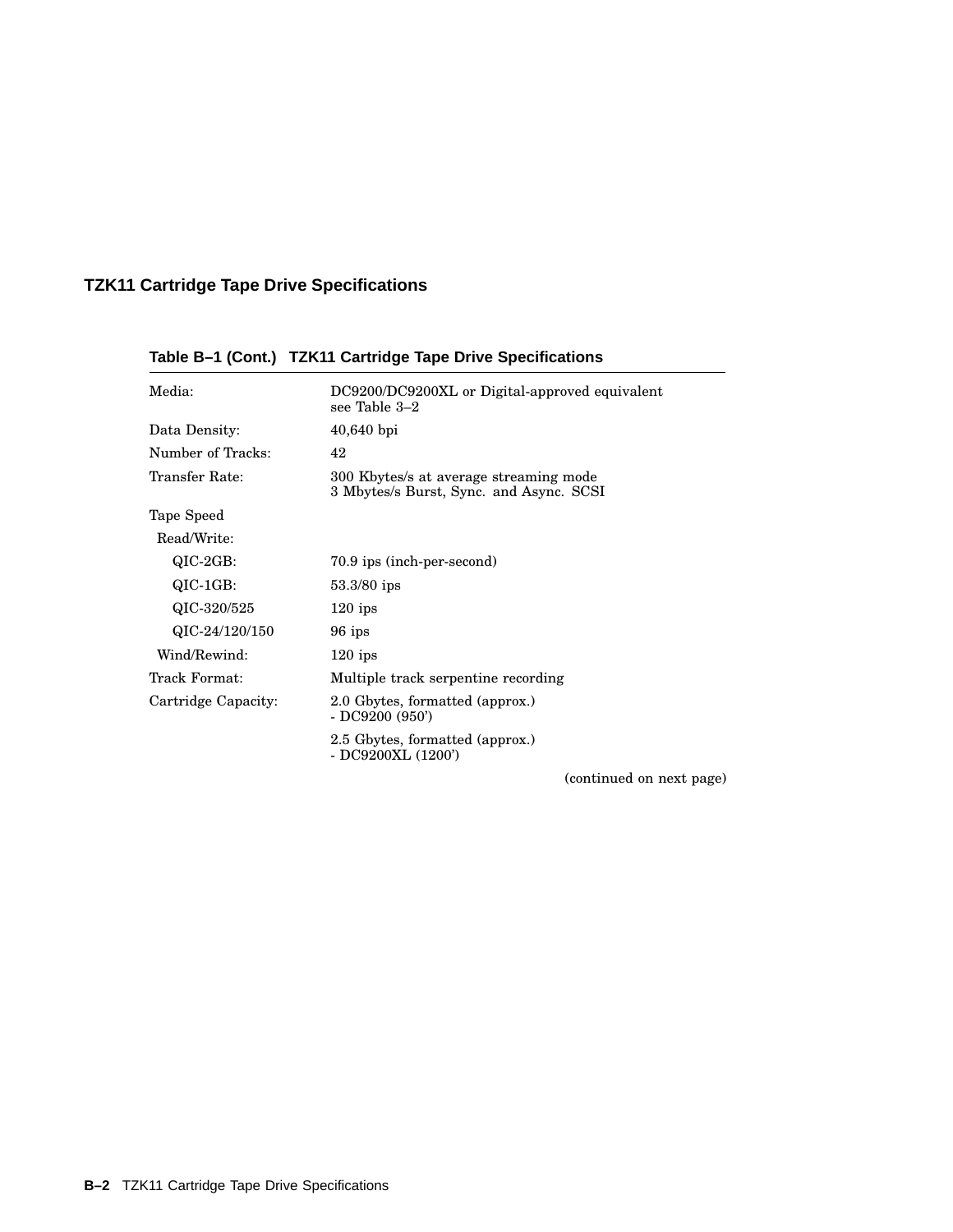## TZK11 Cartridge Tape Drive Specifications

**Table B–1 (Cont.) TZK11 Cartridge Tape Drive Specifications**

| | |
|---|---|
| Media: | DC9200/DC9200XL or Digital-approved equivalent see Table 3–2 |
| Data Density: | 40,640 bpi |
| Number of Tracks: | 42 |
| Transfer Rate: | 300 Kbytes/s at average streaming mode<br>3 Mbytes/s Burst, Sync. and Async. SCSI |
| Tape Speed | |
| Read/Write: | |
| QIC-2GB: | 70.9 ips (inch-per-second) |
| QIC-1GB: | 53.3/80 ips |
| QIC-320/525 | 120 ips |
| QIC-24/120/150 | 96 ips |
| Wind/Rewind: | 120 ips |
| Track Format: | Multiple track serpentine recording |
| Cartridge Capacity: | 2.0 Gbytes, formatted (approx.)<br>- DC9200 (950’) |
| | 2.5 Gbytes, formatted (approx.)<br>- DC9200XL (1200’) |

(continued on next page)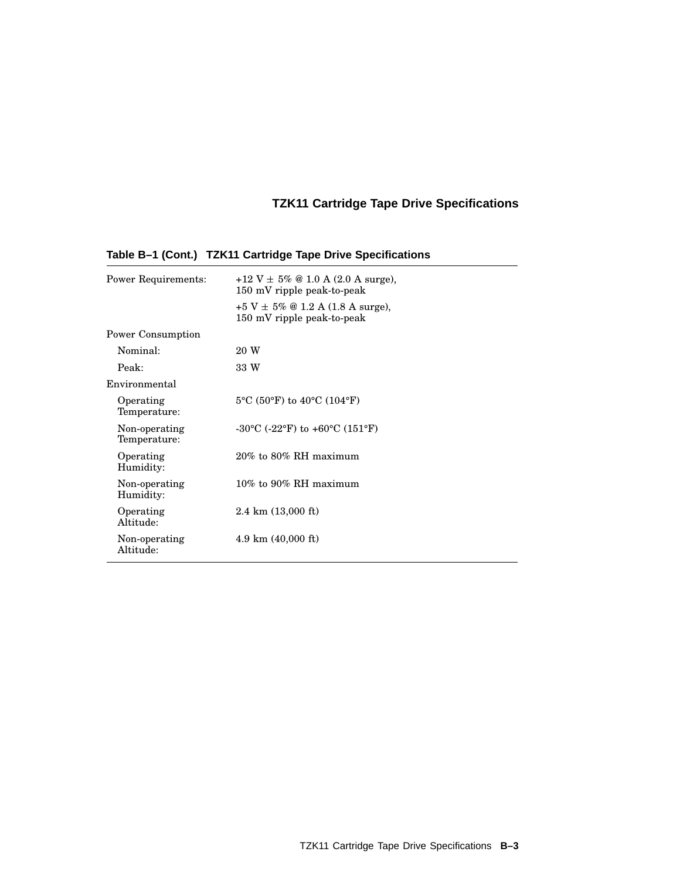**Table B–1 (Cont.) TZK11 Cartridge Tape Drive Specifications**

| | |
|---|---|
| Power Requirements: | +12 V ± 5% @ 1.0 A (2.0 A surge), 150 mV ripple peak-to-peak |
| | +5 V ± 5% @ 1.2 A (1.8 A surge), 150 mV ripple peak-to-peak |
| Power Consumption | |
| Nominal: | 20 W |
| Peak: | 33 W |
| Environmental | |
| Operating Temperature: | 5°C (50°F) to 40°C (104°F) |
| Non-operating Temperature: | -30°C (-22°F) to +60°C (151°F) |
| Operating Humidity: | 20% to 80% RH maximum |
| Non-operating Humidity: | 10% to 90% RH maximum |
| Operating Altitude: | 2.4 km (13,000 ft) |
| Non-operating Altitude: | 4.9 km (40,000 ft) |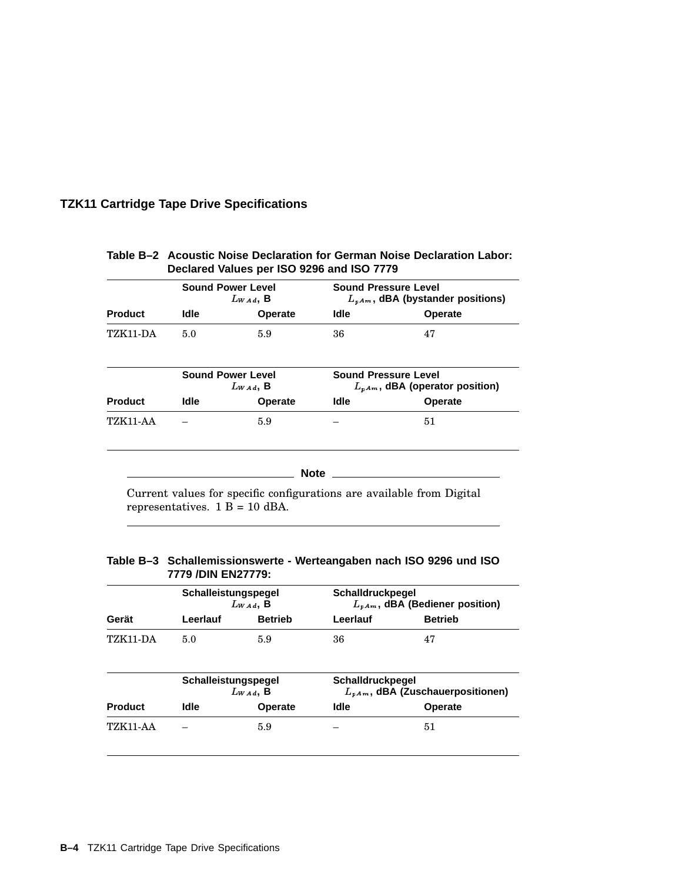## TZK11 Cartridge Tape Drive Specifications

**Table B–2 Acoustic Noise Declaration for German Noise Declaration Labor: Declared Values per ISO 9296 and ISO 7779**

| | Sound Power Level $L_{WAd}$, B | | Sound Pressure Level $L_{pAm}$, dBA (bystander positions) | |
|---|---|---|---|---|
| **Product** | **Idle** | **Operate** | **Idle** | **Operate** |
| TZK11-DA | 5.0 | 5.9 | 36 | 47 |

| | Sound Power Level $L_{WAd}$, B | | Sound Pressure Level $L_{pAm}$, dBA (operator position) | |
|---|---|---|---|---|
| **Product** | **Idle** | **Operate** | **Idle** | **Operate** |
| TZK11-AA | – | 5.9 | – | 51 |

**Note**

Current values for specific configurations are available from Digital representatives. 1 B = 10 dBA.

**Table B–3 Schallemissionswerte - Werteangaben nach ISO 9296 und ISO 7779 /DIN EN27779:**

| | Schalleistungspegel $L_{WAd}$, B | | Schalldruckpegel $L_{pAm}$, dBA (Bediener position) | |
|---|---|---|---|---|
| **Gerät** | **Leerlauf** | **Betrieb** | **Leerlauf** | **Betrieb** |
| TZK11-DA | 5.0 | 5.9 | 36 | 47 |

| | Schalleistungspegel $L_{WAd}$, B | | Schalldruckpegel $L_{pAm}$, dBA (Zuschauerpositionen) | |
|---|---|---|---|---|
| **Product** | **Idle** | **Operate** | **Idle** | **Operate** |
| TZK11-AA | – | 5.9 | – | 51 |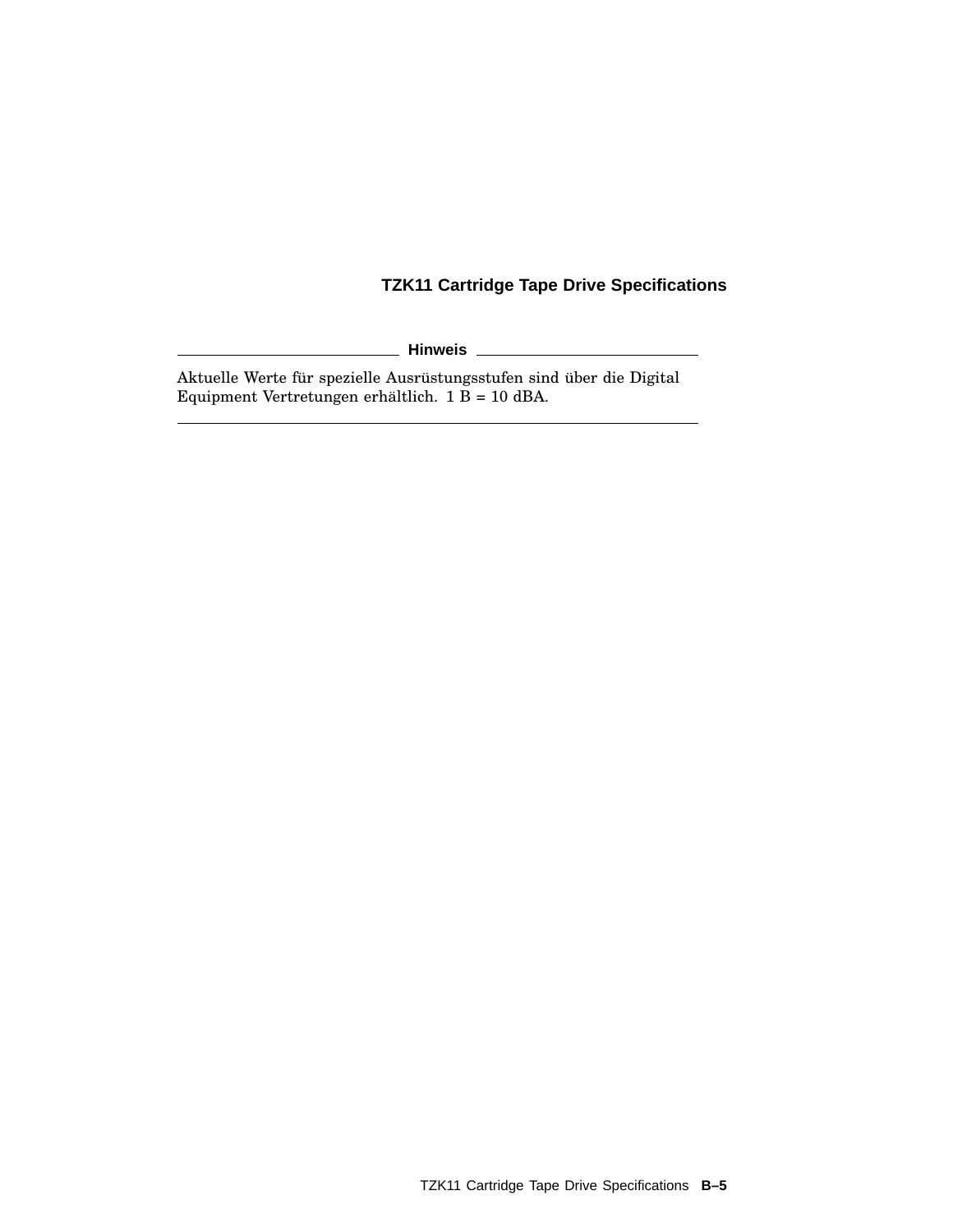## TZK11 Cartridge Tape Drive Specifications

**Hinweis**

Aktuelle Werte für spezielle Ausrüstungsstufen sind über die Digital Equipment Vertretungen erhältlich. 1 B = 10 dBA.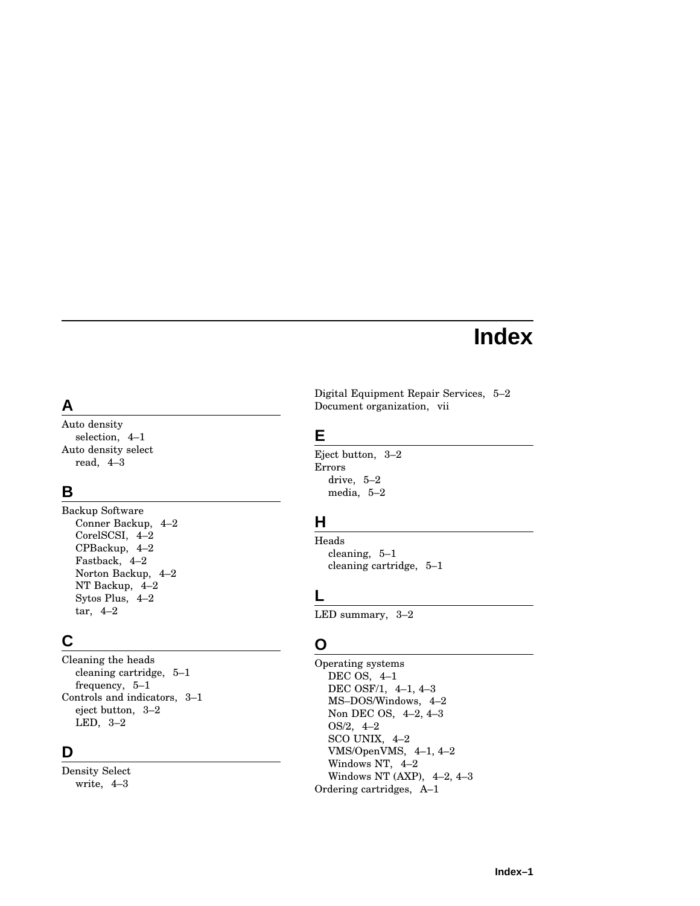# Index

## A

Auto density
- selection, 4–1

Auto density select
- read, 4–3

## B

Backup Software
- Conner Backup, 4–2
- CorelSCSI, 4–2
- CPBackup, 4–2
- Fastback, 4–2
- Norton Backup, 4–2
- NT Backup, 4–2
- Sytos Plus, 4–2
- tar, 4–2

## C

Cleaning the heads
- cleaning cartridge, 5–1
- frequency, 5–1

Controls and indicators, 3–1
- eject button, 3–2
- LED, 3–2

## D

Density Select
- write, 4–3

Digital Equipment Repair Services, 5–2

Document organization, vii

## E

Eject button, 3–2

Errors
- drive, 5–2
- media, 5–2

## H

Heads
- cleaning, 5–1
- cleaning cartridge, 5–1

## L

LED summary, 3–2

## O

Operating systems
- DEC OS, 4–1
- DEC OSF/1, 4–1, 4–3
- MS–DOS/Windows, 4–2
- Non DEC OS, 4–2, 4–3
- OS/2, 4–2
- SCO UNIX, 4–2
- VMS/OpenVMS, 4–1, 4–2
- Windows NT, 4–2
- Windows NT (AXP), 4–2, 4–3

Ordering cartridges, A–1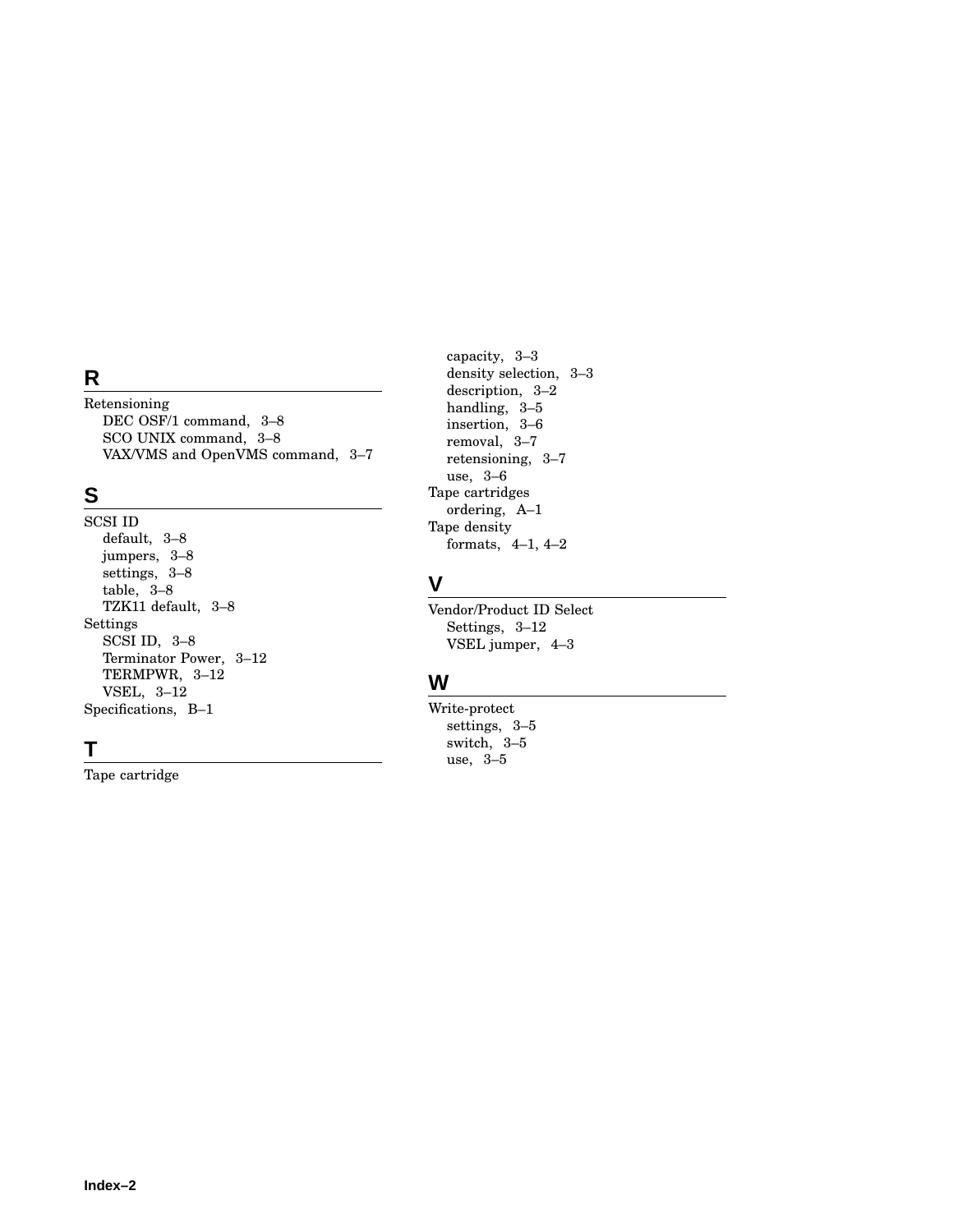## R

Retensioning
- DEC OSF/1 command, 3–8
- SCO UNIX command, 3–8
- VAX/VMS and OpenVMS command, 3–7

## S

SCSI ID
- default, 3–8
- jumpers, 3–8
- settings, 3–8
- table, 3–8
- TZK11 default, 3–8

Settings
- SCSI ID, 3–8
- Terminator Power, 3–12
- TERMPWR, 3–12
- VSEL, 3–12

Specifications, B–1

## T

Tape cartridge
- capacity, 3–3
- density selection, 3–3
- description, 3–2
- handling, 3–5
- insertion, 3–6
- removal, 3–7
- retensioning, 3–7
- use, 3–6

Tape cartridges
- ordering, A–1

Tape density
- formats, 4–1, 4–2

## V

Vendor/Product ID Select
- Settings, 3–12
- VSEL jumper, 4–3

## W

Write-protect
- settings, 3–5
- switch, 3–5
- use, 3–5